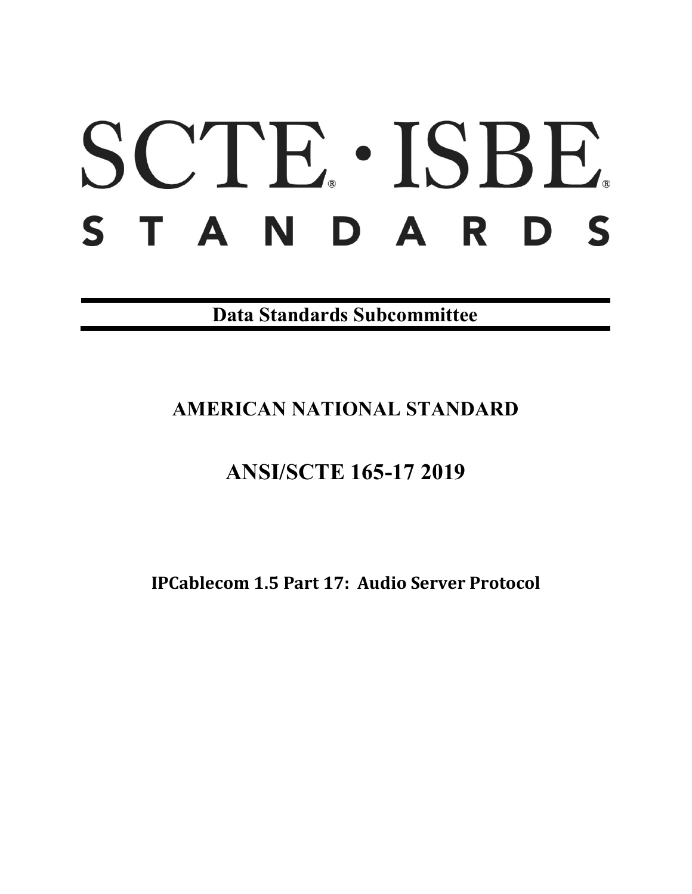# SCTE · ISBE STANDARDS

**Data Standards Subcommittee**

## AMERICAN NATIONAL STANDARD

## ANSI/SCTE 165-17 2019

**IPCablecom 1.5 Part 17: Audio Server Protocol**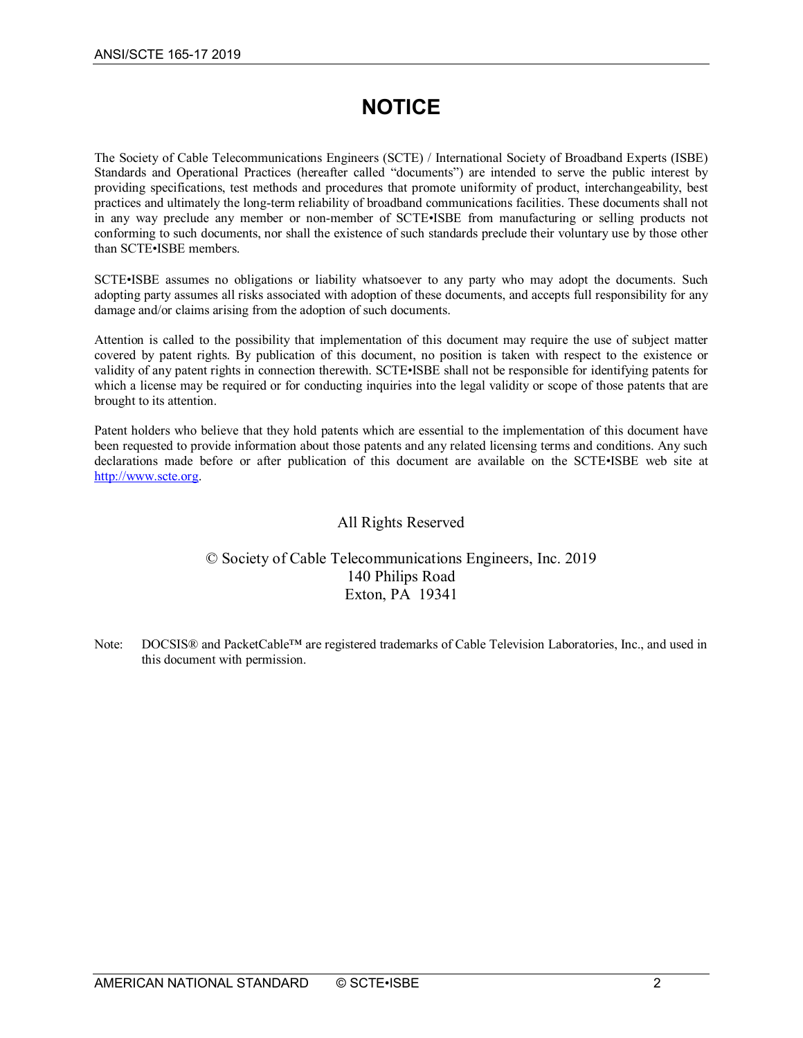# NOTICE

The Society of Cable Telecommunications Engineers (SCTE) / International Society of Broadband Experts (ISBE) Standards and Operational Practices (hereafter called "documents") are intended to serve the public interest by providing specifications, test methods and procedures that promote uniformity of product, interchangeability, best practices and ultimately the long-term reliability of broadband communications facilities. These documents shall not in any way preclude any member or non-member of SCTE•ISBE from manufacturing or selling products not conforming to such documents, nor shall the existence of such standards preclude their voluntary use by those other than SCTE•ISBE members.

SCTE•ISBE assumes no obligations or liability whatsoever to any party who may adopt the documents. Such adopting party assumes all risks associated with adoption of these documents, and accepts full responsibility for any damage and/or claims arising from the adoption of such documents.

Attention is called to the possibility that implementation of this document may require the use of subject matter covered by patent rights. By publication of this document, no position is taken with respect to the existence or validity of any patent rights in connection therewith. SCTE•ISBE shall not be responsible for identifying patents for which a license may be required or for conducting inquiries into the legal validity or scope of those patents that are brought to its attention.

Patent holders who believe that they hold patents which are essential to the implementation of this document have been requested to provide information about those patents and any related licensing terms and conditions. Any such declarations made before or after publication of this document are available on the SCTE•ISBE web site at http://www.scte.org.

All Rights Reserved

© Society of Cable Telecommunications Engineers, Inc. 2019
140 Philips Road
Exton, PA 19341

Note: DOCSIS® and PacketCable™ are registered trademarks of Cable Television Laboratories, Inc., and used in this document with permission.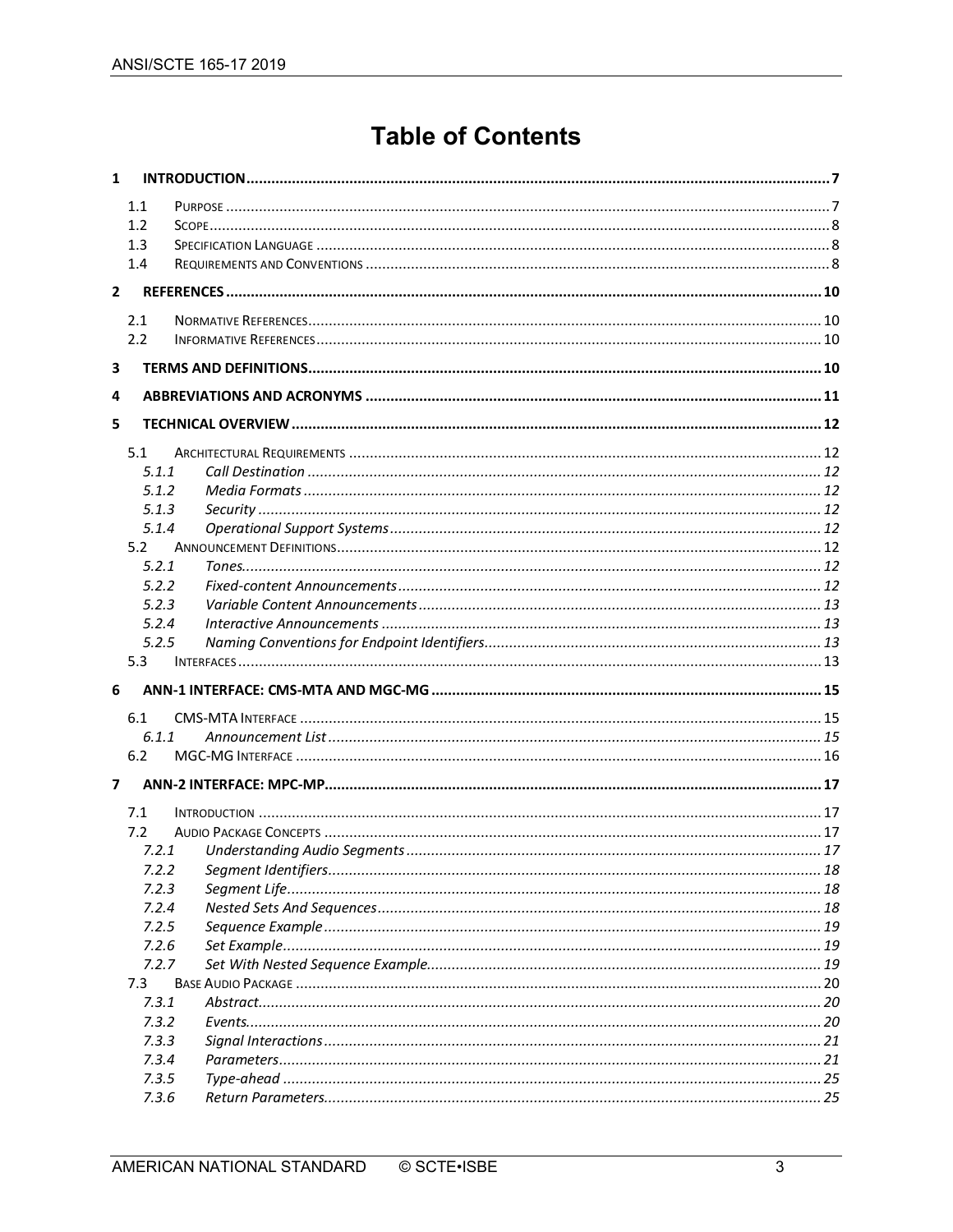# Table of Contents

**1 INTRODUCTION** ..... 7

- 1.1 Purpose ..... 7
- 1.2 Scope ..... 8
- 1.3 Specification Language ..... 8
- 1.4 Requirements and Conventions ..... 8

**2 REFERENCES** ..... 10

- 2.1 Normative References ..... 10
- 2.2 Informative References ..... 10

**3 TERMS AND DEFINITIONS** ..... 10

**4 ABBREVIATIONS AND ACRONYMS** ..... 11

**5 TECHNICAL OVERVIEW** ..... 12

- 5.1 Architectural Requirements ..... 12
  - *5.1.1 Call Destination* ..... 12
  - *5.1.2 Media Formats* ..... 12
  - *5.1.3 Security* ..... 12
  - *5.1.4 Operational Support Systems* ..... 12
- 5.2 Announcement Definitions ..... 12
  - *5.2.1 Tones* ..... 12
  - *5.2.2 Fixed-content Announcements* ..... 12
  - *5.2.3 Variable Content Announcements* ..... 13
  - *5.2.4 Interactive Announcements* ..... 13
  - *5.2.5 Naming Conventions for Endpoint Identifiers* ..... 13
- 5.3 Interfaces ..... 13

**6 ANN-1 INTERFACE: CMS-MTA AND MGC-MG** ..... 15

- 6.1 CMS-MTA Interface ..... 15
  - *6.1.1 Announcement List* ..... 15
- 6.2 MGC-MG Interface ..... 16

**7 ANN-2 INTERFACE: MPC-MP** ..... 17

- 7.1 Introduction ..... 17
- 7.2 Audio Package Concepts ..... 17
  - *7.2.1 Understanding Audio Segments* ..... 17
  - *7.2.2 Segment Identifiers* ..... 18
  - *7.2.3 Segment Life* ..... 18
  - *7.2.4 Nested Sets And Sequences* ..... 18
  - *7.2.5 Sequence Example* ..... 19
  - *7.2.6 Set Example* ..... 19
  - *7.2.7 Set With Nested Sequence Example* ..... 19
- 7.3 Base Audio Package ..... 20
  - *7.3.1 Abstract* ..... 20
  - *7.3.2 Events* ..... 20
  - *7.3.3 Signal Interactions* ..... 21
  - *7.3.4 Parameters* ..... 21
  - *7.3.5 Type-ahead* ..... 25
  - *7.3.6 Return Parameters* ..... 25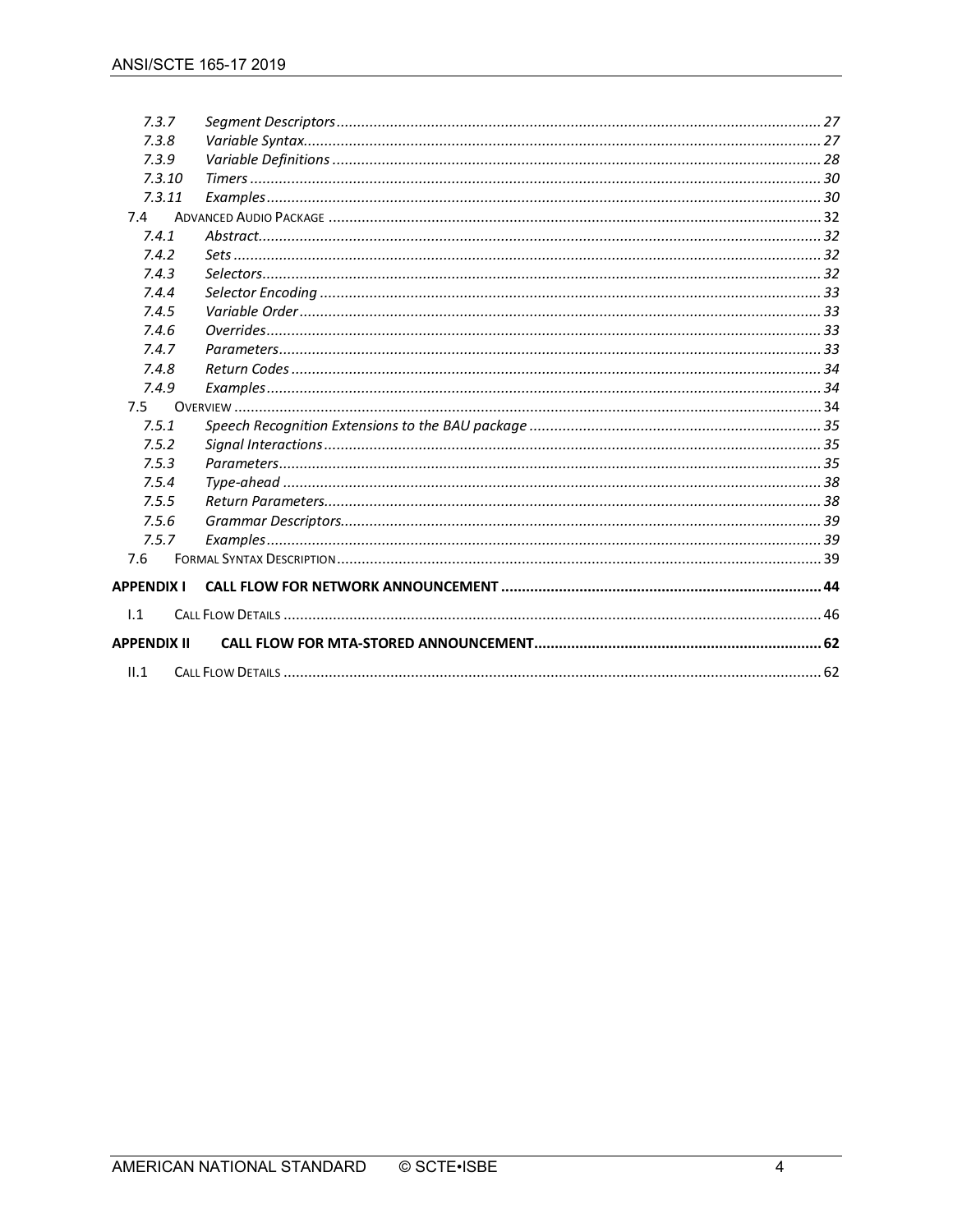7.3.7 *Segment Descriptors* ..... 27
7.3.8 *Variable Syntax* ..... 27
7.3.9 *Variable Definitions* ..... 28
7.3.10 *Timers* ..... 30
7.3.11 *Examples* ..... 30
7.4 Advanced Audio Package ..... 32
7.4.1 *Abstract* ..... 32
7.4.2 *Sets* ..... 32
7.4.3 *Selectors* ..... 32
7.4.4 *Selector Encoding* ..... 33
7.4.5 *Variable Order* ..... 33
7.4.6 *Overrides* ..... 33
7.4.7 *Parameters* ..... 33
7.4.8 *Return Codes* ..... 34
7.4.9 *Examples* ..... 34
7.5 Overview ..... 34
7.5.1 *Speech Recognition Extensions to the BAU package* ..... 35
7.5.2 *Signal Interactions* ..... 35
7.5.3 *Parameters* ..... 35
7.5.4 *Type-ahead* ..... 38
7.5.5 *Return Parameters* ..... 38
7.5.6 *Grammar Descriptors* ..... 39
7.5.7 *Examples* ..... 39
7.6 Formal Syntax Description ..... 39

**APPENDIX I CALL FLOW FOR NETWORK ANNOUNCEMENT ..... 44**

I.1 Call Flow Details ..... 46

**APPENDIX II CALL FLOW FOR MTA-STORED ANNOUNCEMENT ..... 62**

II.1 Call Flow Details ..... 62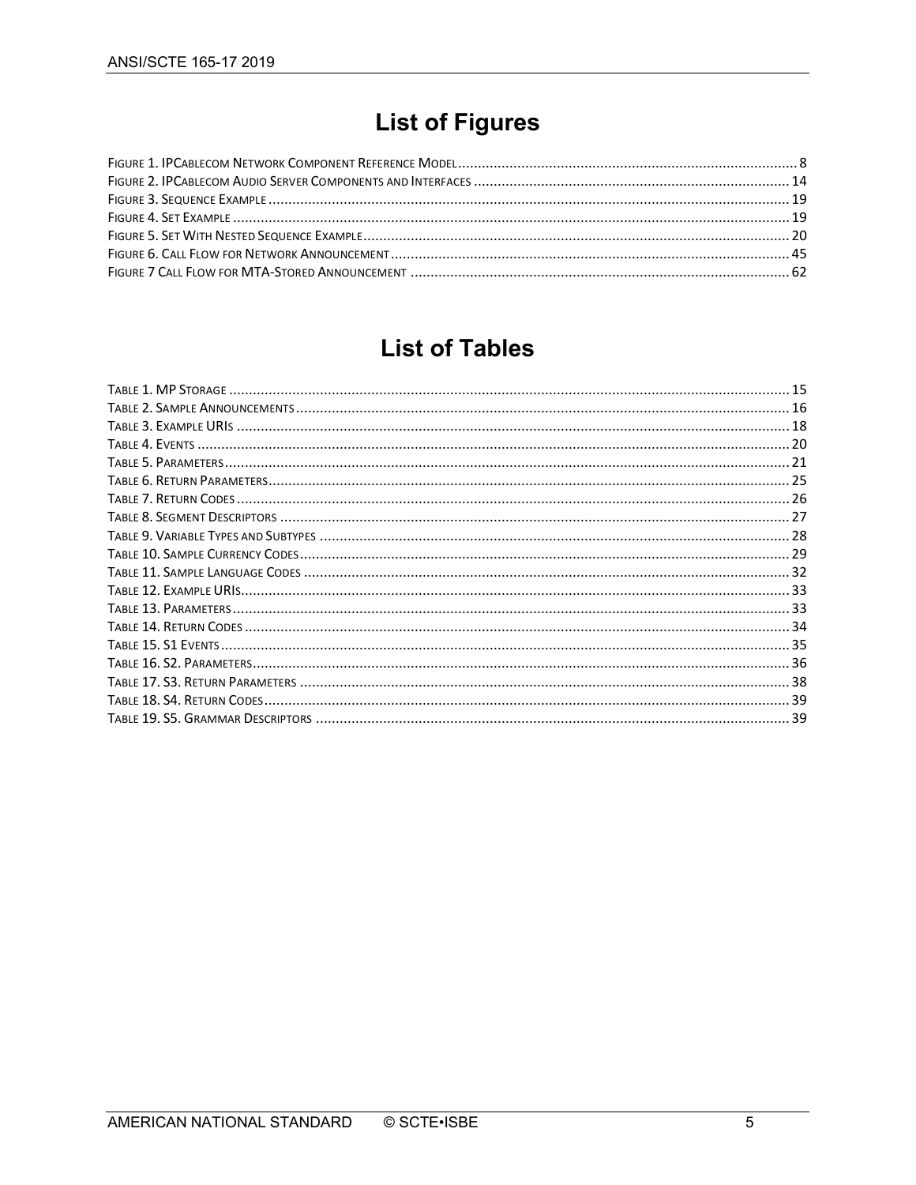# List of Figures

FIGURE 1. IPCABLECOM NETWORK COMPONENT REFERENCE MODEL ..... 8
FIGURE 2. IPCABLECOM AUDIO SERVER COMPONENTS AND INTERFACES ..... 14
FIGURE 3. SEQUENCE EXAMPLE ..... 19
FIGURE 4. SET EXAMPLE ..... 19
FIGURE 5. SET WITH NESTED SEQUENCE EXAMPLE ..... 20
FIGURE 6. CALL FLOW FOR NETWORK ANNOUNCEMENT ..... 45
FIGURE 7 CALL FLOW FOR MTA-STORED ANNOUNCEMENT ..... 62

# List of Tables

TABLE 1. MP STORAGE ..... 15
TABLE 2. SAMPLE ANNOUNCEMENTS ..... 16
TABLE 3. EXAMPLE URIS ..... 18
TABLE 4. EVENTS ..... 20
TABLE 5. PARAMETERS ..... 21
TABLE 6. RETURN PARAMETERS ..... 25
TABLE 7. RETURN CODES ..... 26
TABLE 8. SEGMENT DESCRIPTORS ..... 27
TABLE 9. VARIABLE TYPES AND SUBTYPES ..... 28
TABLE 10. SAMPLE CURRENCY CODES ..... 29
TABLE 11. SAMPLE LANGUAGE CODES ..... 32
TABLE 12. EXAMPLE URIS ..... 33
TABLE 13. PARAMETERS ..... 33
TABLE 14. RETURN CODES ..... 34
TABLE 15. S1 EVENTS ..... 35
TABLE 16. S2. PARAMETERS ..... 36
TABLE 17. S3. RETURN PARAMETERS ..... 38
TABLE 18. S4. RETURN CODES ..... 39
TABLE 19. S5. GRAMMAR DESCRIPTORS ..... 39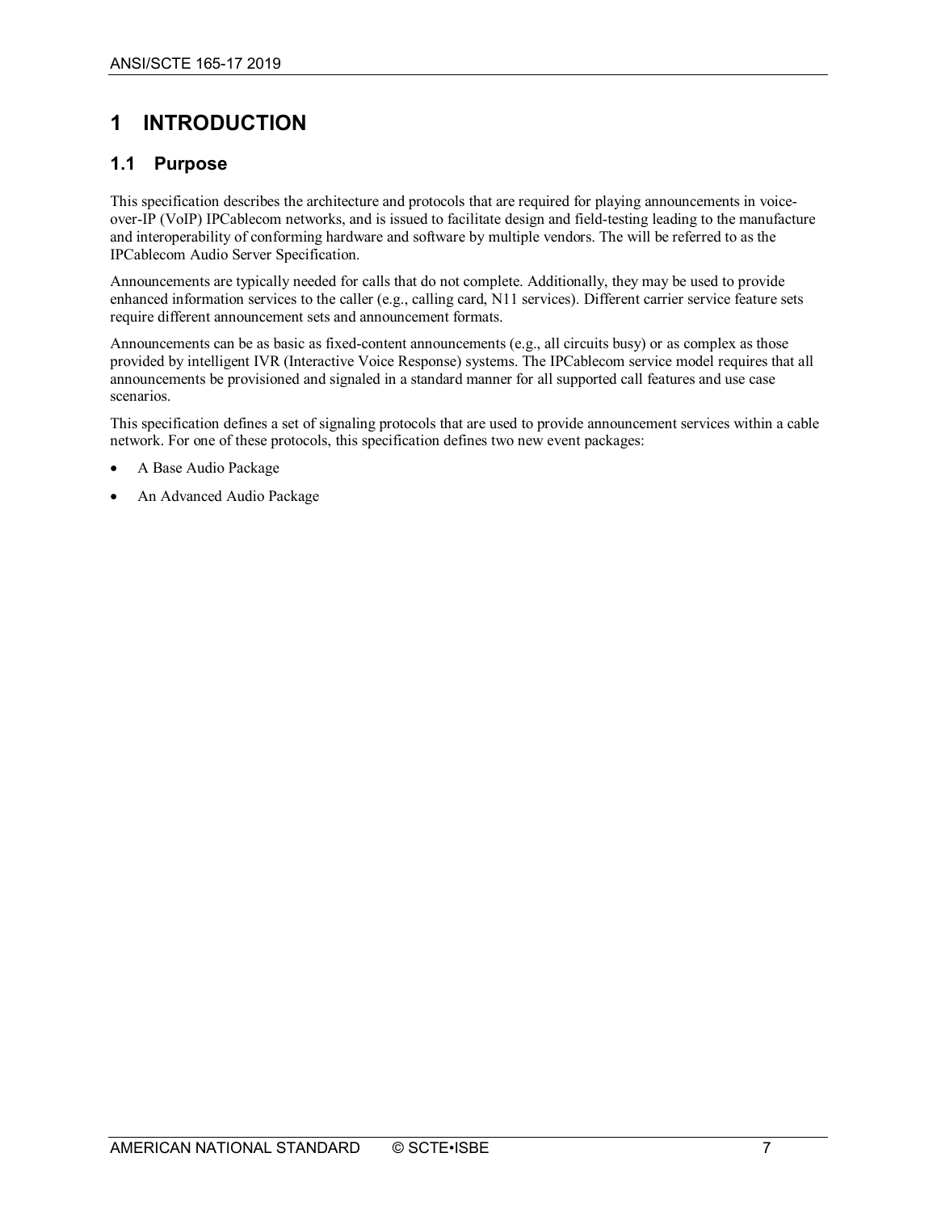# 1 INTRODUCTION

## 1.1 Purpose

This specification describes the architecture and protocols that are required for playing announcements in voice-over-IP (VoIP) IPCablecom networks, and is issued to facilitate design and field-testing leading to the manufacture and interoperability of conforming hardware and software by multiple vendors. The will be referred to as the IPCablecom Audio Server Specification.

Announcements are typically needed for calls that do not complete. Additionally, they may be used to provide enhanced information services to the caller (e.g., calling card, N11 services). Different carrier service feature sets require different announcement sets and announcement formats.

Announcements can be as basic as fixed-content announcements (e.g., all circuits busy) or as complex as those provided by intelligent IVR (Interactive Voice Response) systems. The IPCablecom service model requires that all announcements be provisioned and signaled in a standard manner for all supported call features and use case scenarios.

This specification defines a set of signaling protocols that are used to provide announcement services within a cable network. For one of these protocols, this specification defines two new event packages:

- A Base Audio Package
- An Advanced Audio Package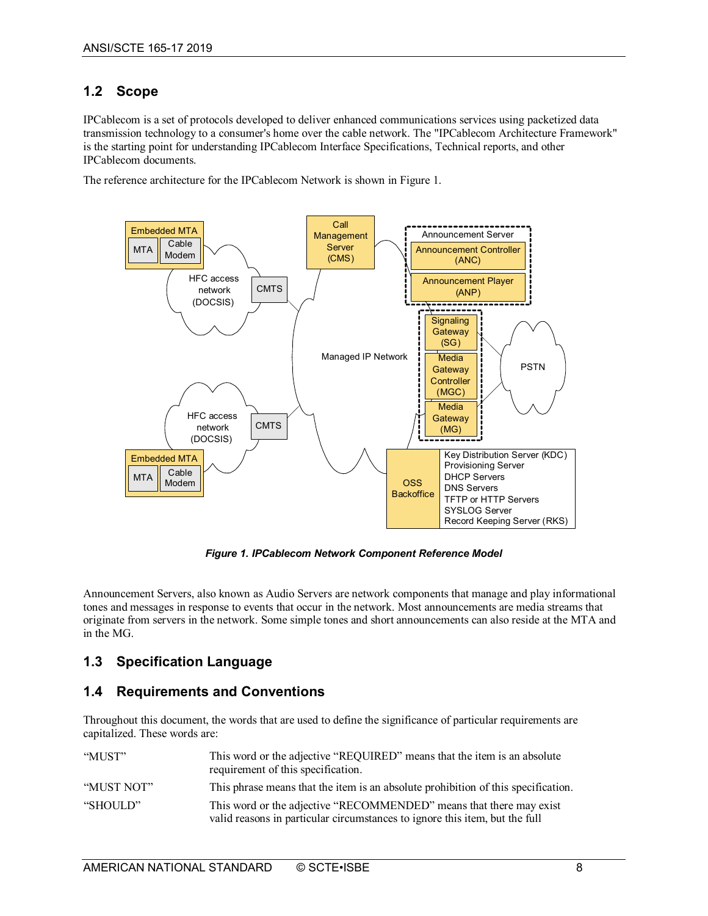## 1.2 Scope

IPCablecom is a set of protocols developed to deliver enhanced communications services using packetized data transmission technology to a consumer's home over the cable network. The "IPCablecom Architecture Framework" is the starting point for understanding IPCablecom Interface Specifications, Technical reports, and other IPCablecom documents.

The reference architecture for the IPCablecom Network is shown in Figure 1.

***Figure 1. IPCablecom Network Component Reference Model***

Announcement Servers, also known as Audio Servers are network components that manage and play informational tones and messages in response to events that occur in the network. Most announcements are media streams that originate from servers in the network. Some simple tones and short announcements can also reside at the MTA and in the MG.

## 1.3 Specification Language

## 1.4 Requirements and Conventions

Throughout this document, the words that are used to define the significance of particular requirements are capitalized. These words are:

| | |
|---|---|
| "MUST" | This word or the adjective "REQUIRED" means that the item is an absolute requirement of this specification. |
| "MUST NOT" | This phrase means that the item is an absolute prohibition of this specification. |
| "SHOULD" | This word or the adjective "RECOMMENDED" means that there may exist valid reasons in particular circumstances to ignore this item, but the full |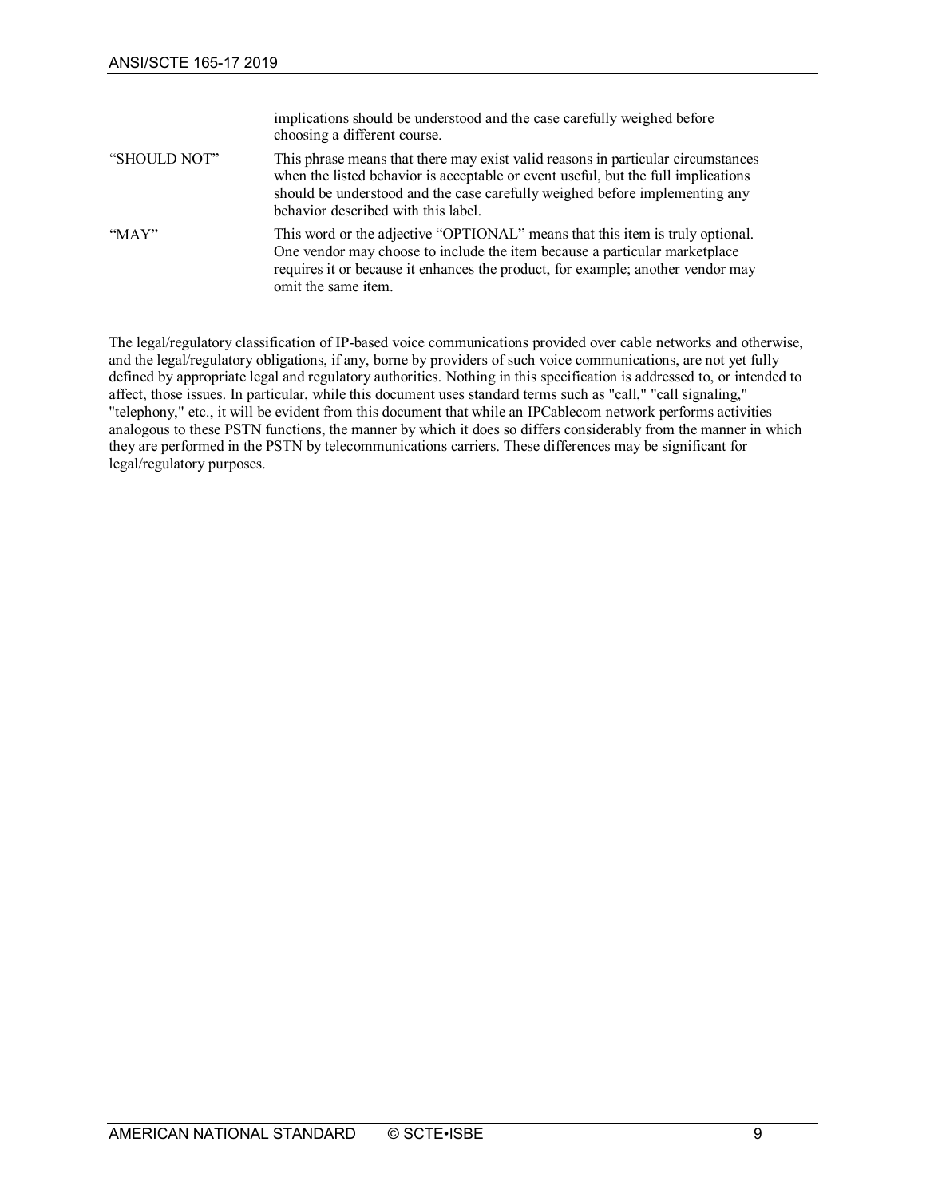| | |
|---|---|
| | implications should be understood and the case carefully weighed before choosing a different course. |
| "SHOULD NOT" | This phrase means that there may exist valid reasons in particular circumstances when the listed behavior is acceptable or event useful, but the full implications should be understood and the case carefully weighed before implementing any behavior described with this label. |
| "MAY" | This word or the adjective "OPTIONAL" means that this item is truly optional. One vendor may choose to include the item because a particular marketplace requires it or because it enhances the product, for example; another vendor may omit the same item. |

The legal/regulatory classification of IP-based voice communications provided over cable networks and otherwise, and the legal/regulatory obligations, if any, borne by providers of such voice communications, are not yet fully defined by appropriate legal and regulatory authorities. Nothing in this specification is addressed to, or intended to affect, those issues. In particular, while this document uses standard terms such as "call," "call signaling," "telephony," etc., it will be evident from this document that while an IPCablecom network performs activities analogous to these PSTN functions, the manner by which it does so differs considerably from the manner in which they are performed in the PSTN by telecommunications carriers. These differences may be significant for legal/regulatory purposes.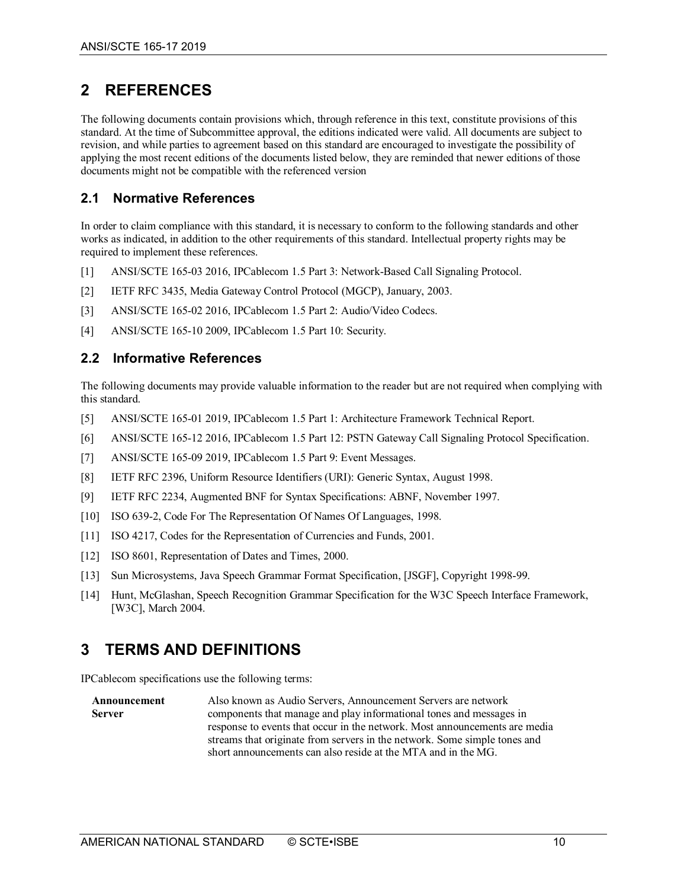# 2 REFERENCES

The following documents contain provisions which, through reference in this text, constitute provisions of this standard. At the time of Subcommittee approval, the editions indicated were valid. All documents are subject to revision, and while parties to agreement based on this standard are encouraged to investigate the possibility of applying the most recent editions of the documents listed below, they are reminded that newer editions of those documents might not be compatible with the referenced version

## 2.1 Normative References

In order to claim compliance with this standard, it is necessary to conform to the following standards and other works as indicated, in addition to the other requirements of this standard. Intellectual property rights may be required to implement these references.

[1] ANSI/SCTE 165-03 2016, IPCablecom 1.5 Part 3: Network-Based Call Signaling Protocol.

[2] IETF RFC 3435, Media Gateway Control Protocol (MGCP), January, 2003.

[3] ANSI/SCTE 165-02 2016, IPCablecom 1.5 Part 2: Audio/Video Codecs.

[4] ANSI/SCTE 165-10 2009, IPCablecom 1.5 Part 10: Security.

## 2.2 Informative References

The following documents may provide valuable information to the reader but are not required when complying with this standard.

[5] ANSI/SCTE 165-01 2019, IPCablecom 1.5 Part 1: Architecture Framework Technical Report.

[6] ANSI/SCTE 165-12 2016, IPCablecom 1.5 Part 12: PSTN Gateway Call Signaling Protocol Specification.

[7] ANSI/SCTE 165-09 2019, IPCablecom 1.5 Part 9: Event Messages.

[8] IETF RFC 2396, Uniform Resource Identifiers (URI): Generic Syntax, August 1998.

[9] IETF RFC 2234, Augmented BNF for Syntax Specifications: ABNF, November 1997.

[10] ISO 639-2, Code For The Representation Of Names Of Languages, 1998.

[11] ISO 4217, Codes for the Representation of Currencies and Funds, 2001.

[12] ISO 8601, Representation of Dates and Times, 2000.

[13] Sun Microsystems, Java Speech Grammar Format Specification, [JSGF], Copyright 1998-99.

[14] Hunt, McGlashan, Speech Recognition Grammar Specification for the W3C Speech Interface Framework, [W3C], March 2004.

# 3 TERMS AND DEFINITIONS

IPCablecom specifications use the following terms:

| | |
|---|---|
| **Announcement Server** | Also known as Audio Servers, Announcement Servers are network components that manage and play informational tones and messages in response to events that occur in the network. Most announcements are media streams that originate from servers in the network. Some simple tones and short announcements can also reside at the MTA and in the MG. |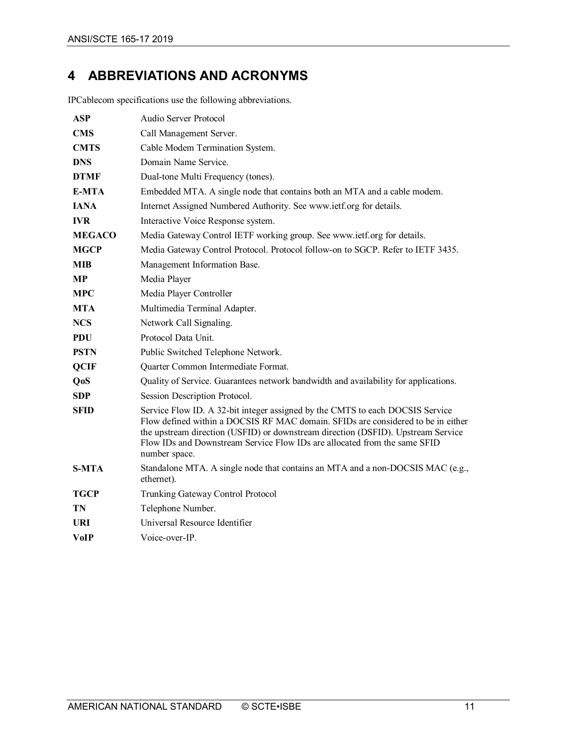# 4 ABBREVIATIONS AND ACRONYMS

IPCablecom specifications use the following abbreviations.

| | |
|---|---|
| **ASP** | Audio Server Protocol |
| **CMS** | Call Management Server. |
| **CMTS** | Cable Modem Termination System. |
| **DNS** | Domain Name Service. |
| **DTMF** | Dual-tone Multi Frequency (tones). |
| **E-MTA** | Embedded MTA. A single node that contains both an MTA and a cable modem. |
| **IANA** | Internet Assigned Numbered Authority. See www.ietf.org for details. |
| **IVR** | Interactive Voice Response system. |
| **MEGACO** | Media Gateway Control IETF working group. See www.ietf.org for details. |
| **MGCP** | Media Gateway Control Protocol. Protocol follow-on to SGCP. Refer to IETF 3435. |
| **MIB** | Management Information Base. |
| **MP** | Media Player |
| **MPC** | Media Player Controller |
| **MTA** | Multimedia Terminal Adapter. |
| **NCS** | Network Call Signaling. |
| **PDU** | Protocol Data Unit. |
| **PSTN** | Public Switched Telephone Network. |
| **QCIF** | Quarter Common Intermediate Format. |
| **QoS** | Quality of Service. Guarantees network bandwidth and availability for applications. |
| **SDP** | Session Description Protocol. |
| **SFID** | Service Flow ID. A 32-bit integer assigned by the CMTS to each DOCSIS Service Flow defined within a DOCSIS RF MAC domain. SFIDs are considered to be in either the upstream direction (USFID) or downstream direction (DSFID). Upstream Service Flow IDs and Downstream Service Flow IDs are allocated from the same SFID number space. |
| **S-MTA** | Standalone MTA. A single node that contains an MTA and a non-DOCSIS MAC (e.g., ethernet). |
| **TGCP** | Trunking Gateway Control Protocol |
| **TN** | Telephone Number. |
| **URI** | Universal Resource Identifier |
| **VoIP** | Voice-over-IP. |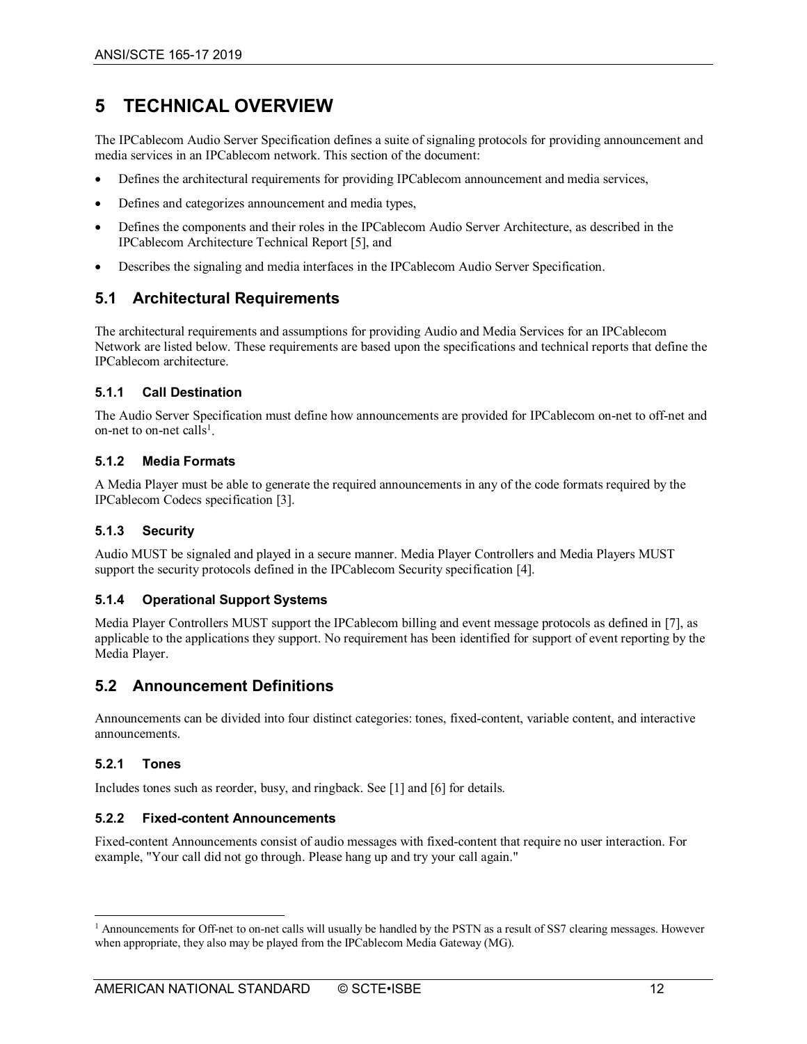# 5 TECHNICAL OVERVIEW

The IPCablecom Audio Server Specification defines a suite of signaling protocols for providing announcement and media services in an IPCablecom network. This section of the document:

- Defines the architectural requirements for providing IPCablecom announcement and media services,
- Defines and categorizes announcement and media types,
- Defines the components and their roles in the IPCablecom Audio Server Architecture, as described in the IPCablecom Architecture Technical Report [5], and
- Describes the signaling and media interfaces in the IPCablecom Audio Server Specification.

## 5.1 Architectural Requirements

The architectural requirements and assumptions for providing Audio and Media Services for an IPCablecom Network are listed below. These requirements are based upon the specifications and technical reports that define the IPCablecom architecture.

### 5.1.1 Call Destination

The Audio Server Specification must define how announcements are provided for IPCablecom on-net to off-net and on-net to on-net calls[1].

### 5.1.2 Media Formats

A Media Player must be able to generate the required announcements in any of the code formats required by the IPCablecom Codecs specification [3].

### 5.1.3 Security

Audio MUST be signaled and played in a secure manner. Media Player Controllers and Media Players MUST support the security protocols defined in the IPCablecom Security specification [4].

### 5.1.4 Operational Support Systems

Media Player Controllers MUST support the IPCablecom billing and event message protocols as defined in [7], as applicable to the applications they support. No requirement has been identified for support of event reporting by the Media Player.

## 5.2 Announcement Definitions

Announcements can be divided into four distinct categories: tones, fixed-content, variable content, and interactive announcements.

### 5.2.1 Tones

Includes tones such as reorder, busy, and ringback. See [1] and [6] for details.

### 5.2.2 Fixed-content Announcements

Fixed-content Announcements consist of audio messages with fixed-content that require no user interaction. For example, "Your call did not go through. Please hang up and try your call again."

---

[1] Announcements for Off-net to on-net calls will usually be handled by the PSTN as a result of SS7 clearing messages. However when appropriate, they also may be played from the IPCablecom Media Gateway (MG).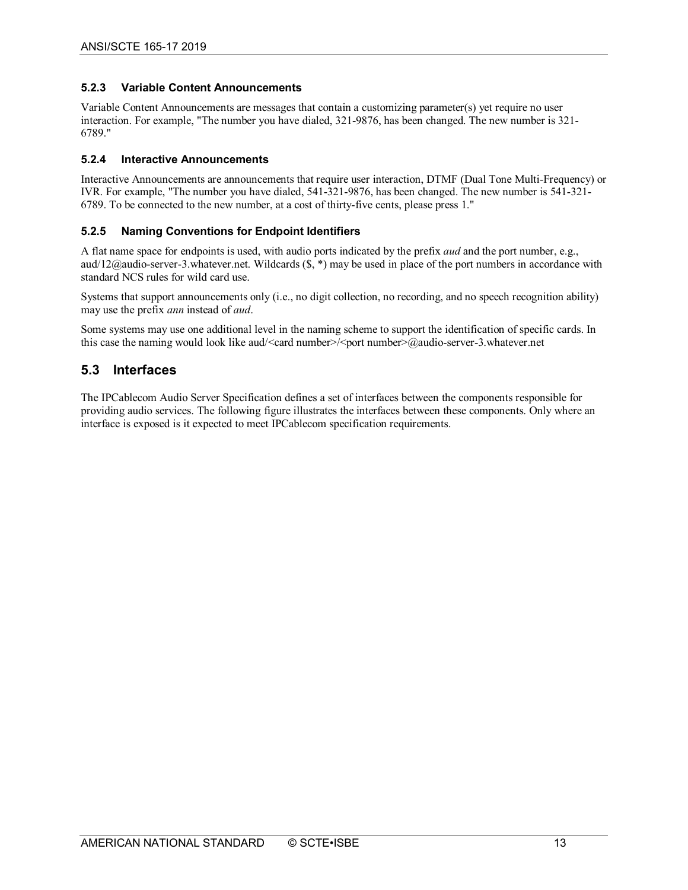### 5.2.3 Variable Content Announcements

Variable Content Announcements are messages that contain a customizing parameter(s) yet require no user interaction. For example, "The number you have dialed, 321-9876, has been changed. The new number is 321-6789."

### 5.2.4 Interactive Announcements

Interactive Announcements are announcements that require user interaction, DTMF (Dual Tone Multi-Frequency) or IVR. For example, "The number you have dialed, 541-321-9876, has been changed. The new number is 541-321-6789. To be connected to the new number, at a cost of thirty-five cents, please press 1."

### 5.2.5 Naming Conventions for Endpoint Identifiers

A flat name space for endpoints is used, with audio ports indicated by the prefix *aud* and the port number, e.g., aud/12@audio-server-3.whatever.net. Wildcards ($, *) may be used in place of the port numbers in accordance with standard NCS rules for wild card use.

Systems that support announcements only (i.e., no digit collection, no recording, and no speech recognition ability) may use the prefix *ann* instead of *aud*.

Some systems may use one additional level in the naming scheme to support the identification of specific cards. In this case the naming would look like aud/<card number>/<port number>@audio-server-3.whatever.net

## 5.3 Interfaces

The IPCablecom Audio Server Specification defines a set of interfaces between the components responsible for providing audio services. The following figure illustrates the interfaces between these components. Only where an interface is exposed is it expected to meet IPCablecom specification requirements.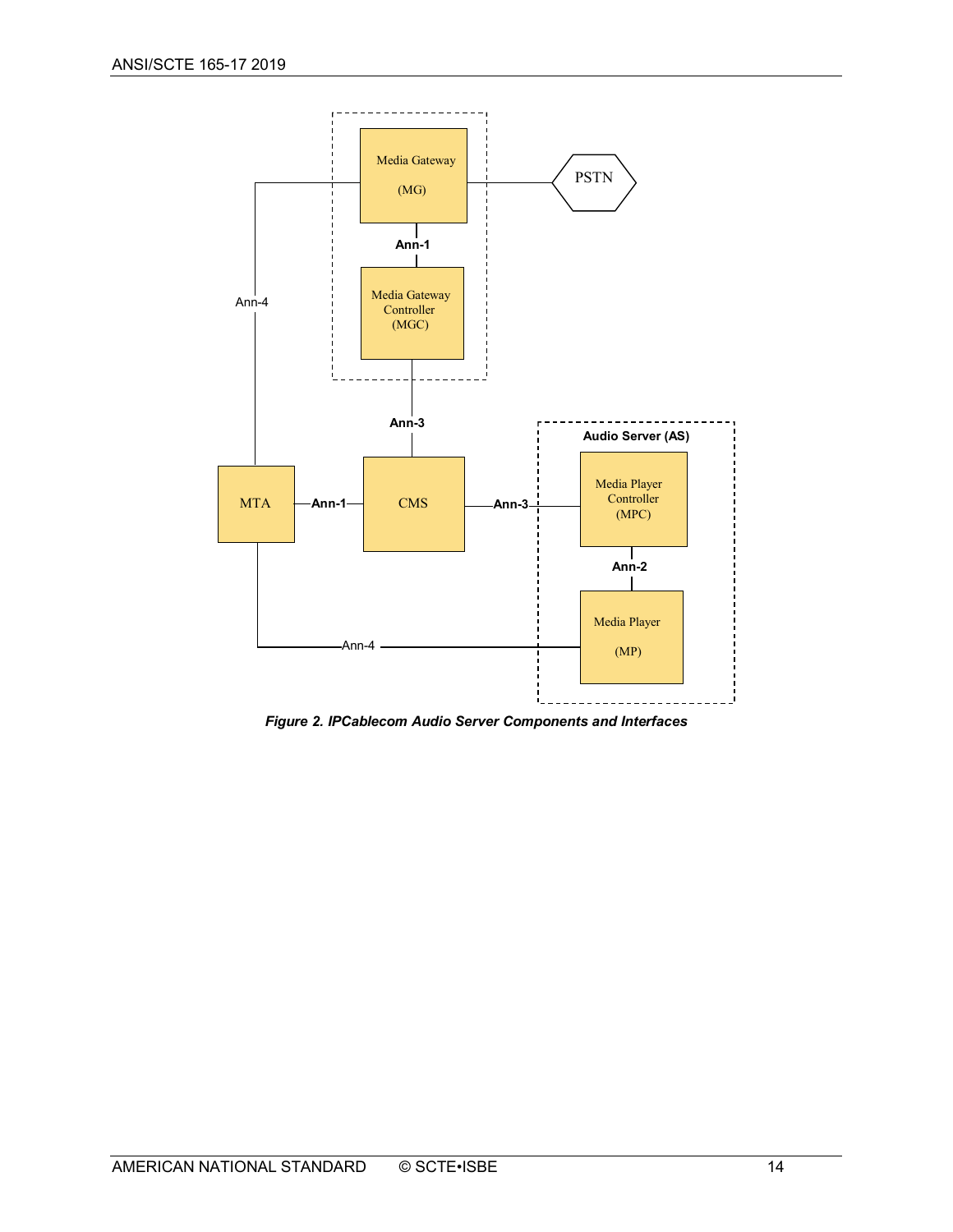Figure 2. IPCablecom Audio Server Components and Interfaces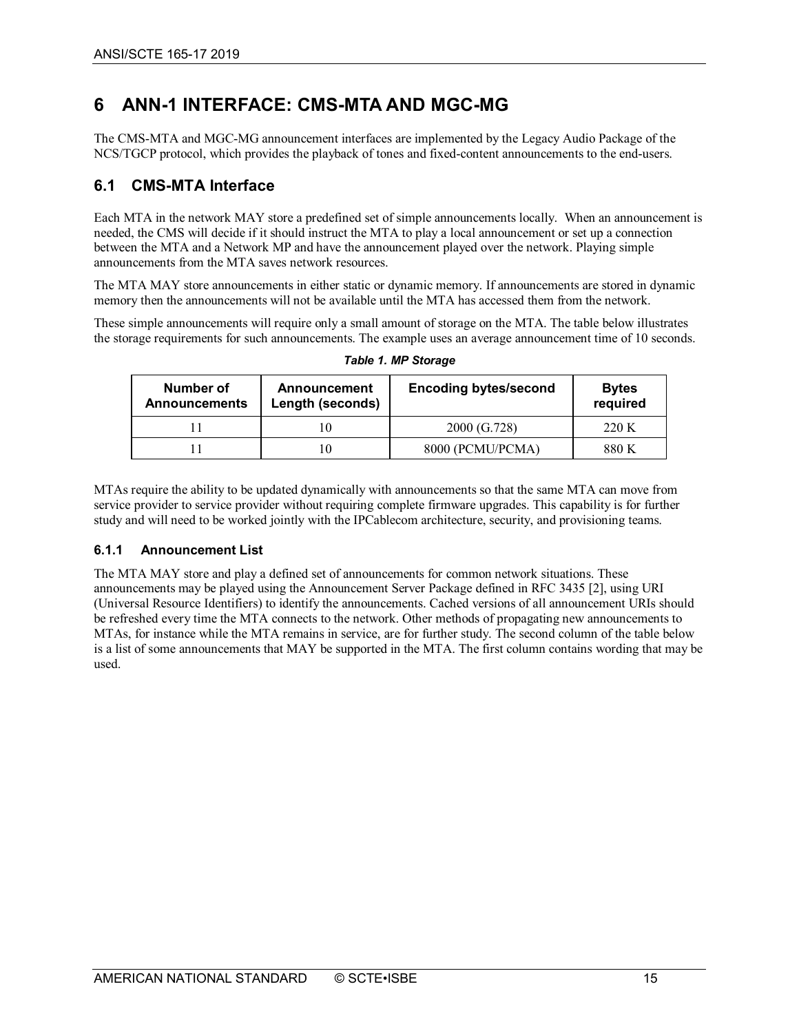# 6 ANN-1 INTERFACE: CMS-MTA AND MGC-MG

The CMS-MTA and MGC-MG announcement interfaces are implemented by the Legacy Audio Package of the NCS/TGCP protocol, which provides the playback of tones and fixed-content announcements to the end-users.

## 6.1 CMS-MTA Interface

Each MTA in the network MAY store a predefined set of simple announcements locally. When an announcement is needed, the CMS will decide if it should instruct the MTA to play a local announcement or set up a connection between the MTA and a Network MP and have the announcement played over the network. Playing simple announcements from the MTA saves network resources.

The MTA MAY store announcements in either static or dynamic memory. If announcements are stored in dynamic memory then the announcements will not be available until the MTA has accessed them from the network.

These simple announcements will require only a small amount of storage on the MTA. The table below illustrates the storage requirements for such announcements. The example uses an average announcement time of 10 seconds.

***Table 1. MP Storage***

| Number of Announcements | Announcement Length (seconds) | Encoding bytes/second | Bytes required |
|---|---|---|---|
| 11 | 10 | 2000 (G.728) | 220 K |
| 11 | 10 | 8000 (PCMU/PCMA) | 880 K |

MTAs require the ability to be updated dynamically with announcements so that the same MTA can move from service provider to service provider without requiring complete firmware upgrades. This capability is for further study and will need to be worked jointly with the IPCablecom architecture, security, and provisioning teams.

### 6.1.1 Announcement List

The MTA MAY store and play a defined set of announcements for common network situations. These announcements may be played using the Announcement Server Package defined in RFC 3435 [2], using URI (Universal Resource Identifiers) to identify the announcements. Cached versions of all announcement URIs should be refreshed every time the MTA connects to the network. Other methods of propagating new announcements to MTAs, for instance while the MTA remains in service, are for further study. The second column of the table below is a list of some announcements that MAY be supported in the MTA. The first column contains wording that may be used.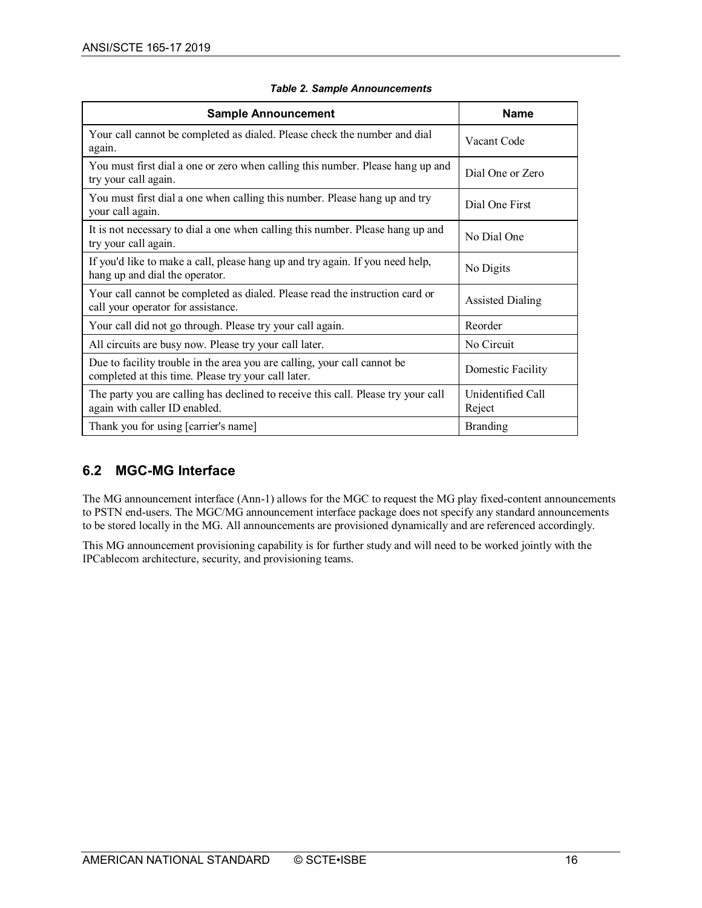*Table 2. Sample Announcements*

| Sample Announcement | Name |
| --- | --- |
| Your call cannot be completed as dialed. Please check the number and dial again. | Vacant Code |
| You must first dial a one or zero when calling this number. Please hang up and try your call again. | Dial One or Zero |
| You must first dial a one when calling this number. Please hang up and try your call again. | Dial One First |
| It is not necessary to dial a one when calling this number. Please hang up and try your call again. | No Dial One |
| If you'd like to make a call, please hang up and try again. If you need help, hang up and dial the operator. | No Digits |
| Your call cannot be completed as dialed. Please read the instruction card or call your operator for assistance. | Assisted Dialing |
| Your call did not go through. Please try your call again. | Reorder |
| All circuits are busy now. Please try your call later. | No Circuit |
| Due to facility trouble in the area you are calling, your call cannot be completed at this time. Please try your call later. | Domestic Facility |
| The party you are calling has declined to receive this call. Please try your call again with caller ID enabled. | Unidentified Call Reject |
| Thank you for using [carrier's name] | Branding |

## 6.2 MGC-MG Interface

The MG announcement interface (Ann-1) allows for the MGC to request the MG play fixed-content announcements to PSTN end-users. The MGC/MG announcement interface package does not specify any standard announcements to be stored locally in the MG. All announcements are provisioned dynamically and are referenced accordingly.

This MG announcement provisioning capability is for further study and will need to be worked jointly with the IPCablecom architecture, security, and provisioning teams.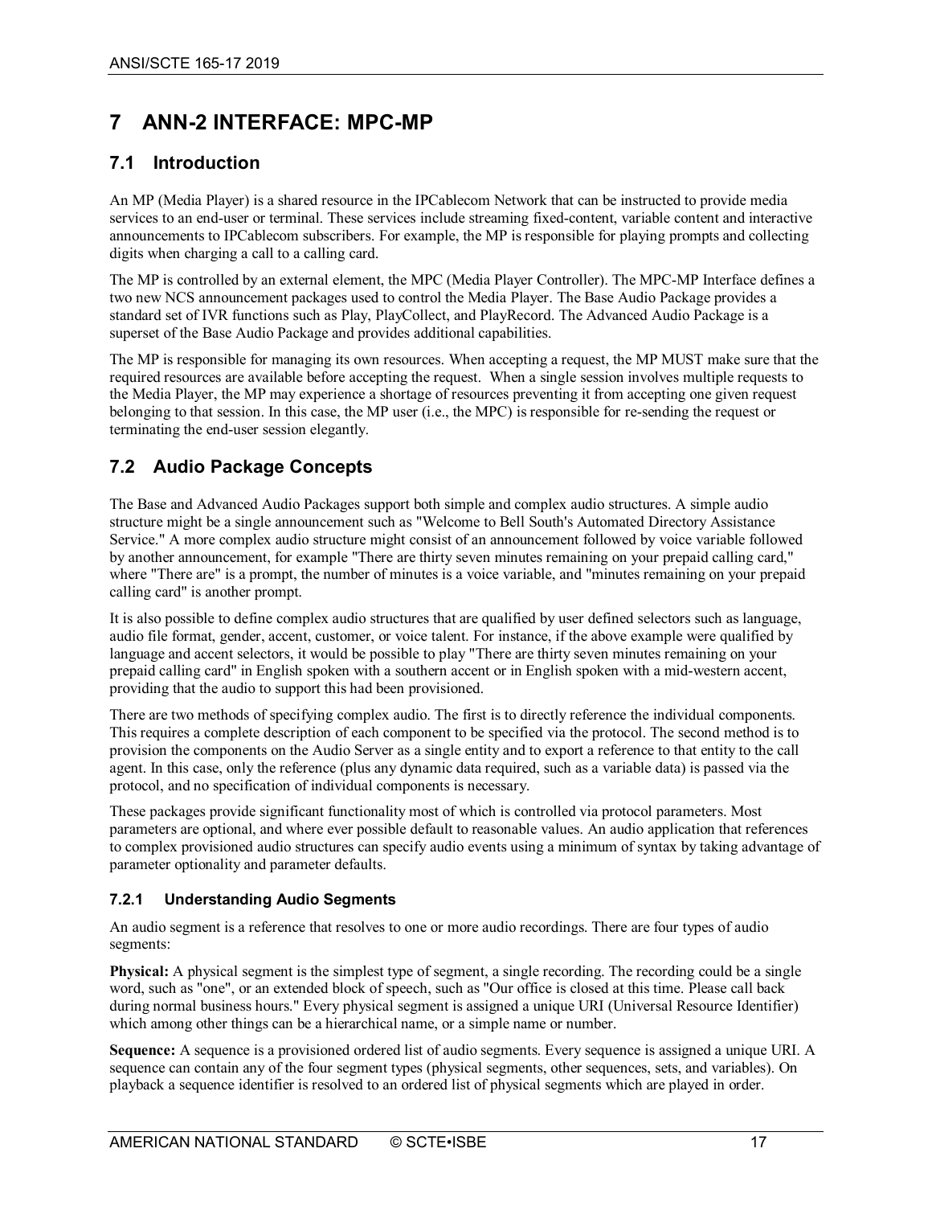# 7 ANN-2 INTERFACE: MPC-MP

## 7.1 Introduction

An MP (Media Player) is a shared resource in the IPCablecom Network that can be instructed to provide media services to an end-user or terminal. These services include streaming fixed-content, variable content and interactive announcements to IPCablecom subscribers. For example, the MP is responsible for playing prompts and collecting digits when charging a call to a calling card.

The MP is controlled by an external element, the MPC (Media Player Controller). The MPC-MP Interface defines a two new NCS announcement packages used to control the Media Player. The Base Audio Package provides a standard set of IVR functions such as Play, PlayCollect, and PlayRecord. The Advanced Audio Package is a superset of the Base Audio Package and provides additional capabilities.

The MP is responsible for managing its own resources. When accepting a request, the MP MUST make sure that the required resources are available before accepting the request. When a single session involves multiple requests to the Media Player, the MP may experience a shortage of resources preventing it from accepting one given request belonging to that session. In this case, the MP user (i.e., the MPC) is responsible for re-sending the request or terminating the end-user session elegantly.

## 7.2 Audio Package Concepts

The Base and Advanced Audio Packages support both simple and complex audio structures. A simple audio structure might be a single announcement such as "Welcome to Bell South's Automated Directory Assistance Service." A more complex audio structure might consist of an announcement followed by voice variable followed by another announcement, for example "There are thirty seven minutes remaining on your prepaid calling card," where "There are" is a prompt, the number of minutes is a voice variable, and "minutes remaining on your prepaid calling card" is another prompt.

It is also possible to define complex audio structures that are qualified by user defined selectors such as language, audio file format, gender, accent, customer, or voice talent. For instance, if the above example were qualified by language and accent selectors, it would be possible to play "There are thirty seven minutes remaining on your prepaid calling card" in English spoken with a southern accent or in English spoken with a mid-western accent, providing that the audio to support this had been provisioned.

There are two methods of specifying complex audio. The first is to directly reference the individual components. This requires a complete description of each component to be specified via the protocol. The second method is to provision the components on the Audio Server as a single entity and to export a reference to that entity to the call agent. In this case, only the reference (plus any dynamic data required, such as a variable data) is passed via the protocol, and no specification of individual components is necessary.

These packages provide significant functionality most of which is controlled via protocol parameters. Most parameters are optional, and where ever possible default to reasonable values. An audio application that references to complex provisioned audio structures can specify audio events using a minimum of syntax by taking advantage of parameter optionality and parameter defaults.

### 7.2.1 Understanding Audio Segments

An audio segment is a reference that resolves to one or more audio recordings. There are four types of audio segments:

**Physical:** A physical segment is the simplest type of segment, a single recording. The recording could be a single word, such as "one", or an extended block of speech, such as "Our office is closed at this time. Please call back during normal business hours." Every physical segment is assigned a unique URI (Universal Resource Identifier) which among other things can be a hierarchical name, or a simple name or number.

**Sequence:** A sequence is a provisioned ordered list of audio segments. Every sequence is assigned a unique URI. A sequence can contain any of the four segment types (physical segments, other sequences, sets, and variables). On playback a sequence identifier is resolved to an ordered list of physical segments which are played in order.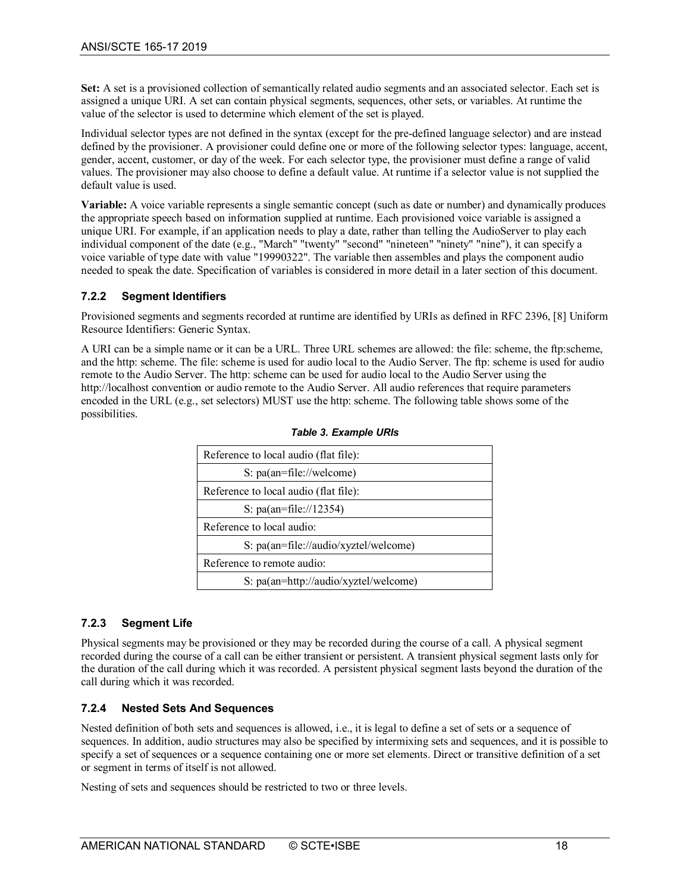**Set:** A set is a provisioned collection of semantically related audio segments and an associated selector. Each set is assigned a unique URI. A set can contain physical segments, sequences, other sets, or variables. At runtime the value of the selector is used to determine which element of the set is played.

Individual selector types are not defined in the syntax (except for the pre-defined language selector) and are instead defined by the provisioner. A provisioner could define one or more of the following selector types: language, accent, gender, accent, customer, or day of the week. For each selector type, the provisioner must define a range of valid values. The provisioner may also choose to define a default value. At runtime if a selector value is not supplied the default value is used.

**Variable:** A voice variable represents a single semantic concept (such as date or number) and dynamically produces the appropriate speech based on information supplied at runtime. Each provisioned voice variable is assigned a unique URI. For example, if an application needs to play a date, rather than telling the AudioServer to play each individual component of the date (e.g., "March" "twenty" "second" "nineteen" "ninety" "nine"), it can specify a voice variable of type date with value "19990322". The variable then assembles and plays the component audio needed to speak the date. Specification of variables is considered in more detail in a later section of this document.

### 7.2.2 Segment Identifiers

Provisioned segments and segments recorded at runtime are identified by URIs as defined in RFC 2396, [8] Uniform Resource Identifiers: Generic Syntax.

A URI can be a simple name or it can be a URL. Three URL schemes are allowed: the file: scheme, the ftp:scheme, and the http: scheme. The file: scheme is used for audio local to the Audio Server. The ftp: scheme is used for audio remote to the Audio Server. The http: scheme can be used for audio local to the Audio Server using the http://localhost convention or audio remote to the Audio Server. All audio references that require parameters encoded in the URL (e.g., set selectors) MUST use the http: scheme. The following table shows some of the possibilities.

***Table 3. Example URIs***

| Reference to local audio (flat file): |
|---|
| S: pa(an=file://welcome) |
| Reference to local audio (flat file): |
| S: pa(an=file://12354) |
| Reference to local audio: |
| S: pa(an=file://audio/xyztel/welcome) |
| Reference to remote audio: |
| S: pa(an=http://audio/xyztel/welcome) |

### 7.2.3 Segment Life

Physical segments may be provisioned or they may be recorded during the course of a call. A physical segment recorded during the course of a call can be either transient or persistent. A transient physical segment lasts only for the duration of the call during which it was recorded. A persistent physical segment lasts beyond the duration of the call during which it was recorded.

### 7.2.4 Nested Sets And Sequences

Nested definition of both sets and sequences is allowed, i.e., it is legal to define a set of sets or a sequence of sequences. In addition, audio structures may also be specified by intermixing sets and sequences, and it is possible to specify a set of sequences or a sequence containing one or more set elements. Direct or transitive definition of a set or segment in terms of itself is not allowed.

Nesting of sets and sequences should be restricted to two or three levels.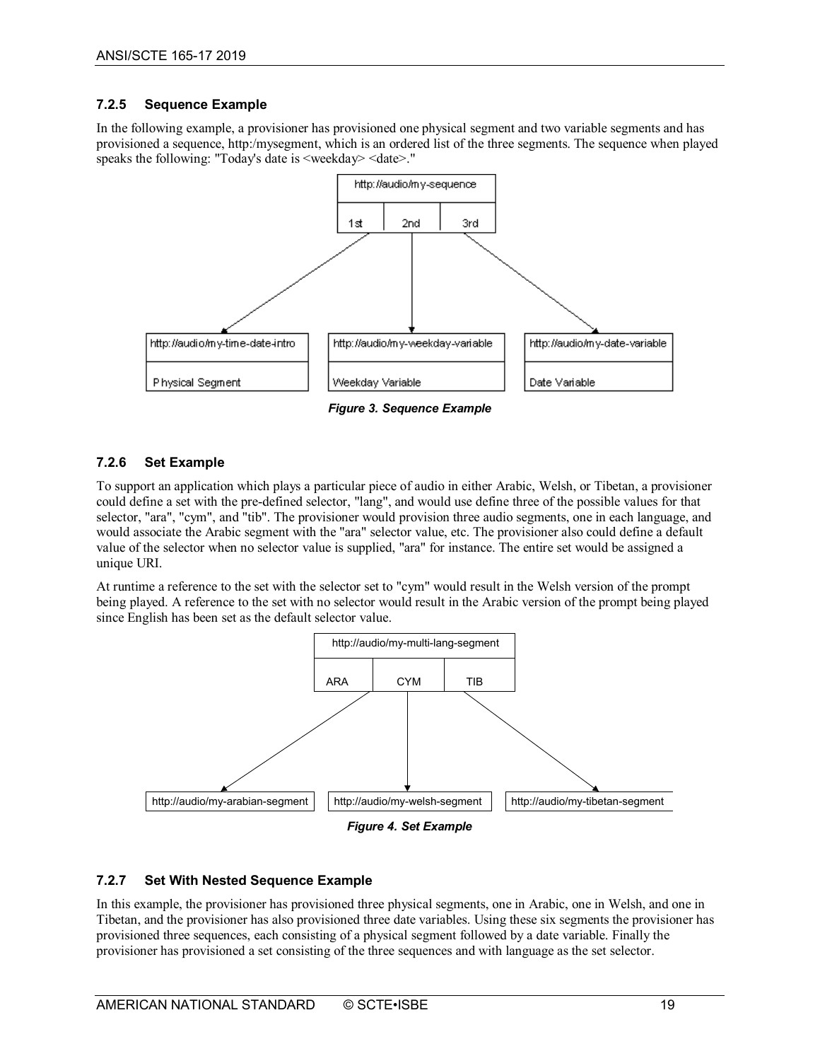### 7.2.5 Sequence Example

In the following example, a provisioner has provisioned one physical segment and two variable segments and has provisioned a sequence, http:/mysegment, which is an ordered list of the three segments. The sequence when played speaks the following: "Today's date is <weekday> <date>."

*Figure 3. Sequence Example*

### 7.2.6 Set Example

To support an application which plays a particular piece of audio in either Arabic, Welsh, or Tibetan, a provisioner could define a set with the pre-defined selector, "lang", and would use define three of the possible values for that selector, "ara", "cym", and "tib". The provisioner would provision three audio segments, one in each language, and would associate the Arabic segment with the "ara" selector value, etc. The provisioner also could define a default value of the selector when no selector value is supplied, "ara" for instance. The entire set would be assigned a unique URI.

At runtime a reference to the set with the selector set to "cym" would result in the Welsh version of the prompt being played. A reference to the set with no selector would result in the Arabic version of the prompt being played since English has been set as the default selector value.

*Figure 4. Set Example*

### 7.2.7 Set With Nested Sequence Example

In this example, the provisioner has provisioned three physical segments, one in Arabic, one in Welsh, and one in Tibetan, and the provisioner has also provisioned three date variables. Using these six segments the provisioner has provisioned three sequences, each consisting of a physical segment followed by a date variable. Finally the provisioner has provisioned a set consisting of the three sequences and with language as the set selector.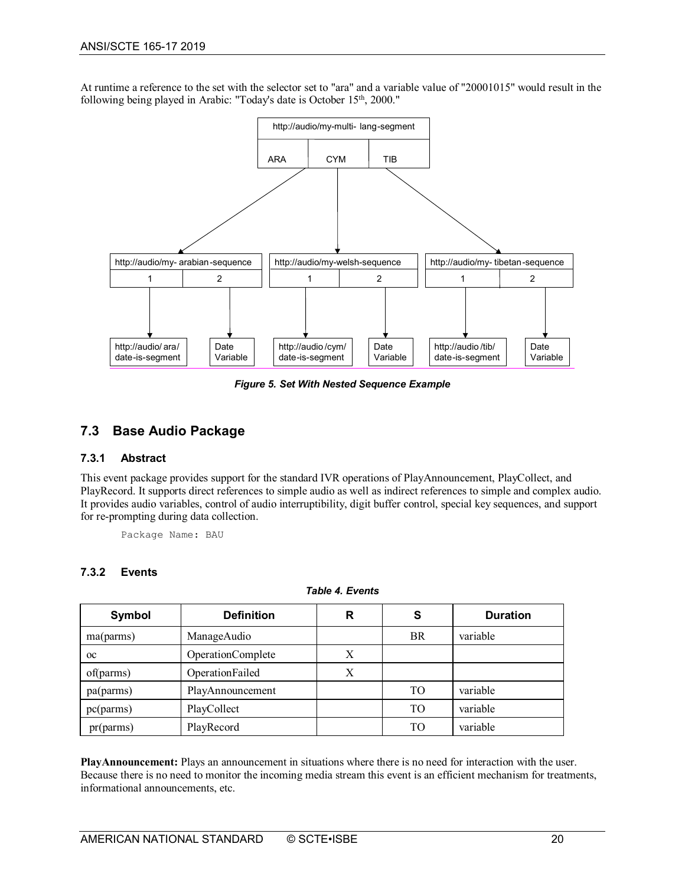At runtime a reference to the set with the selector set to "ara" and a variable value of "20001015" would result in the following being played in Arabic: "Today's date is October 15th, 2000."

*Figure 5. Set With Nested Sequence Example*

## 7.3 Base Audio Package

### 7.3.1 Abstract

This event package provides support for the standard IVR operations of PlayAnnouncement, PlayCollect, and PlayRecord. It supports direct references to simple audio as well as indirect references to simple and complex audio. It provides audio variables, control of audio interruptibility, digit buffer control, special key sequences, and support for re-prompting during data collection.

```
Package Name: BAU
```

### 7.3.2 Events

*Table 4. Events*

| Symbol | Definition | R | S | Duration |
|---|---|---|---|---|
| ma(parms) | ManageAudio | | BR | variable |
| oc | OperationComplete | X | | |
| of(parms) | OperationFailed | X | | |
| pa(parms) | PlayAnnouncement | | TO | variable |
| pc(parms) | PlayCollect | | TO | variable |
| pr(parms) | PlayRecord | | TO | variable |

**PlayAnnouncement:** Plays an announcement in situations where there is no need for interaction with the user. Because there is no need to monitor the incoming media stream this event is an efficient mechanism for treatments, informational announcements, etc.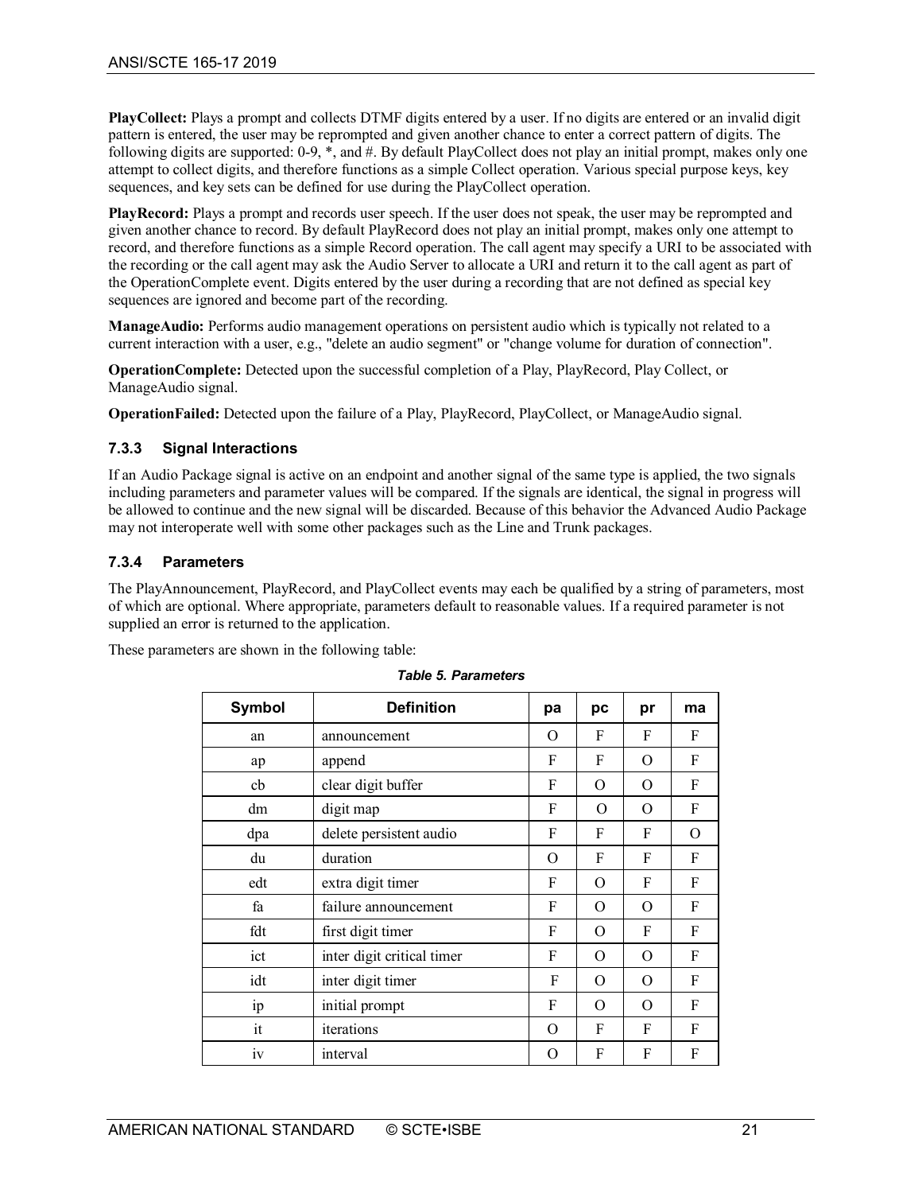**PlayCollect:** Plays a prompt and collects DTMF digits entered by a user. If no digits are entered or an invalid digit pattern is entered, the user may be reprompted and given another chance to enter a correct pattern of digits. The following digits are supported: 0-9, *, and #. By default PlayCollect does not play an initial prompt, makes only one attempt to collect digits, and therefore functions as a simple Collect operation. Various special purpose keys, key sequences, and key sets can be defined for use during the PlayCollect operation.

**PlayRecord:** Plays a prompt and records user speech. If the user does not speak, the user may be reprompted and given another chance to record. By default PlayRecord does not play an initial prompt, makes only one attempt to record, and therefore functions as a simple Record operation. The call agent may specify a URI to be associated with the recording or the call agent may ask the Audio Server to allocate a URI and return it to the call agent as part of the OperationComplete event. Digits entered by the user during a recording that are not defined as special key sequences are ignored and become part of the recording.

**ManageAudio:** Performs audio management operations on persistent audio which is typically not related to a current interaction with a user, e.g., "delete an audio segment" or "change volume for duration of connection".

**OperationComplete:** Detected upon the successful completion of a Play, PlayRecord, Play Collect, or ManageAudio signal.

**OperationFailed:** Detected upon the failure of a Play, PlayRecord, PlayCollect, or ManageAudio signal.

### 7.3.3 Signal Interactions

If an Audio Package signal is active on an endpoint and another signal of the same type is applied, the two signals including parameters and parameter values will be compared. If the signals are identical, the signal in progress will be allowed to continue and the new signal will be discarded. Because of this behavior the Advanced Audio Package may not interoperate well with some other packages such as the Line and Trunk packages.

### 7.3.4 Parameters

The PlayAnnouncement, PlayRecord, and PlayCollect events may each be qualified by a string of parameters, most of which are optional. Where appropriate, parameters default to reasonable values. If a required parameter is not supplied an error is returned to the application.

These parameters are shown in the following table:

*Table 5. Parameters*

| Symbol | Definition | pa | pc | pr | ma |
|---|---|---|---|---|---|
| an | announcement | O | F | F | F |
| ap | append | F | F | O | F |
| cb | clear digit buffer | F | O | O | F |
| dm | digit map | F | O | O | F |
| dpa | delete persistent audio | F | F | F | O |
| du | duration | O | F | F | F |
| edt | extra digit timer | F | O | F | F |
| fa | failure announcement | F | O | O | F |
| fdt | first digit timer | F | O | F | F |
| ict | inter digit critical timer | F | O | O | F |
| idt | inter digit timer | F | O | O | F |
| ip | initial prompt | F | O | O | F |
| it | iterations | O | F | F | F |
| iv | interval | O | F | F | F |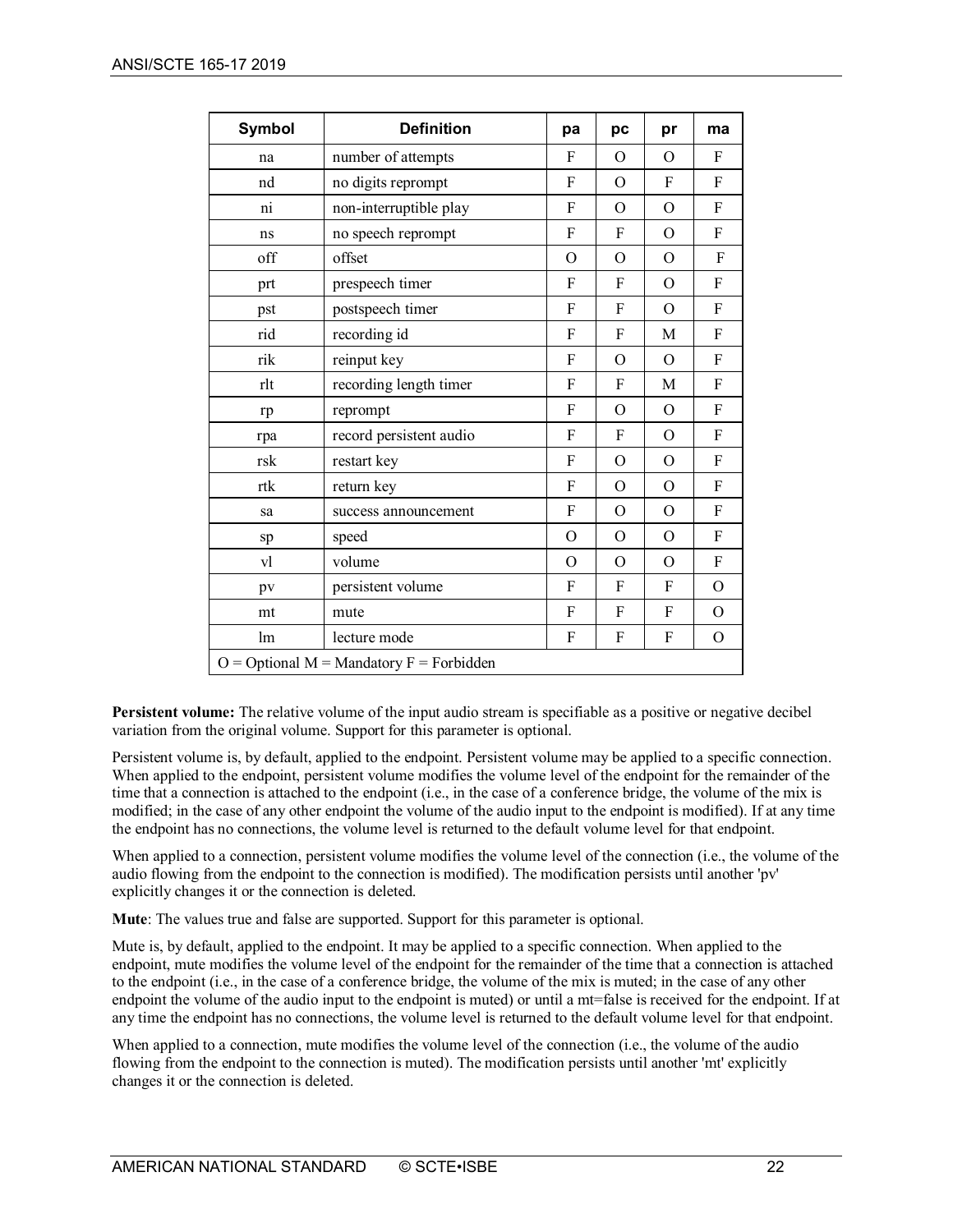| Symbol | Definition | pa | pc | pr | ma |
|---|---|---|---|---|---|
| na | number of attempts | F | O | O | F |
| nd | no digits reprompt | F | O | F | F |
| ni | non-interruptible play | F | O | O | F |
| ns | no speech reprompt | F | F | O | F |
| off | offset | O | O | O | F |
| prt | prespeech timer | F | F | O | F |
| pst | postspeech timer | F | F | O | F |
| rid | recording id | F | F | M | F |
| rik | reinput key | F | O | O | F |
| rlt | recording length timer | F | F | M | F |
| rp | reprompt | F | O | O | F |
| rpa | record persistent audio | F | F | O | F |
| rsk | restart key | F | O | O | F |
| rtk | return key | F | O | O | F |
| sa | success announcement | F | O | O | F |
| sp | speed | O | O | O | F |
| vl | volume | O | O | O | F |
| pv | persistent volume | F | F | F | O |
| mt | mute | F | F | F | O |
| lm | lecture mode | F | F | F | O |
| O = Optional M = Mandatory F = Forbidden | | | | | |

**Persistent volume:** The relative volume of the input audio stream is specifiable as a positive or negative decibel variation from the original volume. Support for this parameter is optional.

Persistent volume is, by default, applied to the endpoint. Persistent volume may be applied to a specific connection. When applied to the endpoint, persistent volume modifies the volume level of the endpoint for the remainder of the time that a connection is attached to the endpoint (i.e., in the case of a conference bridge, the volume of the mix is modified; in the case of any other endpoint the volume of the audio input to the endpoint is modified). If at any time the endpoint has no connections, the volume level is returned to the default volume level for that endpoint.

When applied to a connection, persistent volume modifies the volume level of the connection (i.e., the volume of the audio flowing from the endpoint to the connection is modified). The modification persists until another 'pv' explicitly changes it or the connection is deleted.

**Mute**: The values true and false are supported. Support for this parameter is optional.

Mute is, by default, applied to the endpoint. It may be applied to a specific connection. When applied to the endpoint, mute modifies the volume level of the endpoint for the remainder of the time that a connection is attached to the endpoint (i.e., in the case of a conference bridge, the volume of the mix is muted; in the case of any other endpoint the volume of the audio input to the endpoint is muted) or until a mt=false is received for the endpoint. If at any time the endpoint has no connections, the volume level is returned to the default volume level for that endpoint.

When applied to a connection, mute modifies the volume level of the connection (i.e., the volume of the audio flowing from the endpoint to the connection is muted). The modification persists until another 'mt' explicitly changes it or the connection is deleted.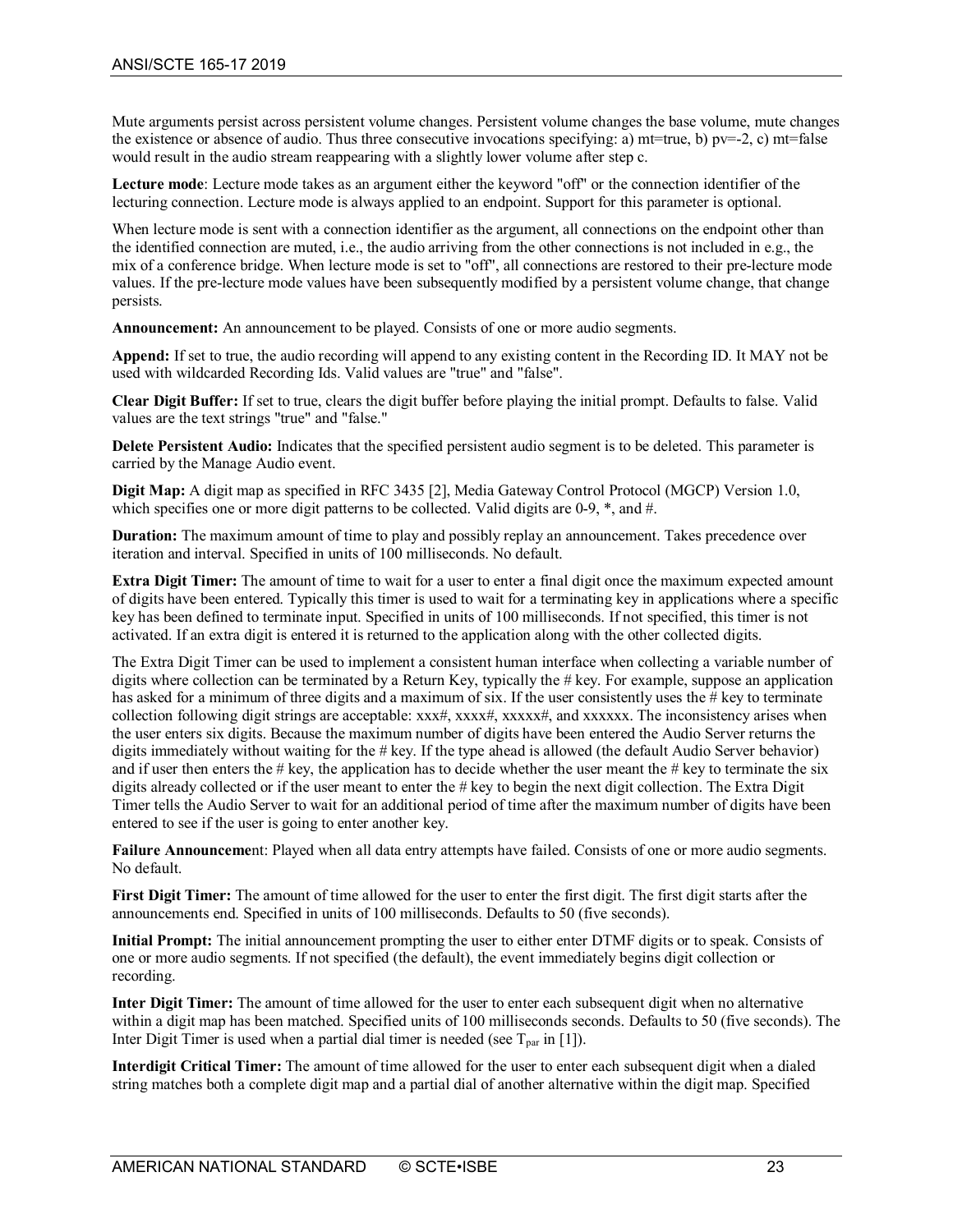Mute arguments persist across persistent volume changes. Persistent volume changes the base volume, mute changes the existence or absence of audio. Thus three consecutive invocations specifying: a) mt=true, b) pv=-2, c) mt=false would result in the audio stream reappearing with a slightly lower volume after step c.

**Lecture mode**: Lecture mode takes as an argument either the keyword "off" or the connection identifier of the lecturing connection. Lecture mode is always applied to an endpoint. Support for this parameter is optional.

When lecture mode is sent with a connection identifier as the argument, all connections on the endpoint other than the identified connection are muted, i.e., the audio arriving from the other connections is not included in e.g., the mix of a conference bridge. When lecture mode is set to "off", all connections are restored to their pre-lecture mode values. If the pre-lecture mode values have been subsequently modified by a persistent volume change, that change persists.

**Announcement:** An announcement to be played. Consists of one or more audio segments.

**Append:** If set to true, the audio recording will append to any existing content in the Recording ID. It MAY not be used with wildcarded Recording Ids. Valid values are "true" and "false".

**Clear Digit Buffer:** If set to true, clears the digit buffer before playing the initial prompt. Defaults to false. Valid values are the text strings "true" and "false."

**Delete Persistent Audio:** Indicates that the specified persistent audio segment is to be deleted. This parameter is carried by the Manage Audio event.

**Digit Map:** A digit map as specified in RFC 3435 [2], Media Gateway Control Protocol (MGCP) Version 1.0, which specifies one or more digit patterns to be collected. Valid digits are 0-9, *, and #.

**Duration:** The maximum amount of time to play and possibly replay an announcement. Takes precedence over iteration and interval. Specified in units of 100 milliseconds. No default.

**Extra Digit Timer:** The amount of time to wait for a user to enter a final digit once the maximum expected amount of digits have been entered. Typically this timer is used to wait for a terminating key in applications where a specific key has been defined to terminate input. Specified in units of 100 milliseconds. If not specified, this timer is not activated. If an extra digit is entered it is returned to the application along with the other collected digits.

The Extra Digit Timer can be used to implement a consistent human interface when collecting a variable number of digits where collection can be terminated by a Return Key, typically the # key. For example, suppose an application has asked for a minimum of three digits and a maximum of six. If the user consistently uses the # key to terminate collection following digit strings are acceptable: xxx#, xxxx#, xxxxx#, and xxxxxx. The inconsistency arises when the user enters six digits. Because the maximum number of digits have been entered the Audio Server returns the digits immediately without waiting for the # key. If the type ahead is allowed (the default Audio Server behavior) and if user then enters the # key, the application has to decide whether the user meant the # key to terminate the six digits already collected or if the user meant to enter the # key to begin the next digit collection. The Extra Digit Timer tells the Audio Server to wait for an additional period of time after the maximum number of digits have been entered to see if the user is going to enter another key.

**Failure Announceme**nt: Played when all data entry attempts have failed. Consists of one or more audio segments. No default.

**First Digit Timer:** The amount of time allowed for the user to enter the first digit. The first digit starts after the announcements end. Specified in units of 100 milliseconds. Defaults to 50 (five seconds).

**Initial Prompt:** The initial announcement prompting the user to either enter DTMF digits or to speak. Consists of one or more audio segments. If not specified (the default), the event immediately begins digit collection or recording.

**Inter Digit Timer:** The amount of time allowed for the user to enter each subsequent digit when no alternative within a digit map has been matched. Specified units of 100 milliseconds seconds. Defaults to 50 (five seconds). The Inter Digit Timer is used when a partial dial timer is needed (see $T_{par}$ in [1]).

**Interdigit Critical Timer:** The amount of time allowed for the user to enter each subsequent digit when a dialed string matches both a complete digit map and a partial dial of another alternative within the digit map. Specified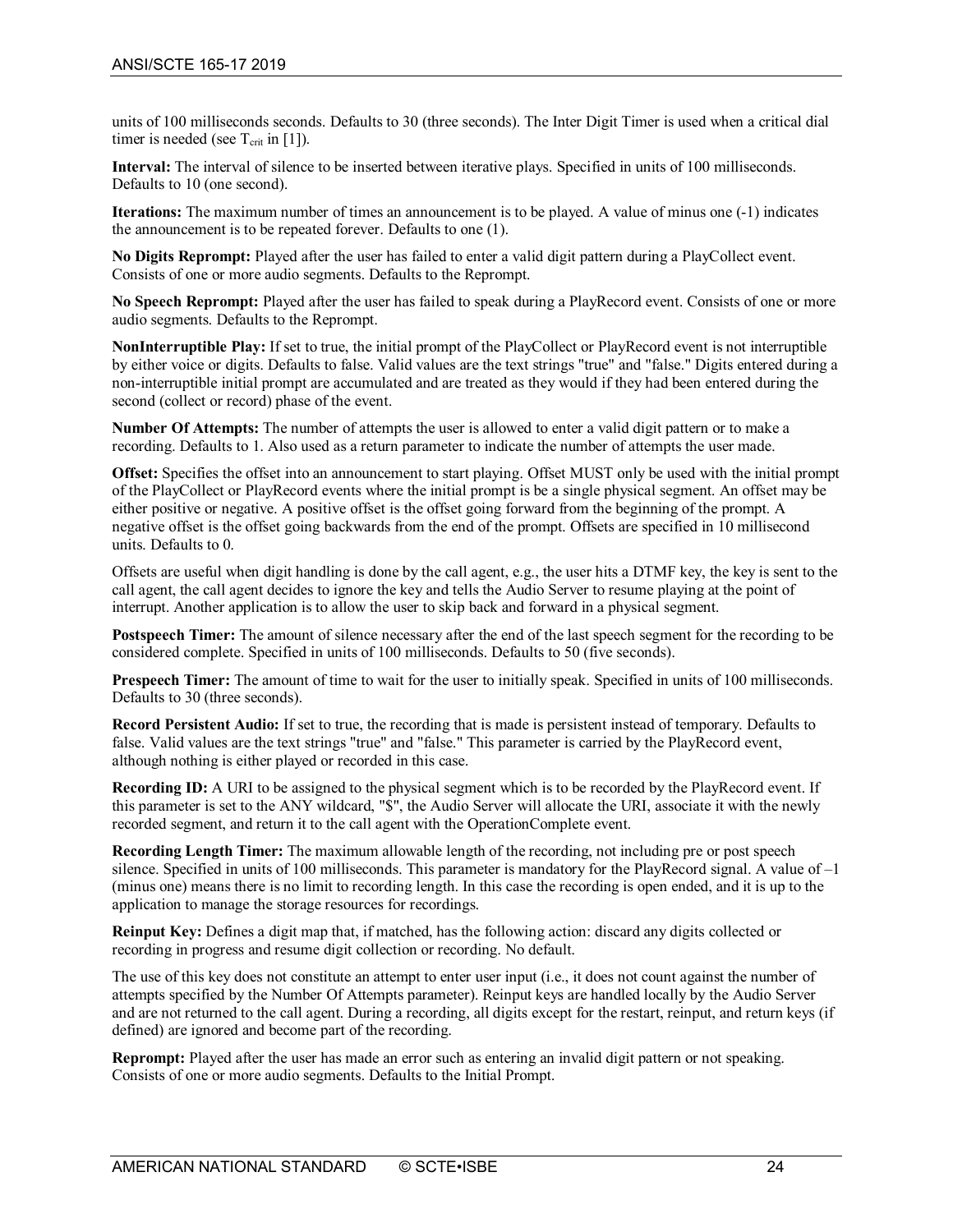units of 100 milliseconds seconds. Defaults to 30 (three seconds). The Inter Digit Timer is used when a critical dial timer is needed (see $T_{crit}$ in [1]).

**Interval:** The interval of silence to be inserted between iterative plays. Specified in units of 100 milliseconds. Defaults to 10 (one second).

**Iterations:** The maximum number of times an announcement is to be played. A value of minus one (-1) indicates the announcement is to be repeated forever. Defaults to one (1).

**No Digits Reprompt:** Played after the user has failed to enter a valid digit pattern during a PlayCollect event. Consists of one or more audio segments. Defaults to the Reprompt.

**No Speech Reprompt:** Played after the user has failed to speak during a PlayRecord event. Consists of one or more audio segments. Defaults to the Reprompt.

**NonInterruptible Play:** If set to true, the initial prompt of the PlayCollect or PlayRecord event is not interruptible by either voice or digits. Defaults to false. Valid values are the text strings "true" and "false." Digits entered during a non-interruptible initial prompt are accumulated and are treated as they would if they had been entered during the second (collect or record) phase of the event.

**Number Of Attempts:** The number of attempts the user is allowed to enter a valid digit pattern or to make a recording. Defaults to 1. Also used as a return parameter to indicate the number of attempts the user made.

**Offset:** Specifies the offset into an announcement to start playing. Offset MUST only be used with the initial prompt of the PlayCollect or PlayRecord events where the initial prompt is be a single physical segment. An offset may be either positive or negative. A positive offset is the offset going forward from the beginning of the prompt. A negative offset is the offset going backwards from the end of the prompt. Offsets are specified in 10 millisecond units. Defaults to 0.

Offsets are useful when digit handling is done by the call agent, e.g., the user hits a DTMF key, the key is sent to the call agent, the call agent decides to ignore the key and tells the Audio Server to resume playing at the point of interrupt. Another application is to allow the user to skip back and forward in a physical segment.

**Postspeech Timer:** The amount of silence necessary after the end of the last speech segment for the recording to be considered complete. Specified in units of 100 milliseconds. Defaults to 50 (five seconds).

**Prespeech Timer:** The amount of time to wait for the user to initially speak. Specified in units of 100 milliseconds. Defaults to 30 (three seconds).

**Record Persistent Audio:** If set to true, the recording that is made is persistent instead of temporary. Defaults to false. Valid values are the text strings "true" and "false." This parameter is carried by the PlayRecord event, although nothing is either played or recorded in this case.

**Recording ID:** A URI to be assigned to the physical segment which is to be recorded by the PlayRecord event. If this parameter is set to the ANY wildcard, "$", the Audio Server will allocate the URI, associate it with the newly recorded segment, and return it to the call agent with the OperationComplete event.

**Recording Length Timer:** The maximum allowable length of the recording, not including pre or post speech silence. Specified in units of 100 milliseconds. This parameter is mandatory for the PlayRecord signal. A value of –1 (minus one) means there is no limit to recording length. In this case the recording is open ended, and it is up to the application to manage the storage resources for recordings.

**Reinput Key:** Defines a digit map that, if matched, has the following action: discard any digits collected or recording in progress and resume digit collection or recording. No default.

The use of this key does not constitute an attempt to enter user input (i.e., it does not count against the number of attempts specified by the Number Of Attempts parameter). Reinput keys are handled locally by the Audio Server and are not returned to the call agent. During a recording, all digits except for the restart, reinput, and return keys (if defined) are ignored and become part of the recording.

**Reprompt:** Played after the user has made an error such as entering an invalid digit pattern or not speaking. Consists of one or more audio segments. Defaults to the Initial Prompt.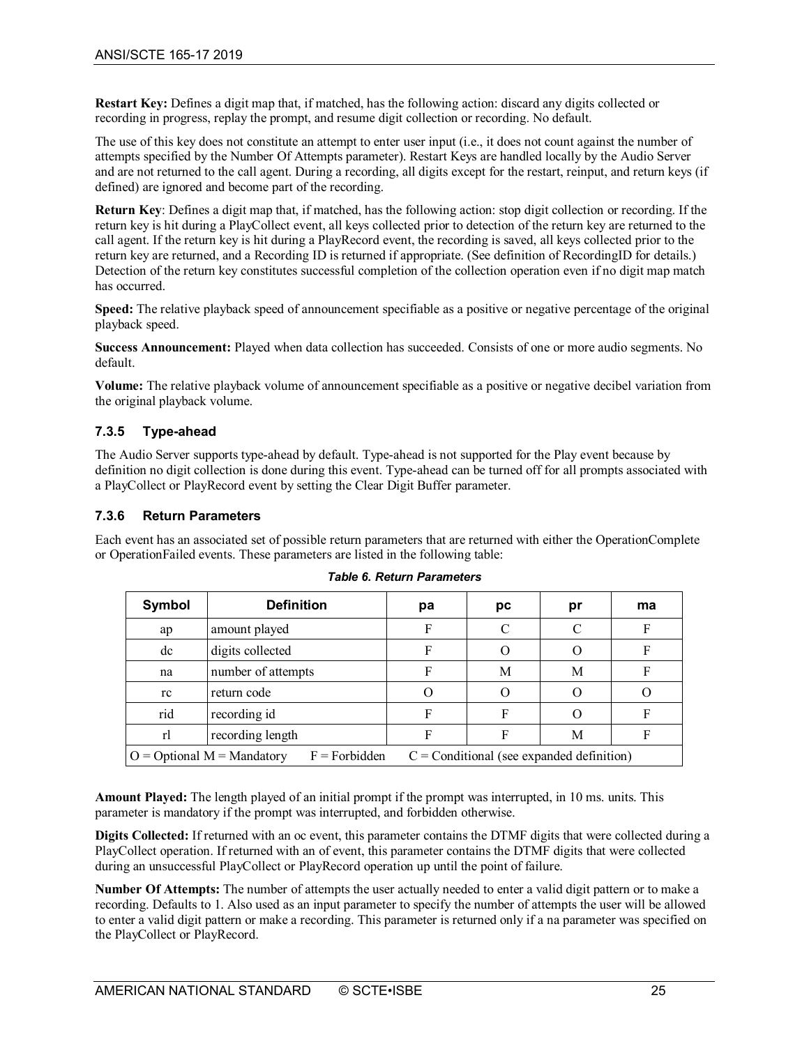**Restart Key:** Defines a digit map that, if matched, has the following action: discard any digits collected or recording in progress, replay the prompt, and resume digit collection or recording. No default.

The use of this key does not constitute an attempt to enter user input (i.e., it does not count against the number of attempts specified by the Number Of Attempts parameter). Restart Keys are handled locally by the Audio Server and are not returned to the call agent. During a recording, all digits except for the restart, reinput, and return keys (if defined) are ignored and become part of the recording.

**Return Key**: Defines a digit map that, if matched, has the following action: stop digit collection or recording. If the return key is hit during a PlayCollect event, all keys collected prior to detection of the return key are returned to the call agent. If the return key is hit during a PlayRecord event, the recording is saved, all keys collected prior to the return key are returned, and a Recording ID is returned if appropriate. (See definition of RecordingID for details.) Detection of the return key constitutes successful completion of the collection operation even if no digit map match has occurred.

**Speed:** The relative playback speed of announcement specifiable as a positive or negative percentage of the original playback speed.

**Success Announcement:** Played when data collection has succeeded. Consists of one or more audio segments. No default.

**Volume:** The relative playback volume of announcement specifiable as a positive or negative decibel variation from the original playback volume.

### 7.3.5 Type-ahead

The Audio Server supports type-ahead by default. Type-ahead is not supported for the Play event because by definition no digit collection is done during this event. Type-ahead can be turned off for all prompts associated with a PlayCollect or PlayRecord event by setting the Clear Digit Buffer parameter.

### 7.3.6 Return Parameters

Each event has an associated set of possible return parameters that are returned with either the OperationComplete or OperationFailed events. These parameters are listed in the following table:

*Table 6. Return Parameters*

| Symbol | Definition | pa | pc | pr | ma |
|---|---|---|---|---|---|
| ap | amount played | F | C | C | F |
| dc | digits collected | F | O | O | F |
| na | number of attempts | F | M | M | F |
| rc | return code | O | O | O | O |
| rid | recording id | F | F | O | F |
| rl | recording length | F | F | M | F |
| O = Optional M = Mandatory F = Forbidden C = Conditional (see expanded definition) | | | | | |

**Amount Played:** The length played of an initial prompt if the prompt was interrupted, in 10 ms. units. This parameter is mandatory if the prompt was interrupted, and forbidden otherwise.

**Digits Collected:** If returned with an oc event, this parameter contains the DTMF digits that were collected during a PlayCollect operation. If returned with an of event, this parameter contains the DTMF digits that were collected during an unsuccessful PlayCollect or PlayRecord operation up until the point of failure.

**Number Of Attempts:** The number of attempts the user actually needed to enter a valid digit pattern or to make a recording. Defaults to 1. Also used as an input parameter to specify the number of attempts the user will be allowed to enter a valid digit pattern or make a recording. This parameter is returned only if a na parameter was specified on the PlayCollect or PlayRecord.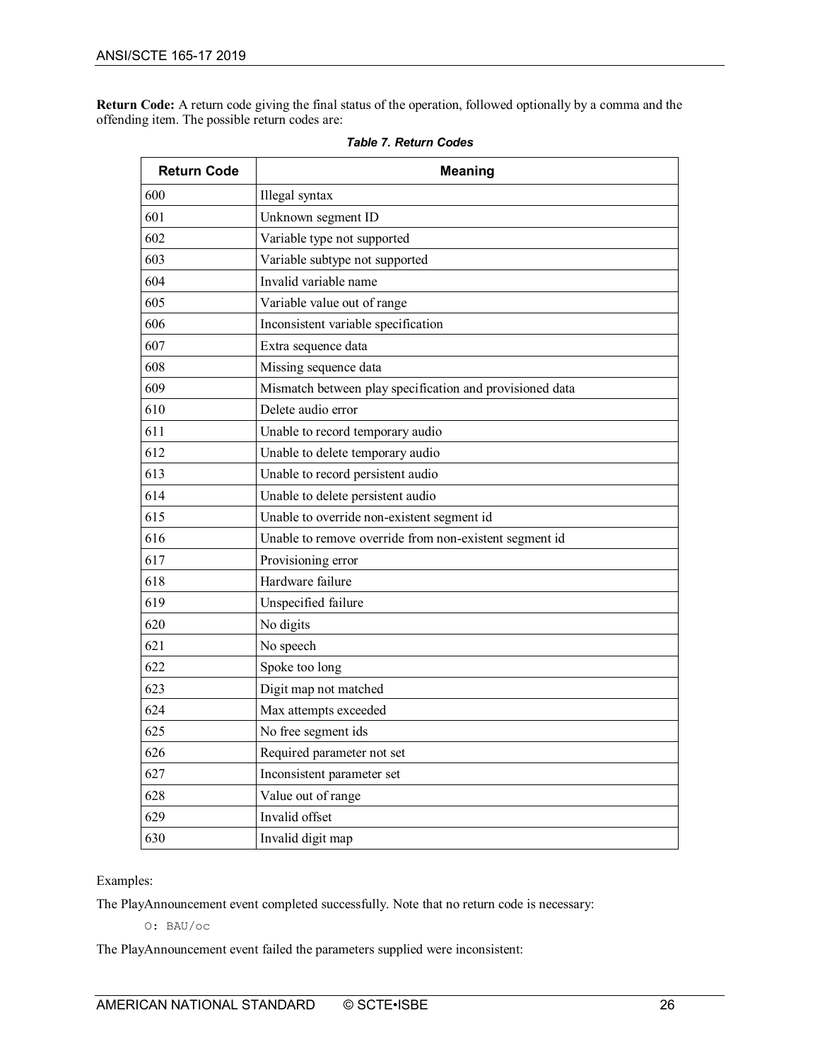**Return Code:** A return code giving the final status of the operation, followed optionally by a comma and the offending item. The possible return codes are:

***Table 7. Return Codes***

| Return Code | Meaning |
|---|---|
| 600 | Illegal syntax |
| 601 | Unknown segment ID |
| 602 | Variable type not supported |
| 603 | Variable subtype not supported |
| 604 | Invalid variable name |
| 605 | Variable value out of range |
| 606 | Inconsistent variable specification |
| 607 | Extra sequence data |
| 608 | Missing sequence data |
| 609 | Mismatch between play specification and provisioned data |
| 610 | Delete audio error |
| 611 | Unable to record temporary audio |
| 612 | Unable to delete temporary audio |
| 613 | Unable to record persistent audio |
| 614 | Unable to delete persistent audio |
| 615 | Unable to override non-existent segment id |
| 616 | Unable to remove override from non-existent segment id |
| 617 | Provisioning error |
| 618 | Hardware failure |
| 619 | Unspecified failure |
| 620 | No digits |
| 621 | No speech |
| 622 | Spoke too long |
| 623 | Digit map not matched |
| 624 | Max attempts exceeded |
| 625 | No free segment ids |
| 626 | Required parameter not set |
| 627 | Inconsistent parameter set |
| 628 | Value out of range |
| 629 | Invalid offset |
| 630 | Invalid digit map |

Examples:

The PlayAnnouncement event completed successfully. Note that no return code is necessary:

```
O: BAU/oc
```

The PlayAnnouncement event failed the parameters supplied were inconsistent: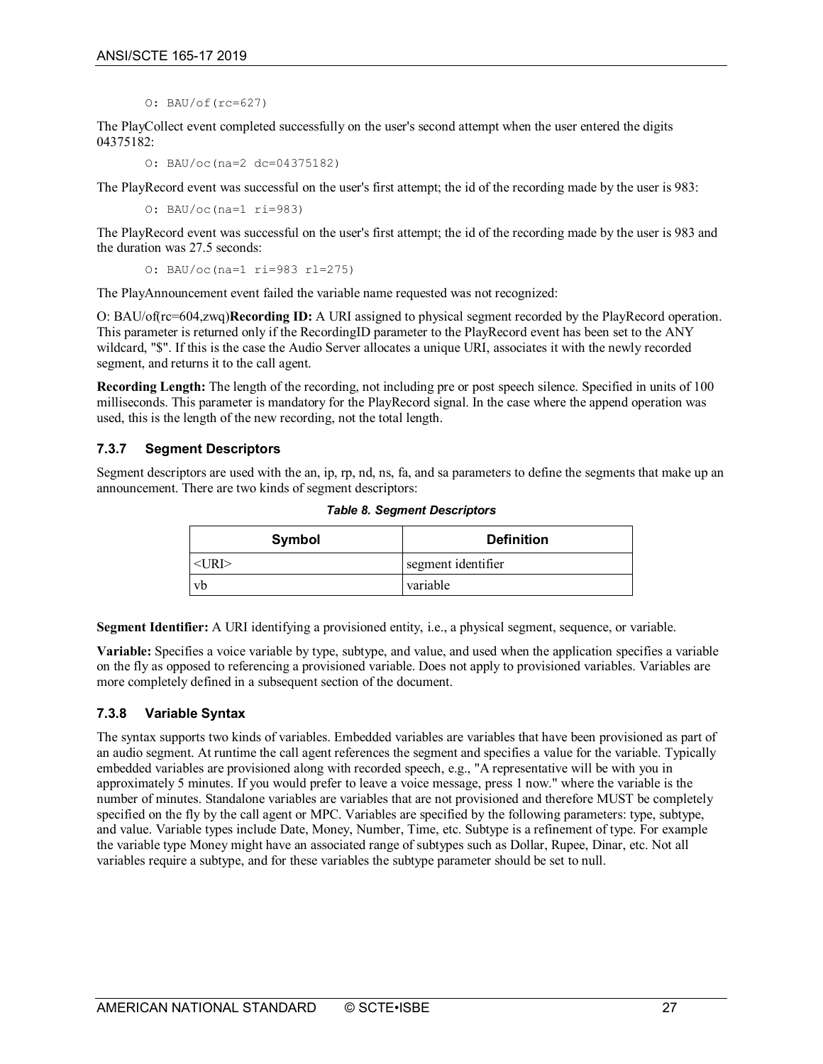```
O: BAU/of(rc=627)
```

The PlayCollect event completed successfully on the user's second attempt when the user entered the digits 04375182:

```
O: BAU/oc(na=2 dc=04375182)
```

The PlayRecord event was successful on the user's first attempt; the id of the recording made by the user is 983:

```
O: BAU/oc(na=1 ri=983)
```

The PlayRecord event was successful on the user's first attempt; the id of the recording made by the user is 983 and the duration was 27.5 seconds:

```
O: BAU/oc(na=1 ri=983 rl=275)
```

The PlayAnnouncement event failed the variable name requested was not recognized:

O: BAU/of(rc=604,zwq)**Recording ID:** A URI assigned to physical segment recorded by the PlayRecord operation. This parameter is returned only if the RecordingID parameter to the PlayRecord event has been set to the ANY wildcard, "$". If this is the case the Audio Server allocates a unique URI, associates it with the newly recorded segment, and returns it to the call agent.

**Recording Length:** The length of the recording, not including pre or post speech silence. Specified in units of 100 milliseconds. This parameter is mandatory for the PlayRecord signal. In the case where the append operation was used, this is the length of the new recording, not the total length.

### 7.3.7 Segment Descriptors

Segment descriptors are used with the an, ip, rp, nd, ns, fa, and sa parameters to define the segments that make up an announcement. There are two kinds of segment descriptors:

*Table 8. Segment Descriptors*

| Symbol | Definition |
|---|---|
| <URI> | segment identifier |
| vb | variable |

**Segment Identifier:** A URI identifying a provisioned entity, i.e., a physical segment, sequence, or variable.

**Variable:** Specifies a voice variable by type, subtype, and value, and used when the application specifies a variable on the fly as opposed to referencing a provisioned variable. Does not apply to provisioned variables. Variables are more completely defined in a subsequent section of the document.

### 7.3.8 Variable Syntax

The syntax supports two kinds of variables. Embedded variables are variables that have been provisioned as part of an audio segment. At runtime the call agent references the segment and specifies a value for the variable. Typically embedded variables are provisioned along with recorded speech, e.g., "A representative will be with you in approximately 5 minutes. If you would prefer to leave a voice message, press 1 now." where the variable is the number of minutes. Standalone variables are variables that are not provisioned and therefore MUST be completely specified on the fly by the call agent or MPC. Variables are specified by the following parameters: type, subtype, and value. Variable types include Date, Money, Number, Time, etc. Subtype is a refinement of type. For example the variable type Money might have an associated range of subtypes such as Dollar, Rupee, Dinar, etc. Not all variables require a subtype, and for these variables the subtype parameter should be set to null.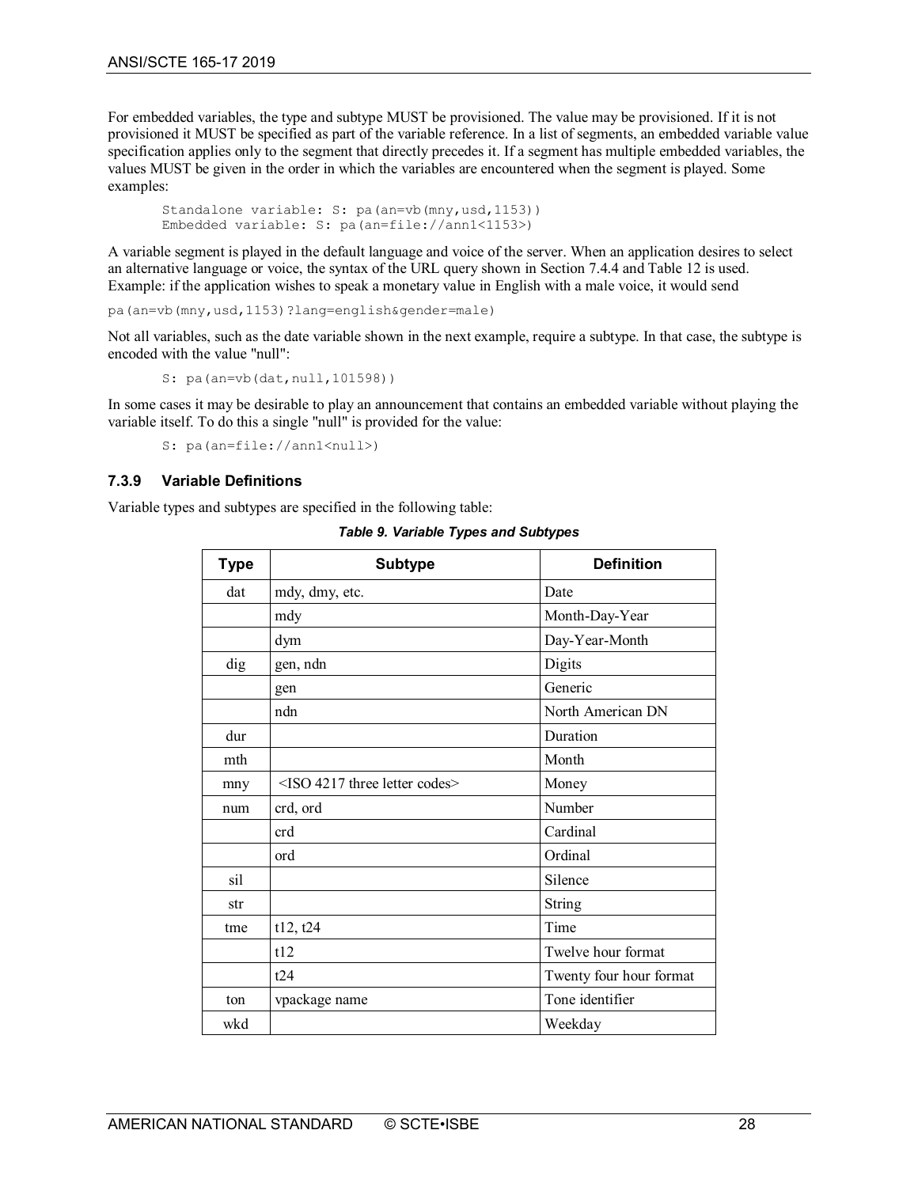For embedded variables, the type and subtype MUST be provisioned. The value may be provisioned. If it is not provisioned it MUST be specified as part of the variable reference. In a list of segments, an embedded variable value specification applies only to the segment that directly precedes it. If a segment has multiple embedded variables, the values MUST be given in the order in which the variables are encountered when the segment is played. Some examples:

```
Standalone variable: S: pa(an=vb(mny,usd,1153))
Embedded variable: S: pa(an=file://ann1<1153>)
```

A variable segment is played in the default language and voice of the server. When an application desires to select an alternative language or voice, the syntax of the URL query shown in Section 7.4.4 and Table 12 is used. Example: if the application wishes to speak a monetary value in English with a male voice, it would send

```
pa(an=vb(mny,usd,1153)?lang=english&gender=male)
```

Not all variables, such as the date variable shown in the next example, require a subtype. In that case, the subtype is encoded with the value "null":

```
S: pa(an=vb(dat,null,101598))
```

In some cases it may be desirable to play an announcement that contains an embedded variable without playing the variable itself. To do this a single "null" is provided for the value:

```
S: pa(an=file://ann1<null>)
```

### 7.3.9 Variable Definitions

Variable types and subtypes are specified in the following table:

*Table 9. Variable Types and Subtypes*

| Type | Subtype | Definition |
|---|---|---|
| dat | mdy, dmy, etc. | Date |
| | mdy | Month-Day-Year |
| | dym | Day-Year-Month |
| dig | gen, ndn | Digits |
| | gen | Generic |
| | ndn | North American DN |
| dur | | Duration |
| mth | | Month |
| mny | <ISO 4217 three letter codes> | Money |
| num | crd, ord | Number |
| | crd | Cardinal |
| | ord | Ordinal |
| sil | | Silence |
| str | | String |
| tme | t12, t24 | Time |
| | t12 | Twelve hour format |
| | t24 | Twenty four hour format |
| ton | vpackage name | Tone identifier |
| wkd | | Weekday |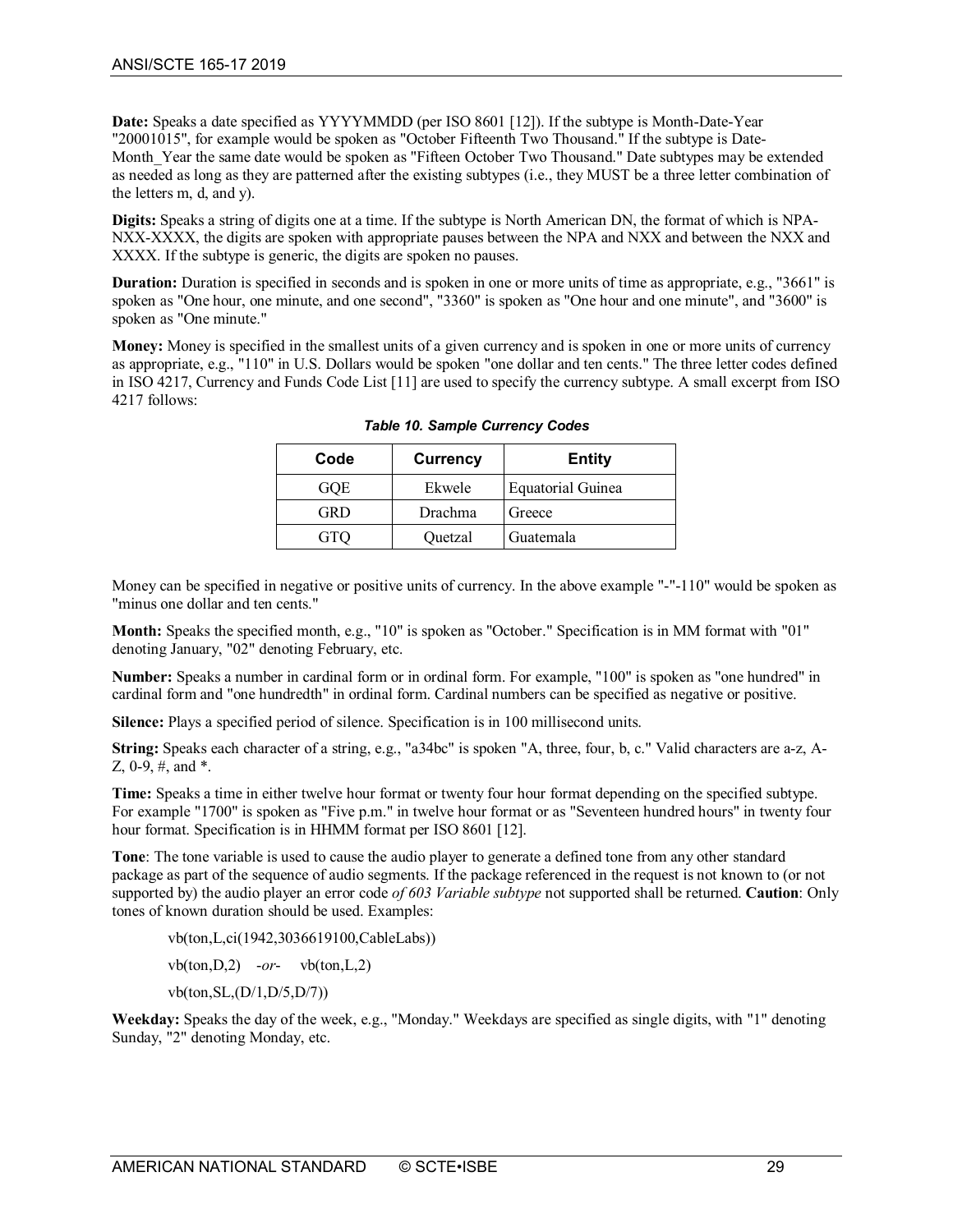**Date:** Speaks a date specified as YYYYMMDD (per ISO 8601 [12]). If the subtype is Month-Date-Year "20001015", for example would be spoken as "October Fifteenth Two Thousand." If the subtype is Date-Month_Year the same date would be spoken as "Fifteen October Two Thousand." Date subtypes may be extended as needed as long as they are patterned after the existing subtypes (i.e., they MUST be a three letter combination of the letters m, d, and y).

**Digits:** Speaks a string of digits one at a time. If the subtype is North American DN, the format of which is NPA-NXX-XXXX, the digits are spoken with appropriate pauses between the NPA and NXX and between the NXX and XXXX. If the subtype is generic, the digits are spoken no pauses.

**Duration:** Duration is specified in seconds and is spoken in one or more units of time as appropriate, e.g., "3661" is spoken as "One hour, one minute, and one second", "3360" is spoken as "One hour and one minute", and "3600" is spoken as "One minute."

**Money:** Money is specified in the smallest units of a given currency and is spoken in one or more units of currency as appropriate, e.g., "110" in U.S. Dollars would be spoken "one dollar and ten cents." The three letter codes defined in ISO 4217, Currency and Funds Code List [11] are used to specify the currency subtype. A small excerpt from ISO 4217 follows:

***Table 10. Sample Currency Codes***

| Code | Currency | Entity |
|---|---|---|
| GQE | Ekwele | Equatorial Guinea |
| GRD | Drachma | Greece |
| GTQ | Quetzal | Guatemala |

Money can be specified in negative or positive units of currency. In the above example "-"-110" would be spoken as "minus one dollar and ten cents."

**Month:** Speaks the specified month, e.g., "10" is spoken as "October." Specification is in MM format with "01" denoting January, "02" denoting February, etc.

**Number:** Speaks a number in cardinal form or in ordinal form. For example, "100" is spoken as "one hundred" in cardinal form and "one hundredth" in ordinal form. Cardinal numbers can be specified as negative or positive.

**Silence:** Plays a specified period of silence. Specification is in 100 millisecond units.

**String:** Speaks each character of a string, e.g., "a34bc" is spoken "A, three, four, b, c." Valid characters are a-z, A-Z, 0-9, #, and *.

**Time:** Speaks a time in either twelve hour format or twenty four hour format depending on the specified subtype. For example "1700" is spoken as "Five p.m." in twelve hour format or as "Seventeen hundred hours" in twenty four hour format. Specification is in HHMM format per ISO 8601 [12].

**Tone**: The tone variable is used to cause the audio player to generate a defined tone from any other standard package as part of the sequence of audio segments. If the package referenced in the request is not known to (or not supported by) the audio player an error code *of 603 Variable subtype* not supported shall be returned. **Caution**: Only tones of known duration should be used. Examples:

vb(ton,L,ci(1942,3036619100,CableLabs))

vb(ton,D,2) *-or-* vb(ton,L,2)

vb(ton,SL,(D/1,D/5,D/7))

**Weekday:** Speaks the day of the week, e.g., "Monday." Weekdays are specified as single digits, with "1" denoting Sunday, "2" denoting Monday, etc.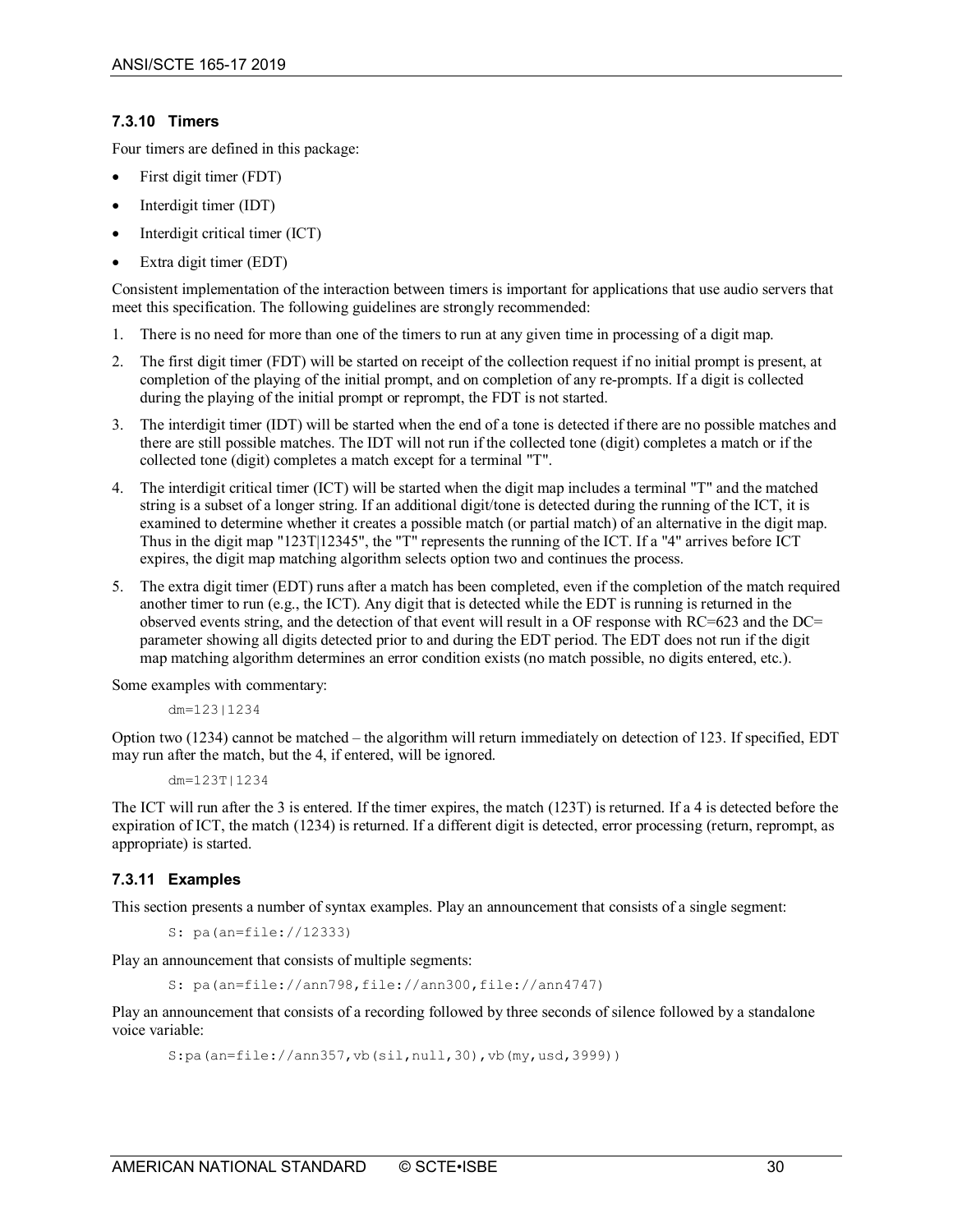### 7.3.10 Timers

Four timers are defined in this package:

- First digit timer (FDT)
- Interdigit timer (IDT)
- Interdigit critical timer (ICT)
- Extra digit timer (EDT)

Consistent implementation of the interaction between timers is important for applications that use audio servers that meet this specification. The following guidelines are strongly recommended:

1. There is no need for more than one of the timers to run at any given time in processing of a digit map.
2. The first digit timer (FDT) will be started on receipt of the collection request if no initial prompt is present, at completion of the playing of the initial prompt, and on completion of any re-prompts. If a digit is collected during the playing of the initial prompt or reprompt, the FDT is not started.
3. The interdigit timer (IDT) will be started when the end of a tone is detected if there are no possible matches and there are still possible matches. The IDT will not run if the collected tone (digit) completes a match or if the collected tone (digit) completes a match except for a terminal "T".
4. The interdigit critical timer (ICT) will be started when the digit map includes a terminal "T" and the matched string is a subset of a longer string. If an additional digit/tone is detected during the running of the ICT, it is examined to determine whether it creates a possible match (or partial match) of an alternative in the digit map. Thus in the digit map "123T|12345", the "T" represents the running of the ICT. If a "4" arrives before ICT expires, the digit map matching algorithm selects option two and continues the process.
5. The extra digit timer (EDT) runs after a match has been completed, even if the completion of the match required another timer to run (e.g., the ICT). Any digit that is detected while the EDT is running is returned in the observed events string, and the detection of that event will result in a OF response with RC=623 and the DC= parameter showing all digits detected prior to and during the EDT period. The EDT does not run if the digit map matching algorithm determines an error condition exists (no match possible, no digits entered, etc.).

Some examples with commentary:

```
dm=123|1234
```

Option two (1234) cannot be matched – the algorithm will return immediately on detection of 123. If specified, EDT may run after the match, but the 4, if entered, will be ignored.

```
dm=123T|1234
```

The ICT will run after the 3 is entered. If the timer expires, the match (123T) is returned. If a 4 is detected before the expiration of ICT, the match (1234) is returned. If a different digit is detected, error processing (return, reprompt, as appropriate) is started.

### 7.3.11 Examples

This section presents a number of syntax examples. Play an announcement that consists of a single segment:

```
S: pa(an=file://12333)
```

Play an announcement that consists of multiple segments:

```
S: pa(an=file://ann798,file://ann300,file://ann4747)
```

Play an announcement that consists of a recording followed by three seconds of silence followed by a standalone voice variable:

```
S:pa(an=file://ann357,vb(sil,null,30),vb(my,usd,3999))
```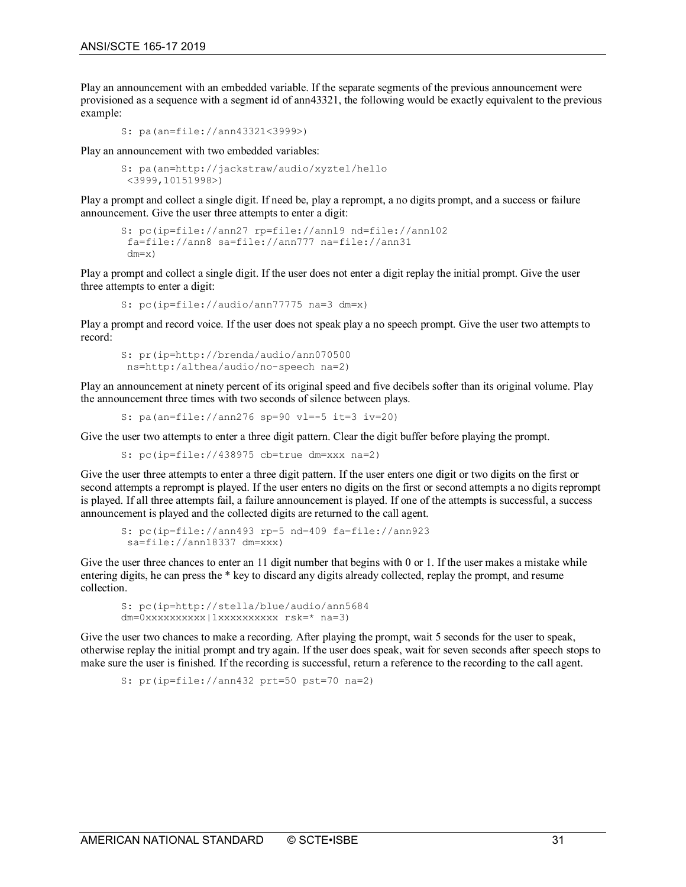Play an announcement with an embedded variable. If the separate segments of the previous announcement were provisioned as a sequence with a segment id of ann43321, the following would be exactly equivalent to the previous example:

```
S: pa(an=file://ann43321<3999>)
```

Play an announcement with two embedded variables:

```
S: pa(an=http://jackstraw/audio/xyztel/hello
 <3999,10151998>)
```

Play a prompt and collect a single digit. If need be, play a reprompt, a no digits prompt, and a success or failure announcement. Give the user three attempts to enter a digit:

```
S: pc(ip=file://ann27 rp=file://ann19 nd=file://ann102
 fa=file://ann8 sa=file://ann777 na=file://ann31
 dm=x)
```

Play a prompt and collect a single digit. If the user does not enter a digit replay the initial prompt. Give the user three attempts to enter a digit:

```
S: pc(ip=file://audio/ann77775 na=3 dm=x)
```

Play a prompt and record voice. If the user does not speak play a no speech prompt. Give the user two attempts to record:

```
S: pr(ip=http://brenda/audio/ann070500
 ns=http:/althea/audio/no-speech na=2)
```

Play an announcement at ninety percent of its original speed and five decibels softer than its original volume. Play the announcement three times with two seconds of silence between plays.

```
S: pa(an=file://ann276 sp=90 vl=-5 it=3 iv=20)
```

Give the user two attempts to enter a three digit pattern. Clear the digit buffer before playing the prompt.

```
S: pc(ip=file://438975 cb=true dm=xxx na=2)
```

Give the user three attempts to enter a three digit pattern. If the user enters one digit or two digits on the first or second attempts a reprompt is played. If the user enters no digits on the first or second attempts a no digits reprompt is played. If all three attempts fail, a failure announcement is played. If one of the attempts is successful, a success announcement is played and the collected digits are returned to the call agent.

```
S: pc(ip=file://ann493 rp=5 nd=409 fa=file://ann923
 sa=file://ann18337 dm=xxx)
```

Give the user three chances to enter an 11 digit number that begins with 0 or 1. If the user makes a mistake while entering digits, he can press the * key to discard any digits already collected, replay the prompt, and resume collection.

```
S: pc(ip=http://stella/blue/audio/ann5684
dm=0xxxxxxxxxx|1xxxxxxxxxx rsk=* na=3)
```

Give the user two chances to make a recording. After playing the prompt, wait 5 seconds for the user to speak, otherwise replay the initial prompt and try again. If the user does speak, wait for seven seconds after speech stops to make sure the user is finished. If the recording is successful, return a reference to the recording to the call agent.

```
S: pr(ip=file://ann432 prt=50 pst=70 na=2)
```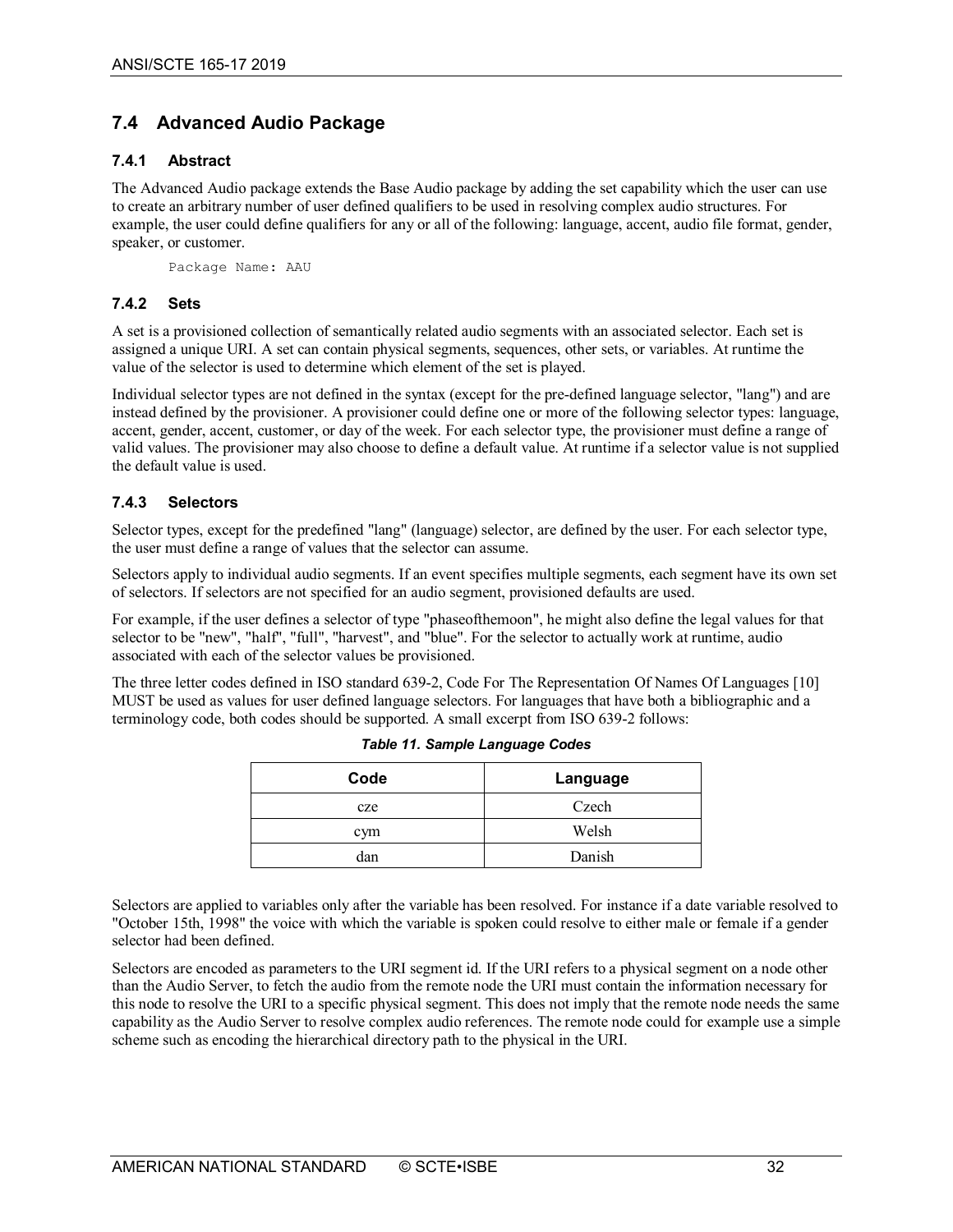## 7.4 Advanced Audio Package

### 7.4.1 Abstract

The Advanced Audio package extends the Base Audio package by adding the set capability which the user can use to create an arbitrary number of user defined qualifiers to be used in resolving complex audio structures. For example, the user could define qualifiers for any or all of the following: language, accent, audio file format, gender, speaker, or customer.

```
Package Name: AAU
```

### 7.4.2 Sets

A set is a provisioned collection of semantically related audio segments with an associated selector. Each set is assigned a unique URI. A set can contain physical segments, sequences, other sets, or variables. At runtime the value of the selector is used to determine which element of the set is played.

Individual selector types are not defined in the syntax (except for the pre-defined language selector, "lang") and are instead defined by the provisioner. A provisioner could define one or more of the following selector types: language, accent, gender, accent, customer, or day of the week. For each selector type, the provisioner must define a range of valid values. The provisioner may also choose to define a default value. At runtime if a selector value is not supplied the default value is used.

### 7.4.3 Selectors

Selector types, except for the predefined "lang" (language) selector, are defined by the user. For each selector type, the user must define a range of values that the selector can assume.

Selectors apply to individual audio segments. If an event specifies multiple segments, each segment have its own set of selectors. If selectors are not specified for an audio segment, provisioned defaults are used.

For example, if the user defines a selector of type "phaseofthemoon", he might also define the legal values for that selector to be "new", "half", "full", "harvest", and "blue". For the selector to actually work at runtime, audio associated with each of the selector values be provisioned.

The three letter codes defined in ISO standard 639-2, Code For The Representation Of Names Of Languages [10] MUST be used as values for user defined language selectors. For languages that have both a bibliographic and a terminology code, both codes should be supported. A small excerpt from ISO 639-2 follows:

*Table 11. Sample Language Codes*

| Code | Language |
| --- | --- |
| cze | Czech |
| cym | Welsh |
| dan | Danish |

Selectors are applied to variables only after the variable has been resolved. For instance if a date variable resolved to "October 15th, 1998" the voice with which the variable is spoken could resolve to either male or female if a gender selector had been defined.

Selectors are encoded as parameters to the URI segment id. If the URI refers to a physical segment on a node other than the Audio Server, to fetch the audio from the remote node the URI must contain the information necessary for this node to resolve the URI to a specific physical segment. This does not imply that the remote node needs the same capability as the Audio Server to resolve complex audio references. The remote node could for example use a simple scheme such as encoding the hierarchical directory path to the physical in the URI.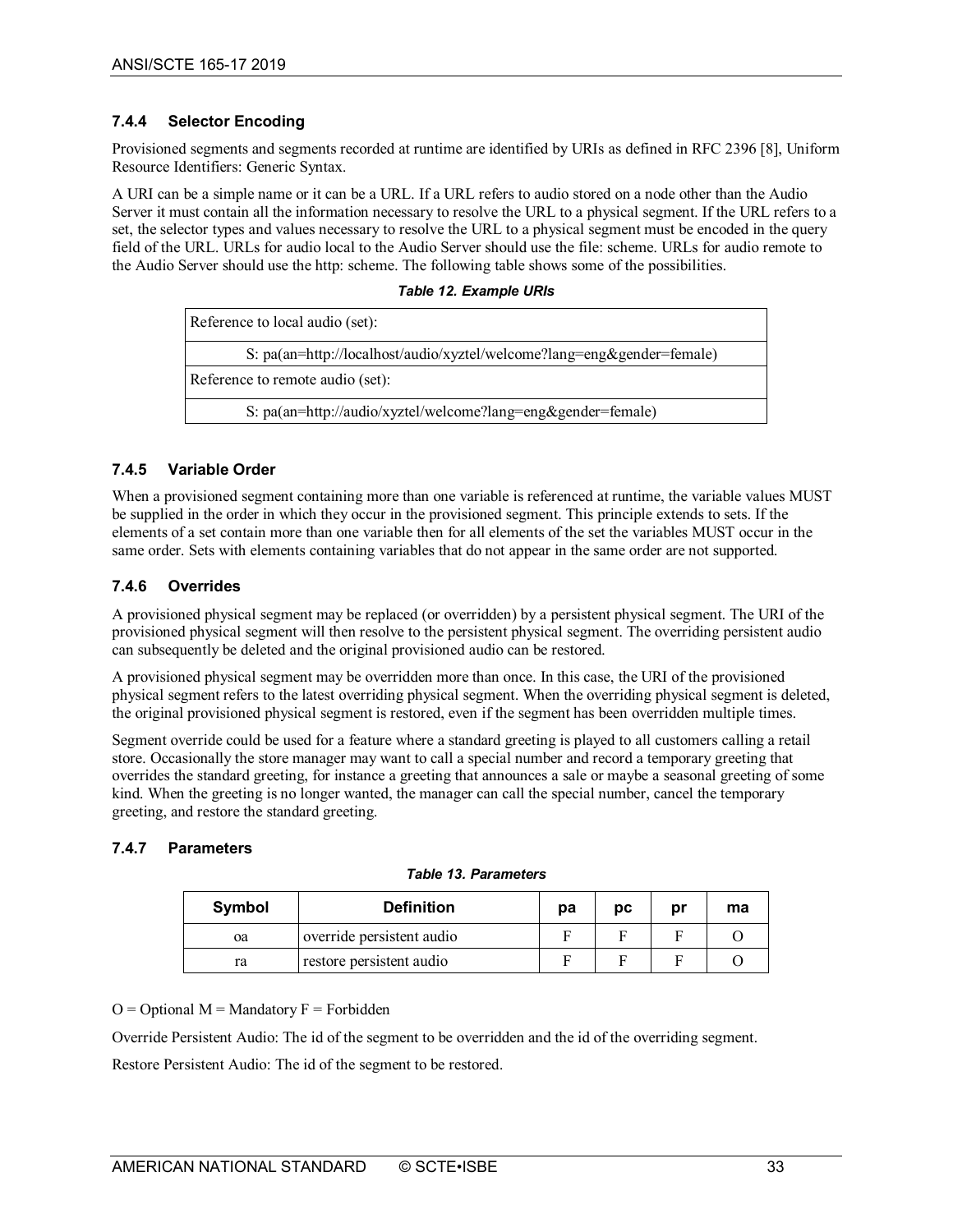### 7.4.4 Selector Encoding

Provisioned segments and segments recorded at runtime are identified by URIs as defined in RFC 2396 [8], Uniform Resource Identifiers: Generic Syntax.

A URI can be a simple name or it can be a URL. If a URL refers to audio stored on a node other than the Audio Server it must contain all the information necessary to resolve the URL to a physical segment. If the URL refers to a set, the selector types and values necessary to resolve the URL to a physical segment must be encoded in the query field of the URL. URLs for audio local to the Audio Server should use the file: scheme. URLs for audio remote to the Audio Server should use the http: scheme. The following table shows some of the possibilities.

***Table 12. Example URIs***

| Reference to local audio (set): |
|---|
| S: pa(an=http://localhost/audio/xyztel/welcome?lang=eng&gender=female) |
| Reference to remote audio (set): |
| S: pa(an=http://audio/xyztel/welcome?lang=eng&gender=female) |

### 7.4.5 Variable Order

When a provisioned segment containing more than one variable is referenced at runtime, the variable values MUST be supplied in the order in which they occur in the provisioned segment. This principle extends to sets. If the elements of a set contain more then one variable then for all elements of the set the variables MUST occur in the same order. Sets with elements containing variables that do not appear in the same order are not supported.

### 7.4.6 Overrides

A provisioned physical segment may be replaced (or overridden) by a persistent physical segment. The URI of the provisioned physical segment will then resolve to the persistent physical segment. The overriding persistent audio can subsequently be deleted and the original provisioned audio can be restored.

A provisioned physical segment may be overridden more than once. In this case, the URI of the provisioned physical segment refers to the latest overriding physical segment. When the overriding physical segment is deleted, the original provisioned physical segment is restored, even if the segment has been overridden multiple times.

Segment override could be used for a feature where a standard greeting is played to all customers calling a retail store. Occasionally the store manager may want to call a special number and record a temporary greeting that overrides the standard greeting, for instance a greeting that announces a sale or maybe a seasonal greeting of some kind. When the greeting is no longer wanted, the manager can call the special number, cancel the temporary greeting, and restore the standard greeting.

### 7.4.7 Parameters

***Table 13. Parameters***

| Symbol | Definition | pa | pc | pr | ma |
|---|---|---|---|---|---|
| oa | override persistent audio | F | F | F | O |
| ra | restore persistent audio | F | F | F | O |

O = Optional M = Mandatory F = Forbidden

Override Persistent Audio: The id of the segment to be overridden and the id of the overriding segment.

Restore Persistent Audio: The id of the segment to be restored.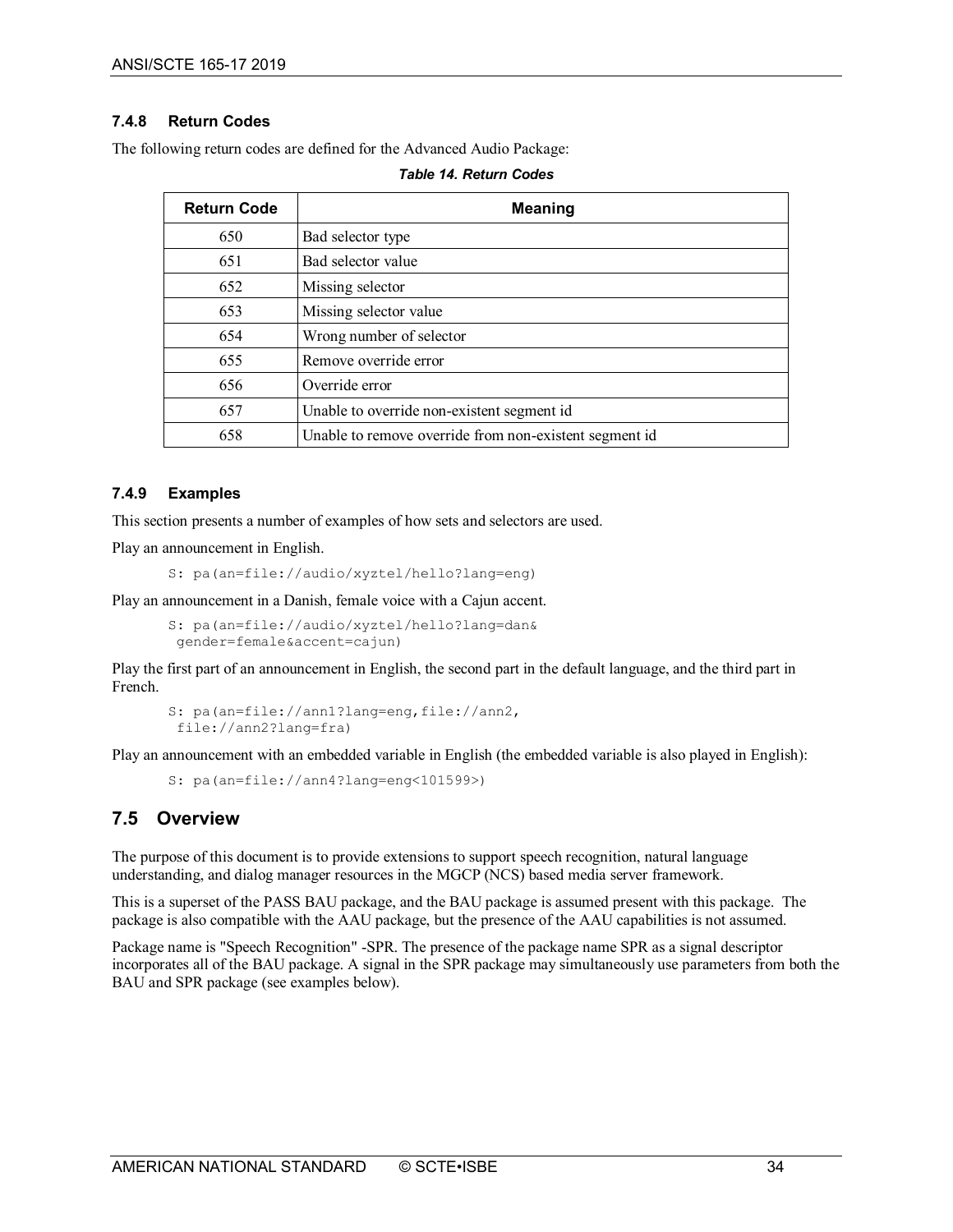### 7.4.8 Return Codes

The following return codes are defined for the Advanced Audio Package:

***Table 14. Return Codes***

| Return Code | Meaning |
| --- | --- |
| 650 | Bad selector type |
| 651 | Bad selector value |
| 652 | Missing selector |
| 653 | Missing selector value |
| 654 | Wrong number of selector |
| 655 | Remove override error |
| 656 | Override error |
| 657 | Unable to override non-existent segment id |
| 658 | Unable to remove override from non-existent segment id |

### 7.4.9 Examples

This section presents a number of examples of how sets and selectors are used.

Play an announcement in English.

```
S: pa(an=file://audio/xyztel/hello?lang=eng)
```

Play an announcement in a Danish, female voice with a Cajun accent.

```
S: pa(an=file://audio/xyztel/hello?lang=dan&
 gender=female&accent=cajun)
```

Play the first part of an announcement in English, the second part in the default language, and the third part in French.

```
S: pa(an=file://ann1?lang=eng,file://ann2,
 file://ann2?lang=fra)
```

Play an announcement with an embedded variable in English (the embedded variable is also played in English):

```
S: pa(an=file://ann4?lang=eng<101599>)
```

## 7.5 Overview

The purpose of this document is to provide extensions to support speech recognition, natural language understanding, and dialog manager resources in the MGCP (NCS) based media server framework.

This is a superset of the PASS BAU package, and the BAU package is assumed present with this package. The package is also compatible with the AAU package, but the presence of the AAU capabilities is not assumed.

Package name is "Speech Recognition" -SPR. The presence of the package name SPR as a signal descriptor incorporates all of the BAU package. A signal in the SPR package may simultaneously use parameters from both the BAU and SPR package (see examples below).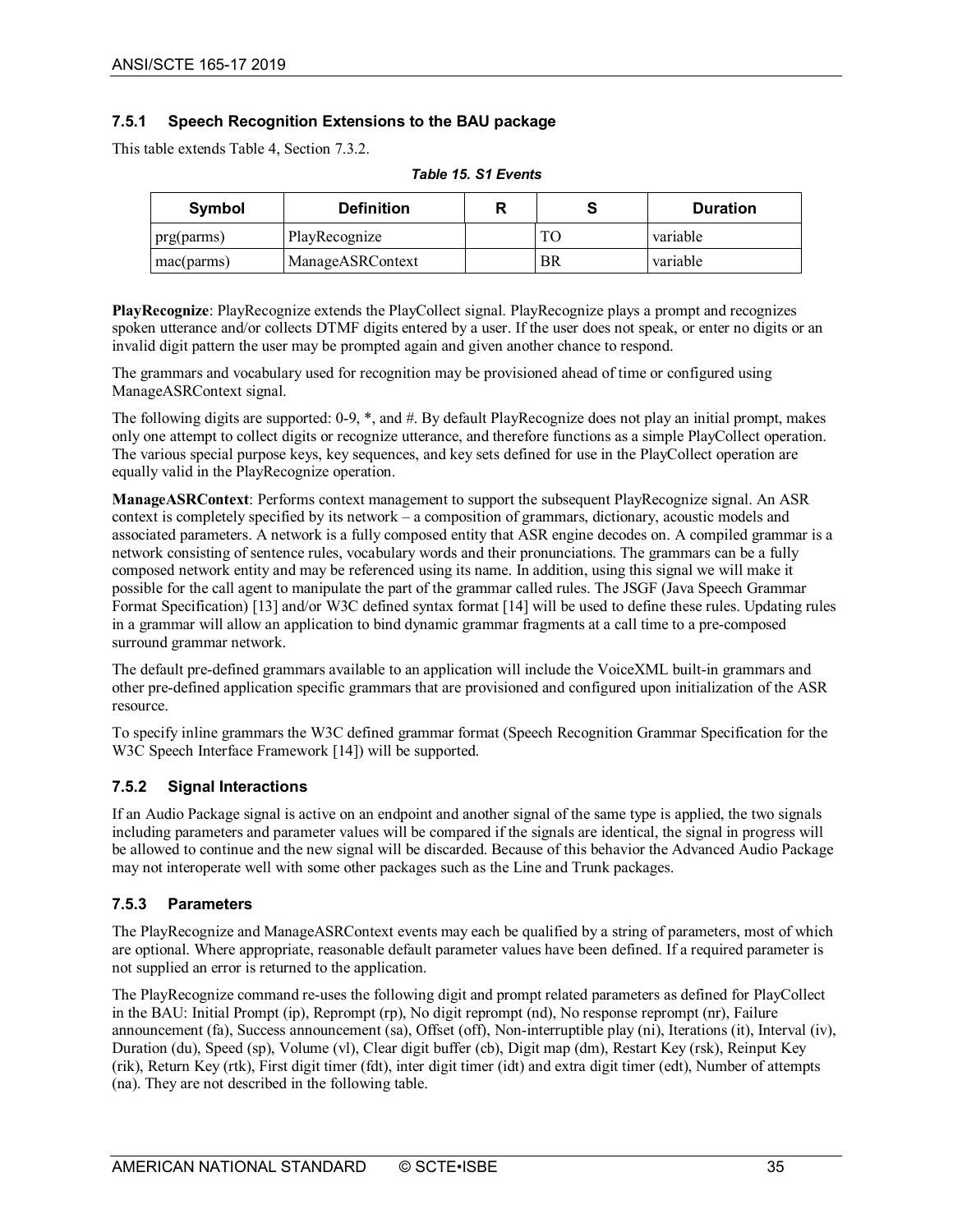### 7.5.1 Speech Recognition Extensions to the BAU package

This table extends Table 4, Section 7.3.2.

*Table 15. S1 Events*

| Symbol | Definition | R | S | Duration |
| --- | --- | --- | --- | --- |
| prg(parms) | PlayRecognize | | TO | variable |
| mac(parms) | ManageASRContext | | BR | variable |

**PlayRecognize**: PlayRecognize extends the PlayCollect signal. PlayRecognize plays a prompt and recognizes spoken utterance and/or collects DTMF digits entered by a user. If the user does not speak, or enter no digits or an invalid digit pattern the user may be prompted again and given another chance to respond.

The grammars and vocabulary used for recognition may be provisioned ahead of time or configured using ManageASRContext signal.

The following digits are supported: 0-9, *, and #. By default PlayRecognize does not play an initial prompt, makes only one attempt to collect digits or recognize utterance, and therefore functions as a simple PlayCollect operation. The various special purpose keys, key sequences, and key sets defined for use in the PlayCollect operation are equally valid in the PlayRecognize operation.

**ManageASRContext**: Performs context management to support the subsequent PlayRecognize signal. An ASR context is completely specified by its network – a composition of grammars, dictionary, acoustic models and associated parameters. A network is a fully composed entity that ASR engine decodes on. A compiled grammar is a network consisting of sentence rules, vocabulary words and their pronunciations. The grammars can be a fully composed network entity and may be referenced using its name. In addition, using this signal we will make it possible for the call agent to manipulate the part of the grammar called rules. The JSGF (Java Speech Grammar Format Specification) [13] and/or W3C defined syntax format [14] will be used to define these rules. Updating rules in a grammar will allow an application to bind dynamic grammar fragments at a call time to a pre-composed surround grammar network.

The default pre-defined grammars available to an application will include the VoiceXML built-in grammars and other pre-defined application specific grammars that are provisioned and configured upon initialization of the ASR resource.

To specify inline grammars the W3C defined grammar format (Speech Recognition Grammar Specification for the W3C Speech Interface Framework [14]) will be supported.

### 7.5.2 Signal Interactions

If an Audio Package signal is active on an endpoint and another signal of the same type is applied, the two signals including parameters and parameter values will be compared if the signals are identical, the signal in progress will be allowed to continue and the new signal will be discarded. Because of this behavior the Advanced Audio Package may not interoperate well with some other packages such as the Line and Trunk packages.

### 7.5.3 Parameters

The PlayRecognize and ManageASRContext events may each be qualified by a string of parameters, most of which are optional. Where appropriate, reasonable default parameter values have been defined. If a required parameter is not supplied an error is returned to the application.

The PlayRecognize command re-uses the following digit and prompt related parameters as defined for PlayCollect in the BAU: Initial Prompt (ip), Reprompt (rp), No digit reprompt (nd), No response reprompt (nr), Failure announcement (fa), Success announcement (sa), Offset (off), Non-interruptible play (ni), Iterations (it), Interval (iv), Duration (du), Speed (sp), Volume (vl), Clear digit buffer (cb), Digit map (dm), Restart Key (rsk), Reinput Key (rik), Return Key (rtk), First digit timer (fdt), inter digit timer (idt) and extra digit timer (edt), Number of attempts (na). They are not described in the following table.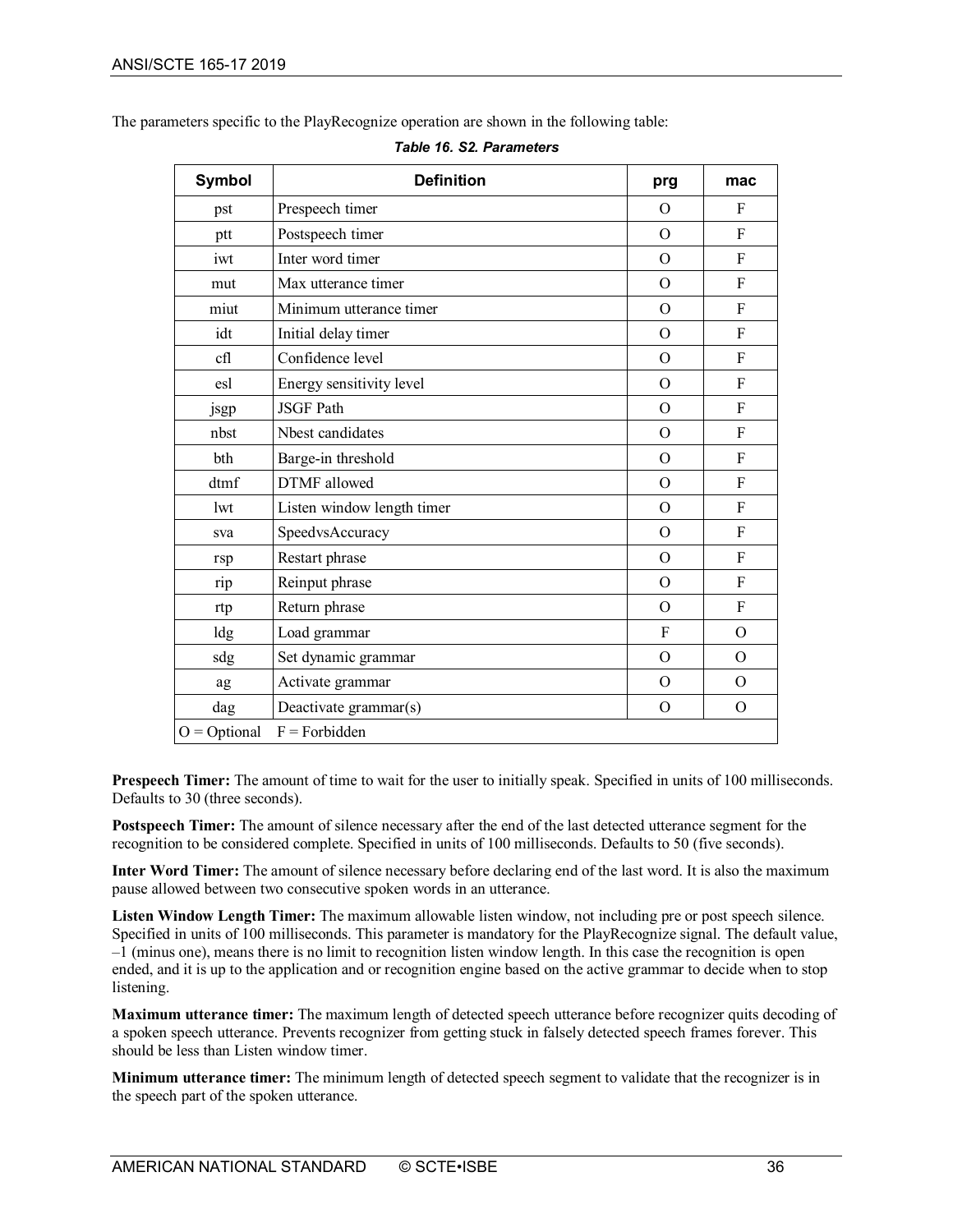The parameters specific to the PlayRecognize operation are shown in the following table:

***Table 16. S2. Parameters***

| Symbol | Definition | prg | mac |
|---|---|---|---|
| pst | Prespeech timer | O | F |
| ptt | Postspeech timer | O | F |
| iwt | Inter word timer | O | F |
| mut | Max utterance timer | O | F |
| miut | Minimum utterance timer | O | F |
| idt | Initial delay timer | O | F |
| cfl | Confidence level | O | F |
| esl | Energy sensitivity level | O | F |
| jsgp | JSGF Path | O | F |
| nbst | Nbest candidates | O | F |
| bth | Barge-in threshold | O | F |
| dtmf | DTMF allowed | O | F |
| lwt | Listen window length timer | O | F |
| sva | SpeedvsAccuracy | O | F |
| rsp | Restart phrase | O | F |
| rip | Reinput phrase | O | F |
| rtp | Return phrase | O | F |
| ldg | Load grammar | F | O |
| sdg | Set dynamic grammar | O | O |
| ag | Activate grammar | O | O |
| dag | Deactivate grammar(s) | O | O |
| O = Optional F = Forbidden | | | |

**Prespeech Timer:** The amount of time to wait for the user to initially speak. Specified in units of 100 milliseconds. Defaults to 30 (three seconds).

**Postspeech Timer:** The amount of silence necessary after the end of the last detected utterance segment for the recognition to be considered complete. Specified in units of 100 milliseconds. Defaults to 50 (five seconds).

**Inter Word Timer:** The amount of silence necessary before declaring end of the last word. It is also the maximum pause allowed between two consecutive spoken words in an utterance.

**Listen Window Length Timer:** The maximum allowable listen window, not including pre or post speech silence. Specified in units of 100 milliseconds. This parameter is mandatory for the PlayRecognize signal. The default value, –1 (minus one), means there is no limit to recognition listen window length. In this case the recognition is open ended, and it is up to the application and or recognition engine based on the active grammar to decide when to stop listening.

**Maximum utterance timer:** The maximum length of detected speech utterance before recognizer quits decoding of a spoken speech utterance. Prevents recognizer from getting stuck in falsely detected speech frames forever. This should be less than Listen window timer.

**Minimum utterance timer:** The minimum length of detected speech segment to validate that the recognizer is in the speech part of the spoken utterance.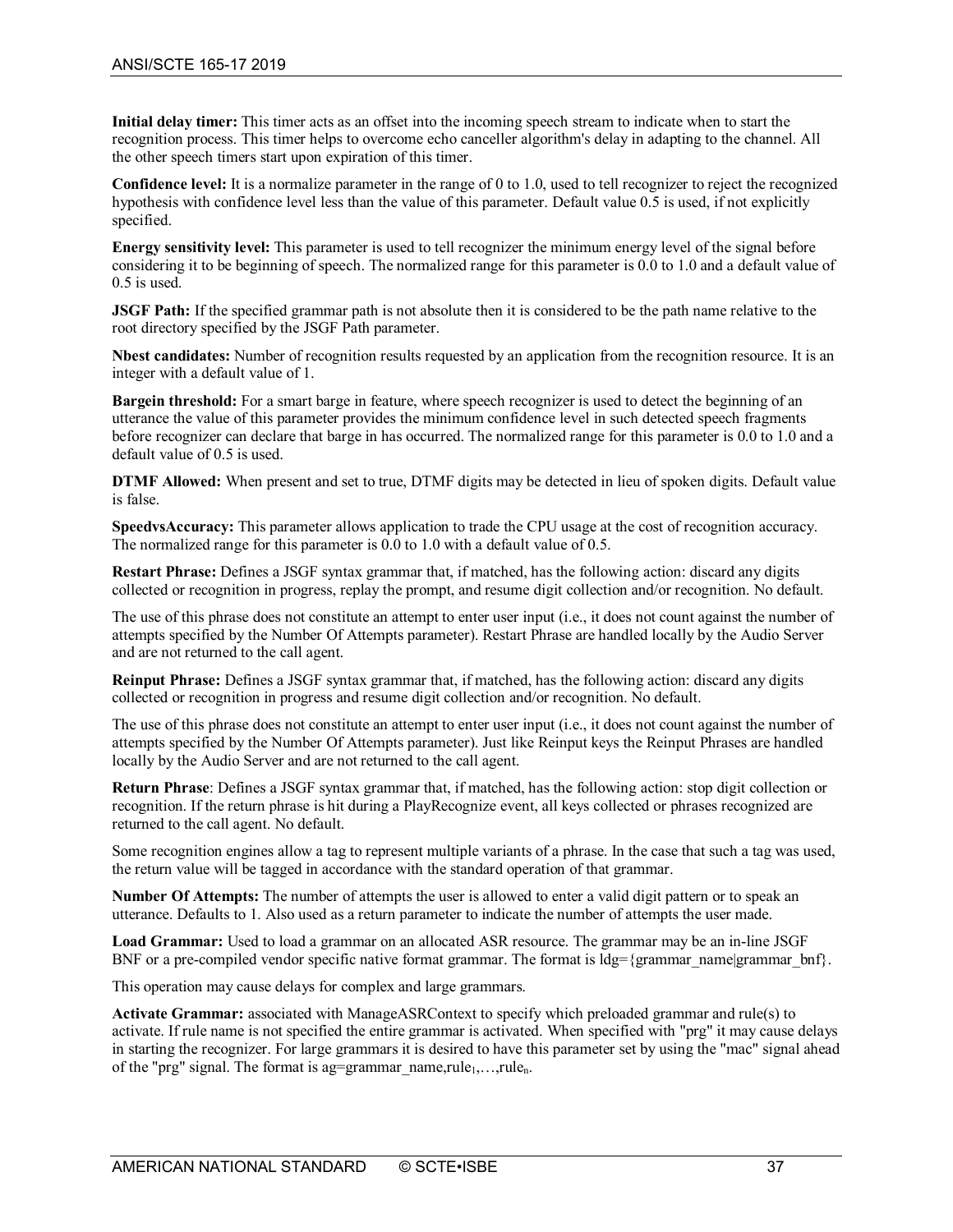**Initial delay timer:** This timer acts as an offset into the incoming speech stream to indicate when to start the recognition process. This timer helps to overcome echo canceller algorithm's delay in adapting to the channel. All the other speech timers start upon expiration of this timer.

**Confidence level:** It is a normalize parameter in the range of 0 to 1.0, used to tell recognizer to reject the recognized hypothesis with confidence level less than the value of this parameter. Default value 0.5 is used, if not explicitly specified.

**Energy sensitivity level:** This parameter is used to tell recognizer the minimum energy level of the signal before considering it to be beginning of speech. The normalized range for this parameter is 0.0 to 1.0 and a default value of 0.5 is used.

**JSGF Path:** If the specified grammar path is not absolute then it is considered to be the path name relative to the root directory specified by the JSGF Path parameter.

**Nbest candidates:** Number of recognition results requested by an application from the recognition resource. It is an integer with a default value of 1.

**Bargein threshold:** For a smart barge in feature, where speech recognizer is used to detect the beginning of an utterance the value of this parameter provides the minimum confidence level in such detected speech fragments before recognizer can declare that barge in has occurred. The normalized range for this parameter is 0.0 to 1.0 and a default value of 0.5 is used.

**DTMF Allowed:** When present and set to true, DTMF digits may be detected in lieu of spoken digits. Default value is false.

**SpeedvsAccuracy:** This parameter allows application to trade the CPU usage at the cost of recognition accuracy. The normalized range for this parameter is 0.0 to 1.0 with a default value of 0.5.

**Restart Phrase:** Defines a JSGF syntax grammar that, if matched, has the following action: discard any digits collected or recognition in progress, replay the prompt, and resume digit collection and/or recognition. No default.

The use of this phrase does not constitute an attempt to enter user input (i.e., it does not count against the number of attempts specified by the Number Of Attempts parameter). Restart Phrase are handled locally by the Audio Server and are not returned to the call agent.

**Reinput Phrase:** Defines a JSGF syntax grammar that, if matched, has the following action: discard any digits collected or recognition in progress and resume digit collection and/or recognition. No default.

The use of this phrase does not constitute an attempt to enter user input (i.e., it does not count against the number of attempts specified by the Number Of Attempts parameter). Just like Reinput keys the Reinput Phrases are handled locally by the Audio Server and are not returned to the call agent.

**Return Phrase**: Defines a JSGF syntax grammar that, if matched, has the following action: stop digit collection or recognition. If the return phrase is hit during a PlayRecognize event, all keys collected or phrases recognized are returned to the call agent. No default.

Some recognition engines allow a tag to represent multiple variants of a phrase. In the case that such a tag was used, the return value will be tagged in accordance with the standard operation of that grammar.

**Number Of Attempts:** The number of attempts the user is allowed to enter a valid digit pattern or to speak an utterance. Defaults to 1. Also used as a return parameter to indicate the number of attempts the user made.

**Load Grammar:** Used to load a grammar on an allocated ASR resource. The grammar may be an in-line JSGF BNF or a pre-compiled vendor specific native format grammar. The format is ldg={grammar_name|grammar_bnf}.

This operation may cause delays for complex and large grammars.

**Activate Grammar:** associated with ManageASRContext to specify which preloaded grammar and rule(s) to activate. If rule name is not specified the entire grammar is activated. When specified with "prg" it may cause delays in starting the recognizer. For large grammars it is desired to have this parameter set by using the "mac" signal ahead of the "prg" signal. The format is ag=grammar_name,$rule_1$,…,$rule_n$.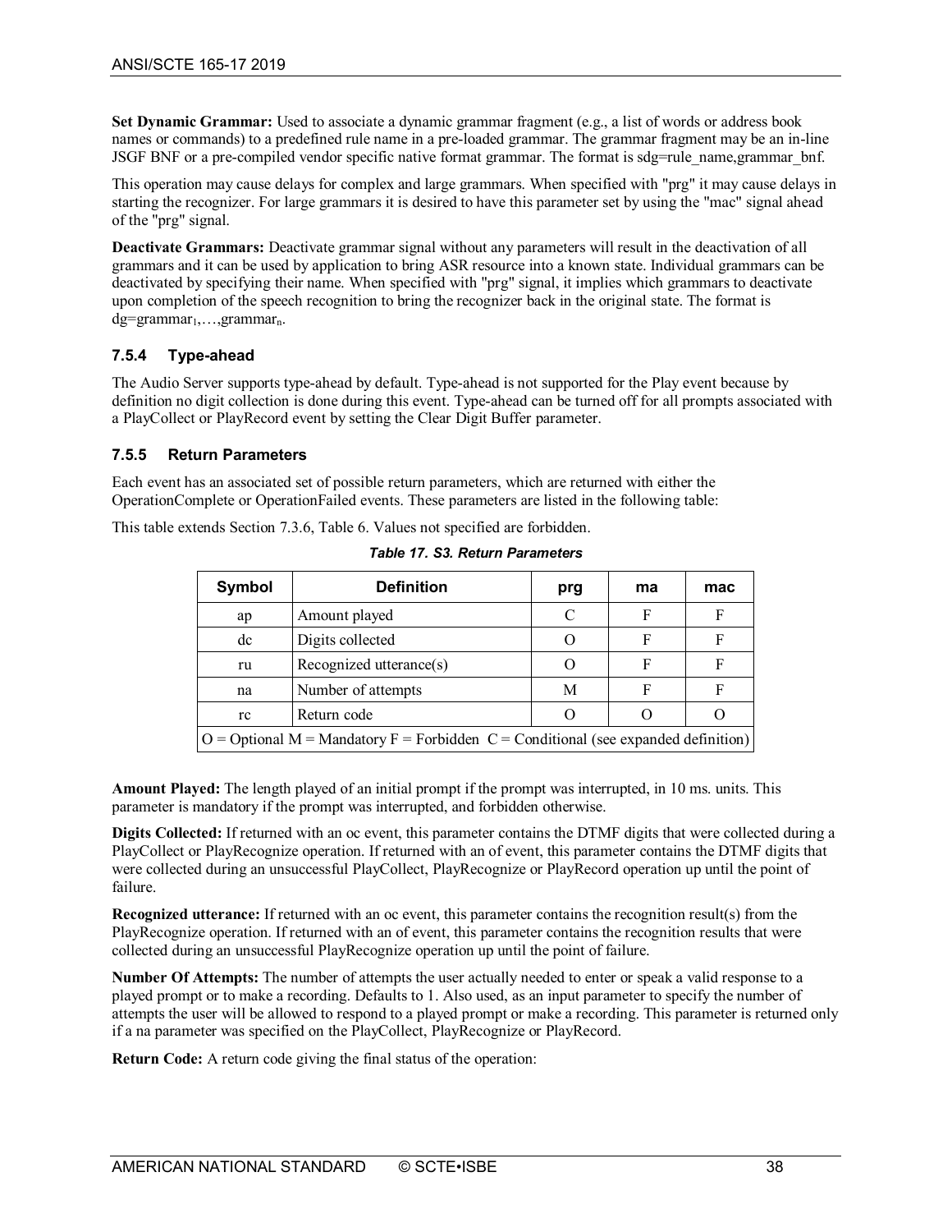**Set Dynamic Grammar:** Used to associate a dynamic grammar fragment (e.g., a list of words or address book names or commands) to a predefined rule name in a pre-loaded grammar. The grammar fragment may be an in-line JSGF BNF or a pre-compiled vendor specific native format grammar. The format is sdg=rule_name,grammar_bnf.

This operation may cause delays for complex and large grammars. When specified with "prg" it may cause delays in starting the recognizer. For large grammars it is desired to have this parameter set by using the "mac" signal ahead of the "prg" signal.

**Deactivate Grammars:** Deactivate grammar signal without any parameters will result in the deactivation of all grammars and it can be used by application to bring ASR resource into a known state. Individual grammars can be deactivated by specifying their name. When specified with "prg" signal, it implies which grammars to deactivate upon completion of the speech recognition to bring the recognizer back in the original state. The format is dg=$grammar_1$,…,$grammar_n$.

### 7.5.4 Type-ahead

The Audio Server supports type-ahead by default. Type-ahead is not supported for the Play event because by definition no digit collection is done during this event. Type-ahead can be turned off for all prompts associated with a PlayCollect or PlayRecord event by setting the Clear Digit Buffer parameter.

### 7.5.5 Return Parameters

Each event has an associated set of possible return parameters, which are returned with either the OperationComplete or OperationFailed events. These parameters are listed in the following table:

This table extends Section 7.3.6, Table 6. Values not specified are forbidden.

*Table 17. S3. Return Parameters*

| Symbol | Definition | prg | ma | mac |
|---|---|---|---|---|
| ap | Amount played | C | F | F |
| dc | Digits collected | O | F | F |
| ru | Recognized utterance(s) | O | F | F |
| na | Number of attempts | M | F | F |
| rc | Return code | O | O | O |
| O = Optional M = Mandatory F = Forbidden C = Conditional (see expanded definition) | | | | |

**Amount Played:** The length played of an initial prompt if the prompt was interrupted, in 10 ms. units. This parameter is mandatory if the prompt was interrupted, and forbidden otherwise.

**Digits Collected:** If returned with an oc event, this parameter contains the DTMF digits that were collected during a PlayCollect or PlayRecognize operation. If returned with an of event, this parameter contains the DTMF digits that were collected during an unsuccessful PlayCollect, PlayRecognize or PlayRecord operation up until the point of failure.

**Recognized utterance:** If returned with an oc event, this parameter contains the recognition result(s) from the PlayRecognize operation. If returned with an of event, this parameter contains the recognition results that were collected during an unsuccessful PlayRecognize operation up until the point of failure.

**Number Of Attempts:** The number of attempts the user actually needed to enter or speak a valid response to a played prompt or to make a recording. Defaults to 1. Also used, as an input parameter to specify the number of attempts the user will be allowed to respond to a played prompt or make a recording. This parameter is returned only if a na parameter was specified on the PlayCollect, PlayRecognize or PlayRecord.

**Return Code:** A return code giving the final status of the operation: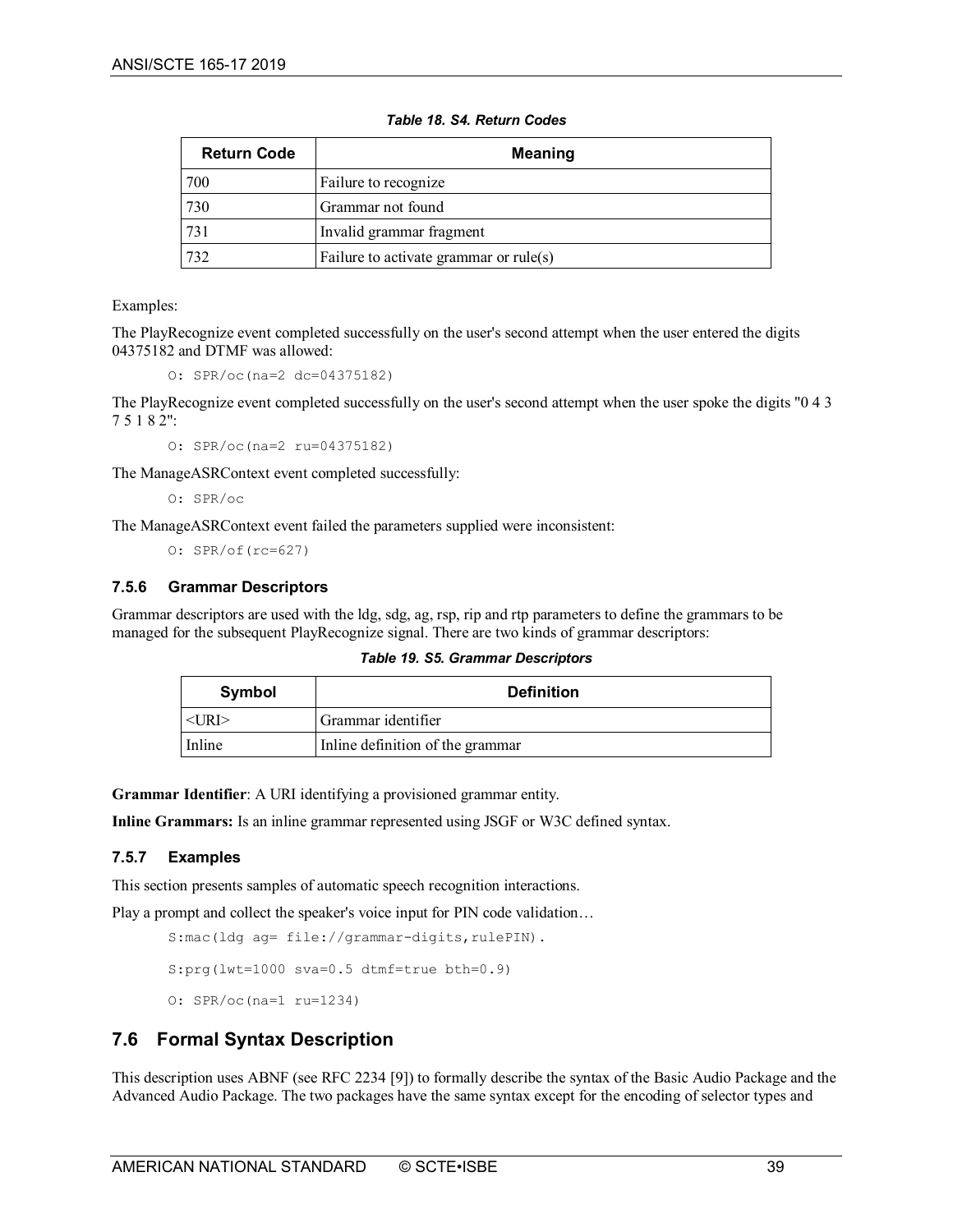*Table 18. S4. Return Codes*

| Return Code | Meaning |
|---|---|
| 700 | Failure to recognize |
| 730 | Grammar not found |
| 731 | Invalid grammar fragment |
| 732 | Failure to activate grammar or rule(s) |

Examples:

The PlayRecognize event completed successfully on the user's second attempt when the user entered the digits 04375182 and DTMF was allowed:

```
O: SPR/oc(na=2 dc=04375182)
```

The PlayRecognize event completed successfully on the user's second attempt when the user spoke the digits "0 4 3 7 5 1 8 2":

```
O: SPR/oc(na=2 ru=04375182)
```

The ManageASRContext event completed successfully:

```
O: SPR/oc
```

The ManageASRContext event failed the parameters supplied were inconsistent:

```
O: SPR/of(rc=627)
```

### 7.5.6 Grammar Descriptors

Grammar descriptors are used with the ldg, sdg, ag, rsp, rip and rtp parameters to define the grammars to be managed for the subsequent PlayRecognize signal. There are two kinds of grammar descriptors:

*Table 19. S5. Grammar Descriptors*

| Symbol | Definition |
|---|---|
| <URI> | Grammar identifier |
| Inline | Inline definition of the grammar |

**Grammar Identifier**: A URI identifying a provisioned grammar entity.

**Inline Grammars:** Is an inline grammar represented using JSGF or W3C defined syntax.

### 7.5.7 Examples

This section presents samples of automatic speech recognition interactions.

Play a prompt and collect the speaker's voice input for PIN code validation…

```
S:mac(ldg ag= file://grammar-digits,rulePIN).

S:prg(lwt=1000 sva=0.5 dtmf=true bth=0.9)

O: SPR/oc(na=1 ru=1234)
```

## 7.6 Formal Syntax Description

This description uses ABNF (see RFC 2234 [9]) to formally describe the syntax of the Basic Audio Package and the Advanced Audio Package. The two packages have the same syntax except for the encoding of selector types and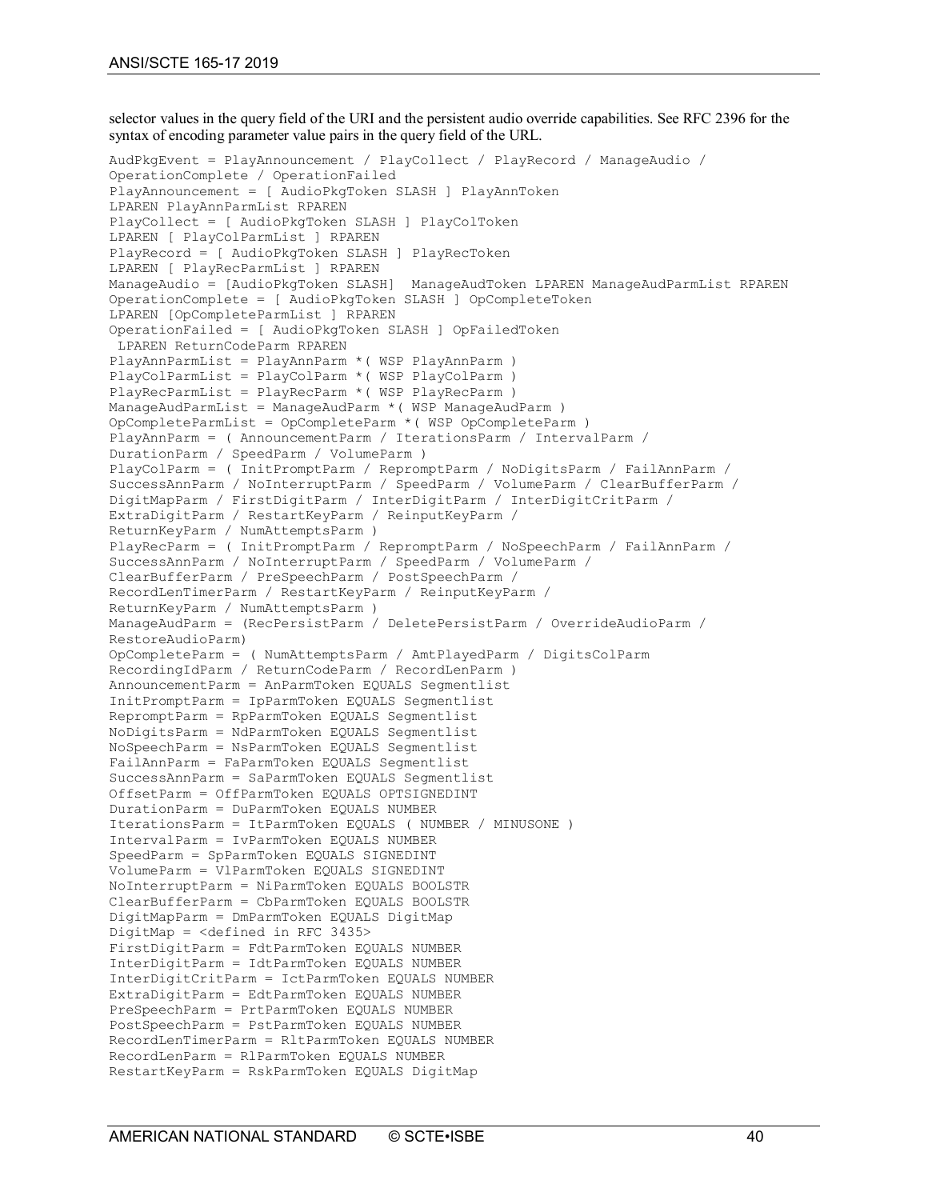selector values in the query field of the URI and the persistent audio override capabilities. See RFC 2396 for the syntax of encoding parameter value pairs in the query field of the URL.

```
AudPkgEvent = PlayAnnouncement / PlayCollect / PlayRecord / ManageAudio /
OperationComplete / OperationFailed
PlayAnnouncement = [ AudioPkgToken SLASH ] PlayAnnToken
LPAREN PlayAnnParmList RPAREN
PlayCollect = [ AudioPkgToken SLASH ] PlayColToken
LPAREN [ PlayColParmList ] RPAREN
PlayRecord = [ AudioPkgToken SLASH ] PlayRecToken
LPAREN [ PlayRecParmList ] RPAREN
ManageAudio = [AudioPkgToken SLASH]  ManageAudToken LPAREN ManageAudParmList RPAREN
OperationComplete = [ AudioPkgToken SLASH ] OpCompleteToken
LPAREN [OpCompleteParmList ] RPAREN
OperationFailed = [ AudioPkgToken SLASH ] OpFailedToken
 LPAREN ReturnCodeParm RPAREN
PlayAnnParmList = PlayAnnParm *( WSP PlayAnnParm )
PlayColParmList = PlayColParm *( WSP PlayColParm )
PlayRecParmList = PlayRecParm *( WSP PlayRecParm )
ManageAudParmList = ManageAudParm *( WSP ManageAudParm )
OpCompleteParmList = OpCompleteParm *( WSP OpCompleteParm )
PlayAnnParm = ( AnnouncementParm / IterationsParm / IntervalParm /
DurationParm / SpeedParm / VolumeParm )
PlayColParm = ( InitPromptParm / RepromptParm / NoDigitsParm / FailAnnParm /
SuccessAnnParm / NoInterruptParm / SpeedParm / VolumeParm / ClearBufferParm /
DigitMapParm / FirstDigitParm / InterDigitParm / InterDigitCritParm /
ExtraDigitParm / RestartKeyParm / ReinputKeyParm /
ReturnKeyParm / NumAttemptsParm )
PlayRecParm = ( InitPromptParm / RepromptParm / NoSpeechParm / FailAnnParm /
SuccessAnnParm / NoInterruptParm / SpeedParm / VolumeParm /
ClearBufferParm / PreSpeechParm / PostSpeechParm /
RecordLenTimerParm / RestartKeyParm / ReinputKeyParm /
ReturnKeyParm / NumAttemptsParm )
ManageAudParm = (RecPersistParm / DeletePersistParm / OverrideAudioParm /
RestoreAudioParm)
OpCompleteParm = ( NumAttemptsParm / AmtPlayedParm / DigitsColParm
RecordingIdParm / ReturnCodeParm / RecordLenParm )
AnnouncementParm = AnParmToken EQUALS Segmentlist
InitPromptParm = IpParmToken EQUALS Segmentlist
RepromptParm = RpParmToken EQUALS Segmentlist
NoDigitsParm = NdParmToken EQUALS Segmentlist
NoSpeechParm = NsParmToken EQUALS Segmentlist
FailAnnParm = FaParmToken EQUALS Segmentlist
SuccessAnnParm = SaParmToken EQUALS Segmentlist
OffsetParm = OffParmToken EQUALS OPTSIGNEDINT
DurationParm = DuParmToken EQUALS NUMBER
IterationsParm = ItParmToken EQUALS ( NUMBER / MINUSONE )
IntervalParm = IvParmToken EQUALS NUMBER
SpeedParm = SpParmToken EQUALS SIGNEDINT
VolumeParm = VlParmToken EQUALS SIGNEDINT
NoInterruptParm = NiParmToken EQUALS BOOLSTR
ClearBufferParm = CbParmToken EQUALS BOOLSTR
DigitMapParm = DmParmToken EQUALS DigitMap
DigitMap = <defined in RFC 3435>
FirstDigitParm = FdtParmToken EQUALS NUMBER
InterDigitParm = IdtParmToken EQUALS NUMBER
InterDigitCritParm = IctParmToken EQUALS NUMBER
ExtraDigitParm = EdtParmToken EQUALS NUMBER
PreSpeechParm = PrtParmToken EQUALS NUMBER
PostSpeechParm = PstParmToken EQUALS NUMBER
RecordLenTimerParm = RltParmToken EQUALS NUMBER
RecordLenParm = RlParmToken EQUALS NUMBER
RestartKeyParm = RskParmToken EQUALS DigitMap
```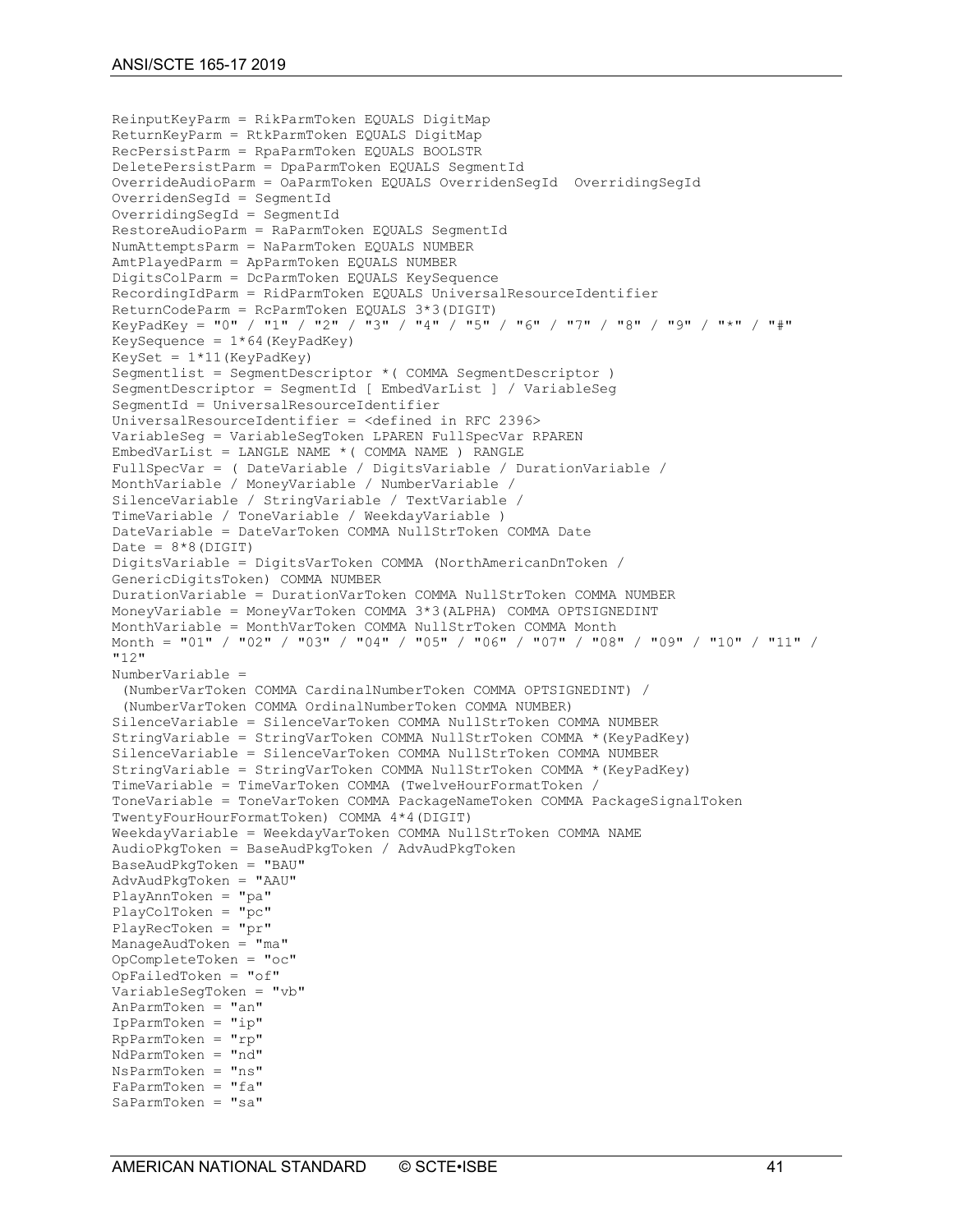```
ReinputKeyParm = RikParmToken EQUALS DigitMap
ReturnKeyParm = RtkParmToken EQUALS DigitMap
RecPersistParm = RpaParmToken EQUALS BOOLSTR
DeletePersistParm = DpaParmToken EQUALS SegmentId
OverrideAudioParm = OaParmToken EQUALS OverridenSegId  OverridingSegId
OverridenSegId = SegmentId
OverridingSegId = SegmentId
RestoreAudioParm = RaParmToken EQUALS SegmentId
NumAttemptsParm = NaParmToken EQUALS NUMBER
AmtPlayedParm = ApParmToken EQUALS NUMBER
DigitsColParm = DcParmToken EQUALS KeySequence
RecordingIdParm = RidParmToken EQUALS UniversalResourceIdentifier
ReturnCodeParm = RcParmToken EQUALS 3*3(DIGIT)
KeyPadKey = "0" / "1" / "2" / "3" / "4" / "5" / "6" / "7" / "8" / "9" / "*" / "#"
KeySequence = 1*64(KeyPadKey)
KeySet = 1*11(KeyPadKey)
Segmentlist = SegmentDescriptor *( COMMA SegmentDescriptor )
SegmentDescriptor = SegmentId [ EmbedVarList ] / VariableSeg
SegmentId = UniversalResourceIdentifier
UniversalResourceIdentifier = <defined in RFC 2396>
VariableSeg = VariableSegToken LPAREN FullSpecVar RPAREN
EmbedVarList = LANGLE NAME *( COMMA NAME ) RANGLE
FullSpecVar = ( DateVariable / DigitsVariable / DurationVariable /
MonthVariable / MoneyVariable / NumberVariable /
SilenceVariable / StringVariable / TextVariable /
TimeVariable / ToneVariable / WeekdayVariable )
DateVariable = DateVarToken COMMA NullStrToken COMMA Date
Date = 8*8(DIGIT)
DigitsVariable = DigitsVarToken COMMA (NorthAmericanDnToken /
GenericDigitsToken) COMMA NUMBER
DurationVariable = DurationVarToken COMMA NullStrToken COMMA NUMBER
MoneyVariable = MoneyVarToken COMMA 3*3(ALPHA) COMMA OPTSIGNEDINT
MonthVariable = MonthVarToken COMMA NullStrToken COMMA Month
Month = "01" / "02" / "03" / "04" / "05" / "06" / "07" / "08" / "09" / "10" / "11" /
"12"
NumberVariable =
 (NumberVarToken COMMA CardinalNumberToken COMMA OPTSIGNEDINT) /
 (NumberVarToken COMMA OrdinalNumberToken COMMA NUMBER)
SilenceVariable = SilenceVarToken COMMA NullStrToken COMMA NUMBER
StringVariable = StringVarToken COMMA NullStrToken COMMA *(KeyPadKey)
SilenceVariable = SilenceVarToken COMMA NullStrToken COMMA NUMBER
StringVariable = StringVarToken COMMA NullStrToken COMMA *(KeyPadKey)
TimeVariable = TimeVarToken COMMA (TwelveHourFormatToken /
ToneVariable = ToneVarToken COMMA PackageNameToken COMMA PackageSignalToken
TwentyFourHourFormatToken) COMMA 4*4(DIGIT)
WeekdayVariable = WeekdayVarToken COMMA NullStrToken COMMA NAME
AudioPkgToken = BaseAudPkgToken / AdvAudPkgToken
BaseAudPkgToken = "BAU"
AdvAudPkgToken = "AAU"
PlayAnnToken = "pa"
PlayColToken = "pc"
PlayRecToken = "pr"
ManageAudToken = "ma"
OpCompleteToken = "oc"
OpFailedToken = "of"
VariableSegToken = "vb"
AnParmToken = "an"
IpParmToken = "ip"
RpParmToken = "rp"
NdParmToken = "nd"
NsParmToken = "ns"
FaParmToken = "fa"
SaParmToken = "sa"
```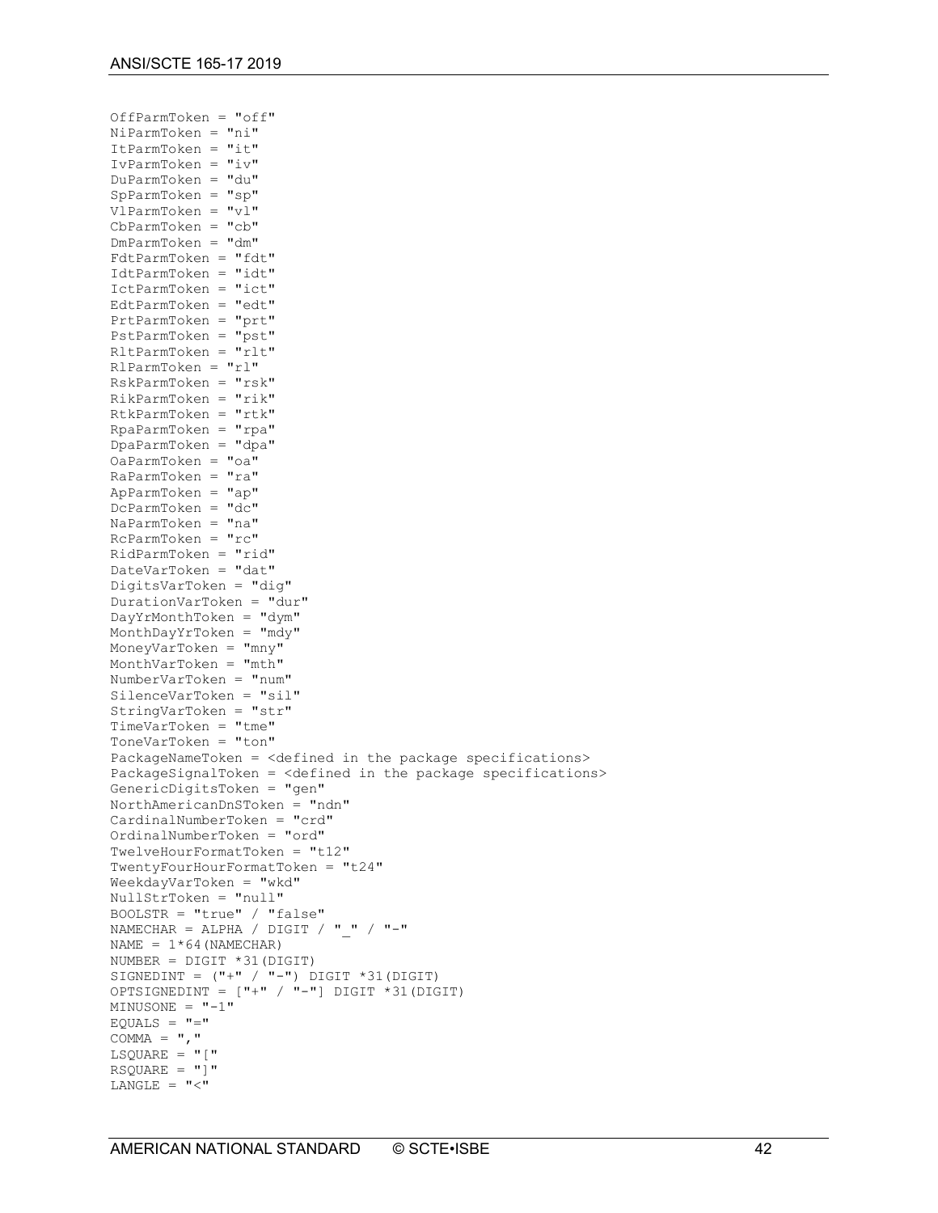```
OffParmToken = "off"
NiParmToken = "ni"
ItParmToken = "it"
IvParmToken = "iv"
DuParmToken = "du"
SpParmToken = "sp"
VlParmToken = "vl"
CbParmToken = "cb"
DmParmToken = "dm"
FdtParmToken = "fdt"
IdtParmToken = "idt"
IctParmToken = "ict"
EdtParmToken = "edt"
PrtParmToken = "prt"
PstParmToken = "pst"
RltParmToken = "rlt"
RlParmToken = "rl"
RskParmToken = "rsk"
RikParmToken = "rik"
RtkParmToken = "rtk"
RpaParmToken = "rpa"
DpaParmToken = "dpa"
OaParmToken = "oa"
RaParmToken = "ra"
ApParmToken = "ap"
DcParmToken = "dc"
NaParmToken = "na"
RcParmToken = "rc"
RidParmToken = "rid"
DateVarToken = "dat"
DigitsVarToken = "dig"
DurationVarToken = "dur"
DayYrMonthToken = "dym"
MonthDayYrToken = "mdy"
MoneyVarToken = "mny"
MonthVarToken = "mth"
NumberVarToken = "num"
SilenceVarToken = "sil"
StringVarToken = "str"
TimeVarToken = "tme"
ToneVarToken = "ton"
PackageNameToken = <defined in the package specifications>
PackageSignalToken = <defined in the package specifications>
GenericDigitsToken = "gen"
NorthAmericanDnSToken = "ndn"
CardinalNumberToken = "crd"
OrdinalNumberToken = "ord"
TwelveHourFormatToken = "t12"
TwentyFourHourFormatToken = "t24"
WeekdayVarToken = "wkd"
NullStrToken = "null"
BOOLSTR = "true" / "false"
NAMECHAR = ALPHA / DIGIT / "_" / "-"
NAME = 1*64(NAMECHAR)
NUMBER = DIGIT *31(DIGIT)
SIGNEDINT = ("+" / "-") DIGIT *31(DIGIT)
OPTSIGNEDINT = ["+" / "-"] DIGIT *31(DIGIT)
MINUSONE = "-1"
EQUALS = "="
COMMA = ","
LSQUARE = "["
RSQUARE = "]"
LANGLE = "<"
```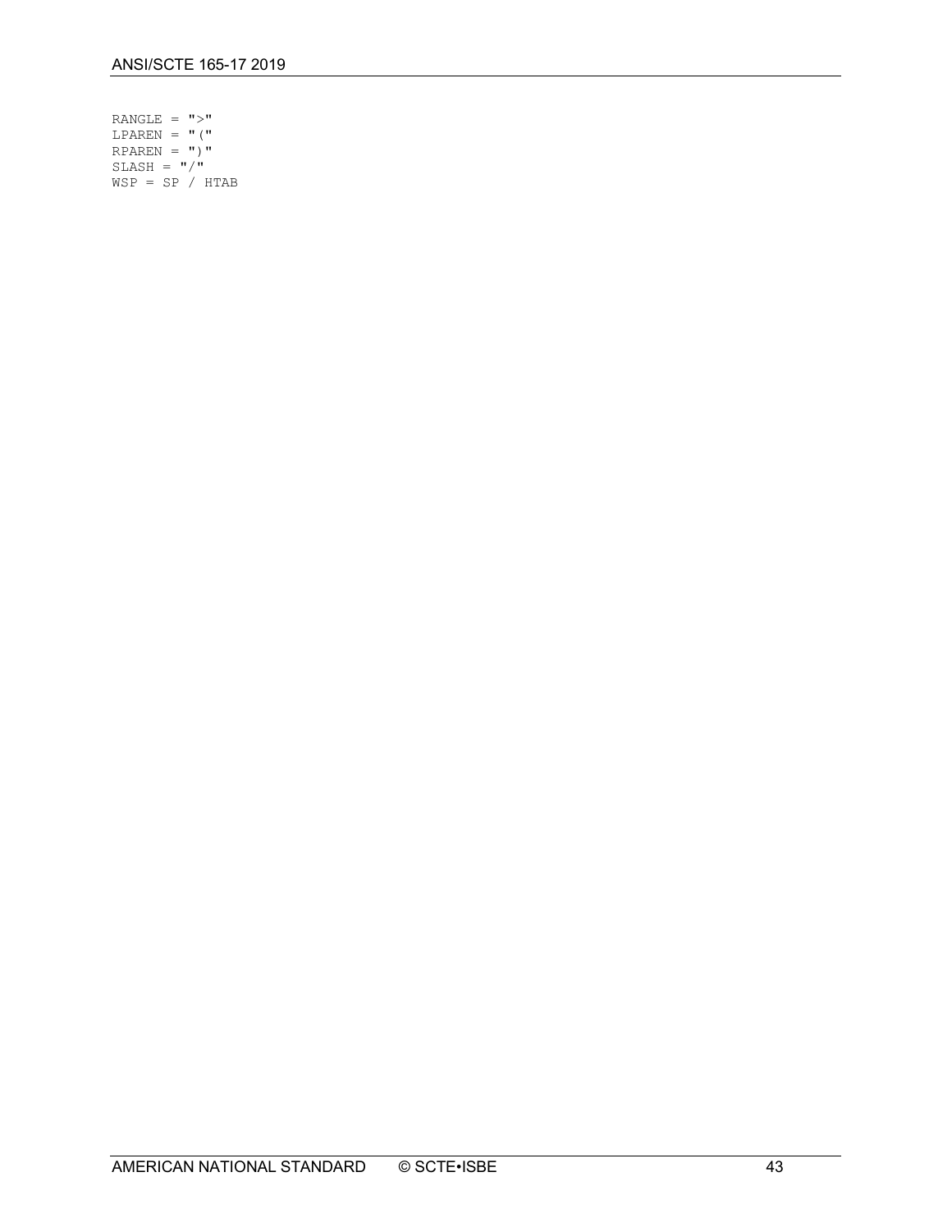```
RANGLE = ">"
LPAREN = "("
RPAREN = ")"
SLASH = "/"
WSP = SP / HTAB
```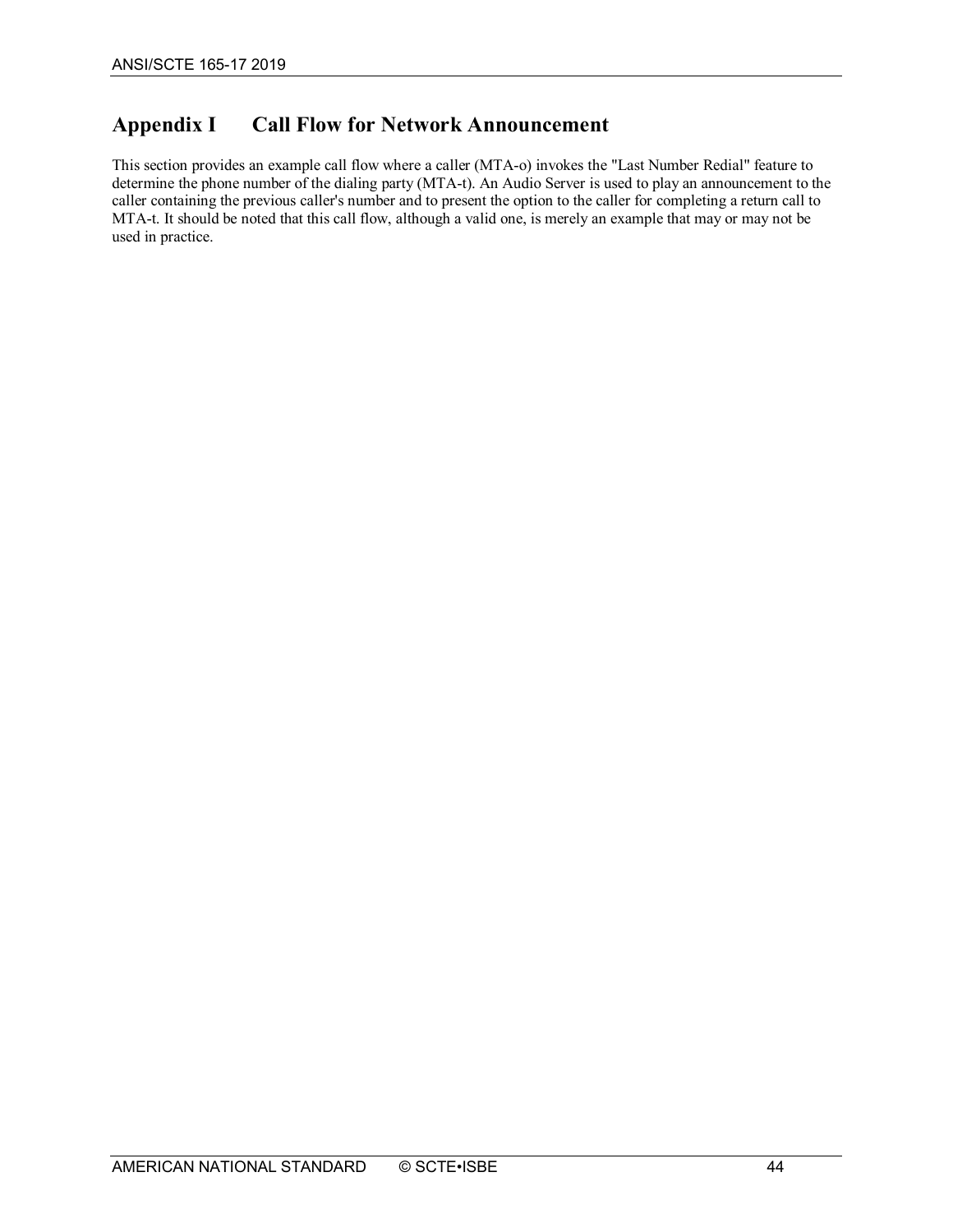# Appendix I Call Flow for Network Announcement

This section provides an example call flow where a caller (MTA-o) invokes the "Last Number Redial" feature to determine the phone number of the dialing party (MTA-t). An Audio Server is used to play an announcement to the caller containing the previous caller's number and to present the option to the caller for completing a return call to MTA-t. It should be noted that this call flow, although a valid one, is merely an example that may or may not be used in practice.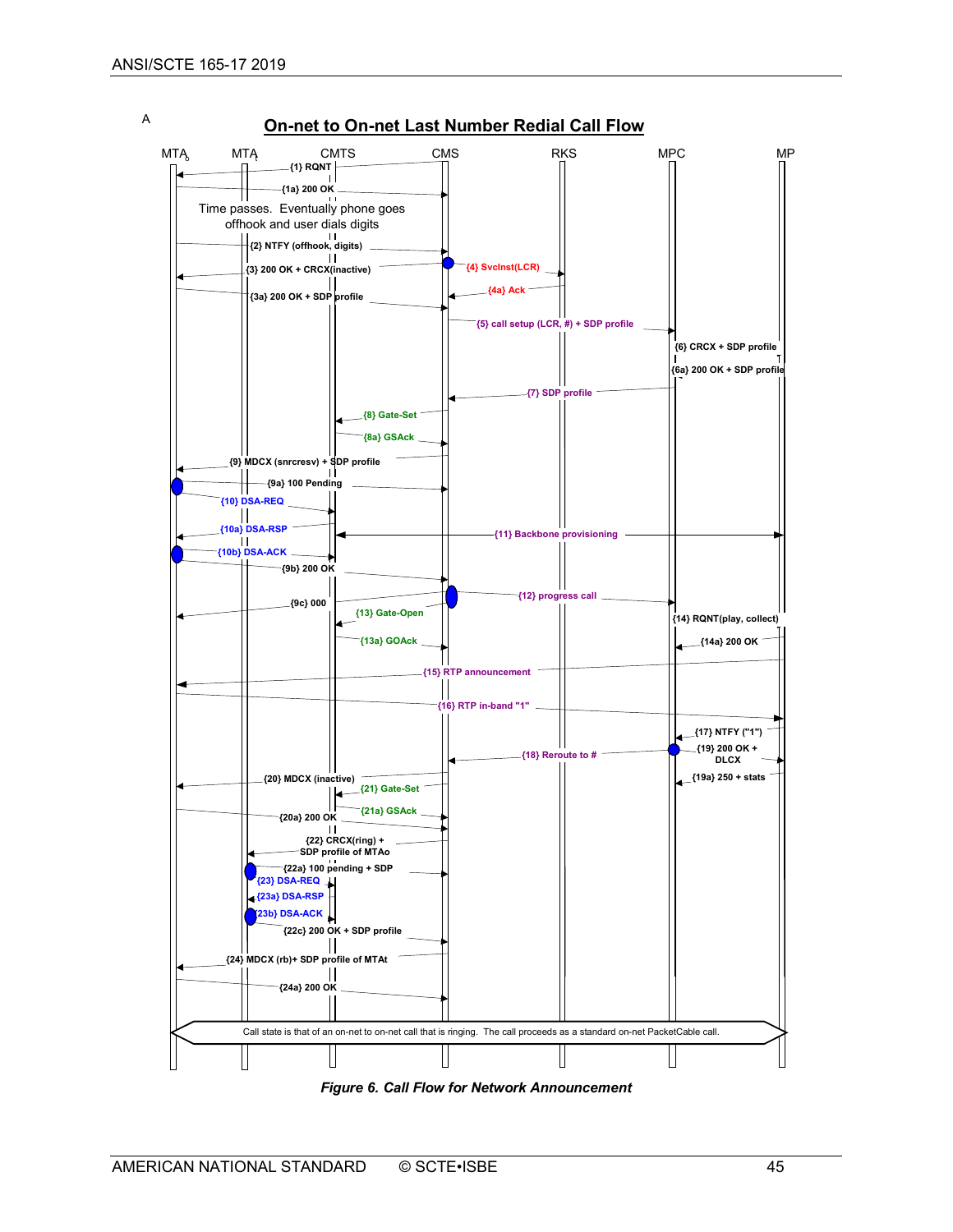A

## On-net to On-net Last Number Redial Call Flow

MTA_o | MTA_t | CMTS | CMS | RKS | MPC | MP

{1} RQNT

{1a} 200 OK

Time passes. Eventually phone goes offhook and user dials digits

{2} NTFY (offhook, digits)

{3} 200 OK + CRCX(inactive)

{4} SvcInst(LCR)

{3a} 200 OK + SDP profile

{4a} Ack

{5} call setup (LCR, #) + SDP profile

{6} CRCX + SDP profile

{6a} 200 OK + SDP profile

{7} SDP profile

{8} Gate-Set

{8a} GSAck

{9} MDCX (snrcresv) + SDP profile

{9a} 100 Pending

{10} DSA-REQ

{10a} DSA-RSP

{11} Backbone provisioning

{10b} DSA-ACK

{9b} 200 OK

{12} progress call

{9c} 000

{13} Gate-Open

{14} RQNT(play, collect)

{13a} GOAck

{14a} 200 OK

{15} RTP announcement

{16} RTP in-band "1"

{17} NTFY ("1")

{19} 200 OK + DLCX

{18} Reroute to #

{20} MDCX (inactive)

{19a} 250 + stats

{21} Gate-Set

{21a} GSAck

{20a} 200 OK

{22} CRCX(ring) + SDP profile of MTAo

{22a} 100 pending + SDP

{23} DSA-REQ

{23a} DSA-RSP

{23b} DSA-ACK

{22c} 200 OK + SDP profile

{24} MDCX (rb)+ SDP profile of MTAt

{24a} 200 OK

Call state is that of an on-net to on-net call that is ringing. The call proceeds as a standard on-net PacketCable call.

*Figure 6. Call Flow for Network Announcement*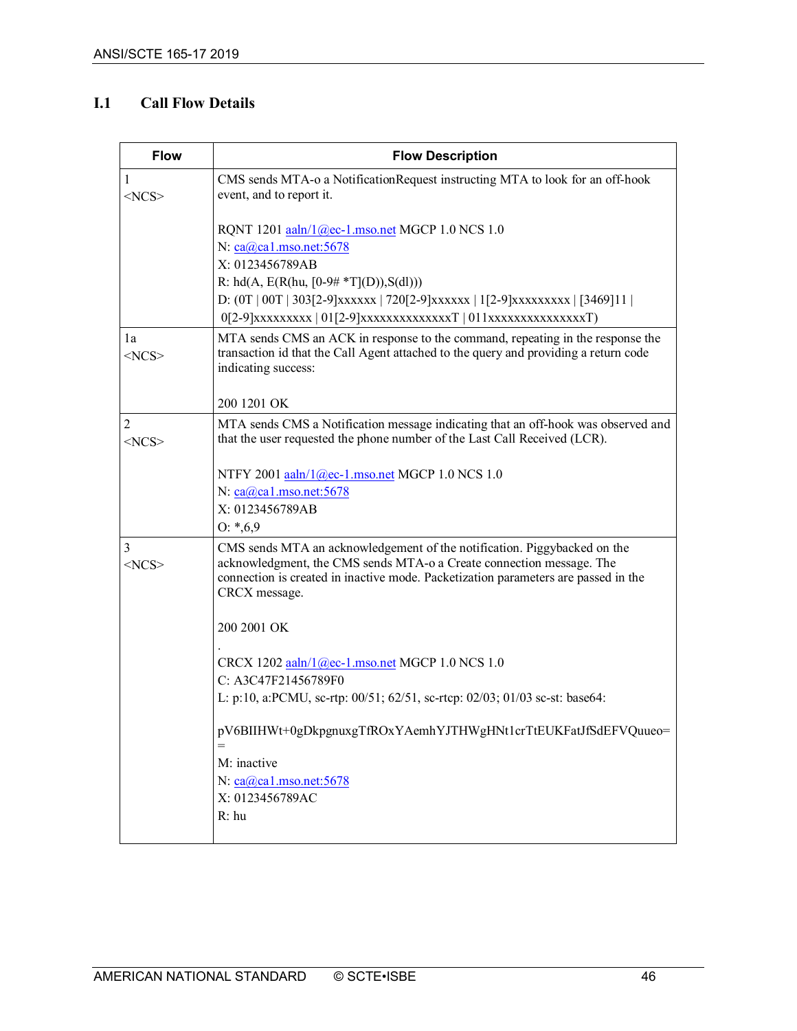## I.1 Call Flow Details

| Flow | Flow Description |
|---|---|
| 1<br><NCS> | CMS sends MTA-o a NotificationRequest instructing MTA to look for an off-hook event, and to report it.<br><br>RQNT 1201 aaln/1@ec-1.mso.net MGCP 1.0 NCS 1.0<br>N: ca@ca1.mso.net:5678<br>X: 0123456789AB<br>R: hd(A, E(R(hu, [0-9# *T](D)),S(dl)))<br>D: (0T \| 00T \| 303[2-9]xxxxxx \| 720[2-9]xxxxxx \| 1[2-9]xxxxxxxxx \| [3469]11 \| 0[2-9]xxxxxxxxx \| 01[2-9]xxxxxxxxxxxxxxT \| 011xxxxxxxxxxxxxxxT) |
| 1a<br><NCS> | MTA sends CMS an ACK in response to the command, repeating in the response the transaction id that the Call Agent attached to the query and providing a return code indicating success:<br><br>200 1201 OK |
| 2<br><NCS> | MTA sends CMS a Notification message indicating that an off-hook was observed and that the user requested the phone number of the Last Call Received (LCR).<br><br>NTFY 2001 aaln/1@ec-1.mso.net MGCP 1.0 NCS 1.0<br>N: ca@ca1.mso.net:5678<br>X: 0123456789AB<br>O: *,6,9 |
| 3<br><NCS> | CMS sends MTA an acknowledgement of the notification. Piggybacked on the acknowledgment, the CMS sends MTA-o a Create connection message. The connection is created in inactive mode. Packetization parameters are passed in the CRCX message.<br><br>200 2001 OK<br>.<br>CRCX 1202 aaln/1@ec-1.mso.net MGCP 1.0 NCS 1.0<br>C: A3C47F21456789F0<br>L: p:10, a:PCMU, sc-rtp: 00/51; 62/51, sc-rtcp: 02/03; 01/03 sc-st: base64:<br><br>pV6BIIHWt+0gDkpgnuxgTfROxYAemhYJTHWgHNt1crTtEUKFatJfSdEFVQuueo==<br>M: inactive<br>N: ca@ca1.mso.net:5678<br>X: 0123456789AC<br>R: hu |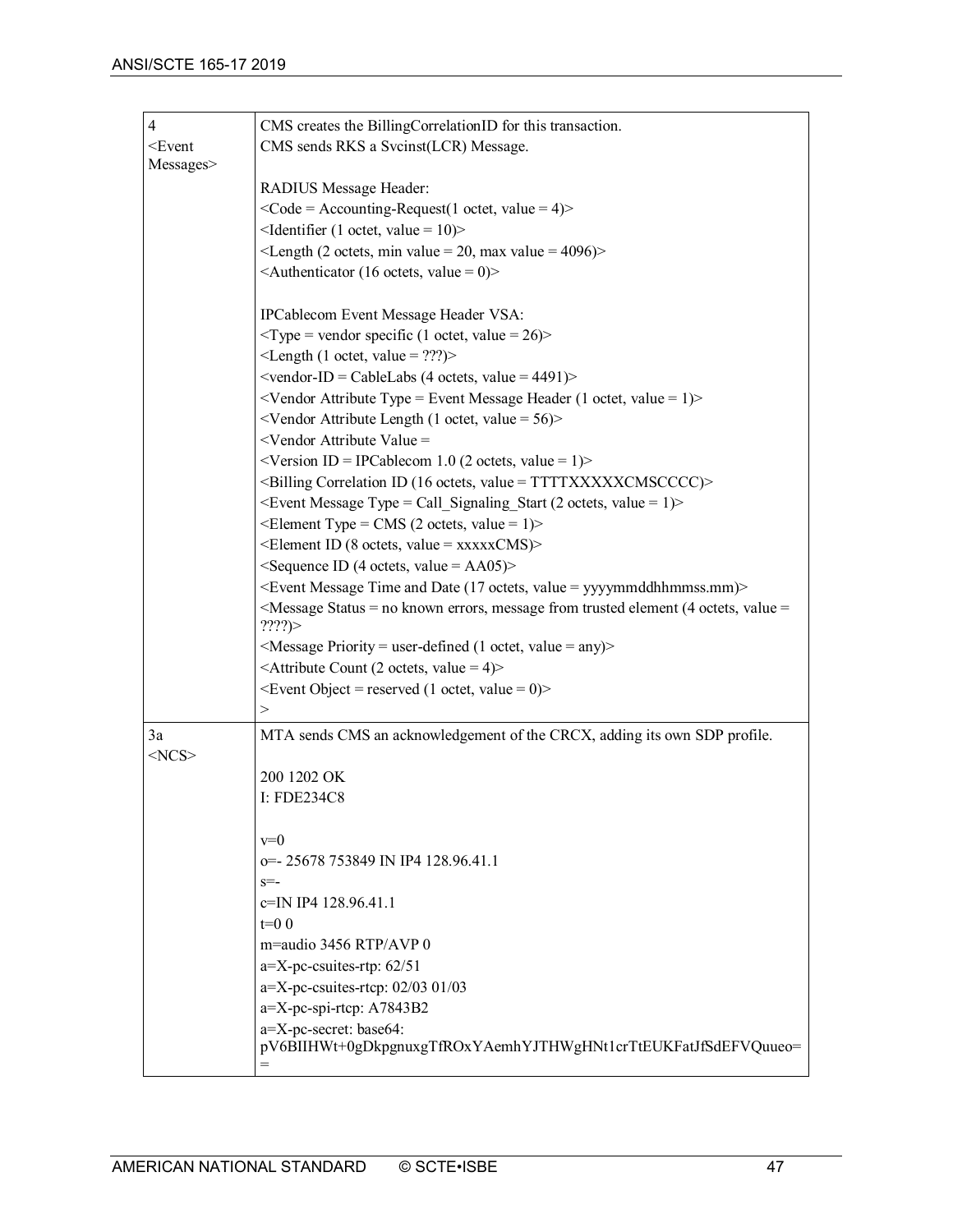| | |
|---|---|
| 4<br><Event Messages> | CMS creates the BillingCorrelationID for this transaction.<br>CMS sends RKS a Svcinst(LCR) Message.<br><br>RADIUS Message Header:<br><Code = Accounting-Request(1 octet, value = 4)><br><Identifier (1 octet, value = 10)><br><Length (2 octets, min value = 20, max value = 4096)><br><Authenticator (16 octets, value = 0)><br><br>IPCablecom Event Message Header VSA:<br><Type = vendor specific (1 octet, value = 26)><br><Length (1 octet, value = ???)><br><vendor-ID = CableLabs (4 octets, value = 4491)><br><Vendor Attribute Type = Event Message Header (1 octet, value = 1)><br><Vendor Attribute Length (1 octet, value = 56)><br><Vendor Attribute Value =<br><Version ID = IPCablecom 1.0 (2 octets, value = 1)><br><Billing Correlation ID (16 octets, value = TTTTXXXXXCMSCCCC)><br><Event Message Type = Call_Signaling_Start (2 octets, value = 1)><br><Element Type = CMS (2 octets, value = 1)><br><Element ID (8 octets, value = xxxxxCMS)><br><Sequence ID (4 octets, value = AA05)><br><Event Message Time and Date (17 octets, value = yyyymmddhhmmss.mm)><br><Message Status = no known errors, message from trusted element (4 octets, value = ????)><br><Message Priority = user-defined (1 octet, value = any)><br><Attribute Count (2 octets, value = 4)><br><Event Object = reserved (1 octet, value = 0)><br>> |
| 3a<br><NCS> | MTA sends CMS an acknowledgement of the CRCX, adding its own SDP profile.<br><br>200 1202 OK<br>I: FDE234C8<br><br><br>v=0<br>o=- 25678 753849 IN IP4 128.96.41.1<br>s=-<br>c=IN IP4 128.96.41.1<br>t=0 0<br>m=audio 3456 RTP/AVP 0<br>a=X-pc-csuites-rtp: 62/51<br>a=X-pc-csuites-rtcp: 02/03 01/03<br>a=X-pc-spi-rtcp: A7843B2<br>a=X-pc-secret: base64:<br>pV6BIIHWt+0gDkpgnuxgTfROxYAemhYJTHWgHNt1crTtEUKFatJfSdEFVQuueo== |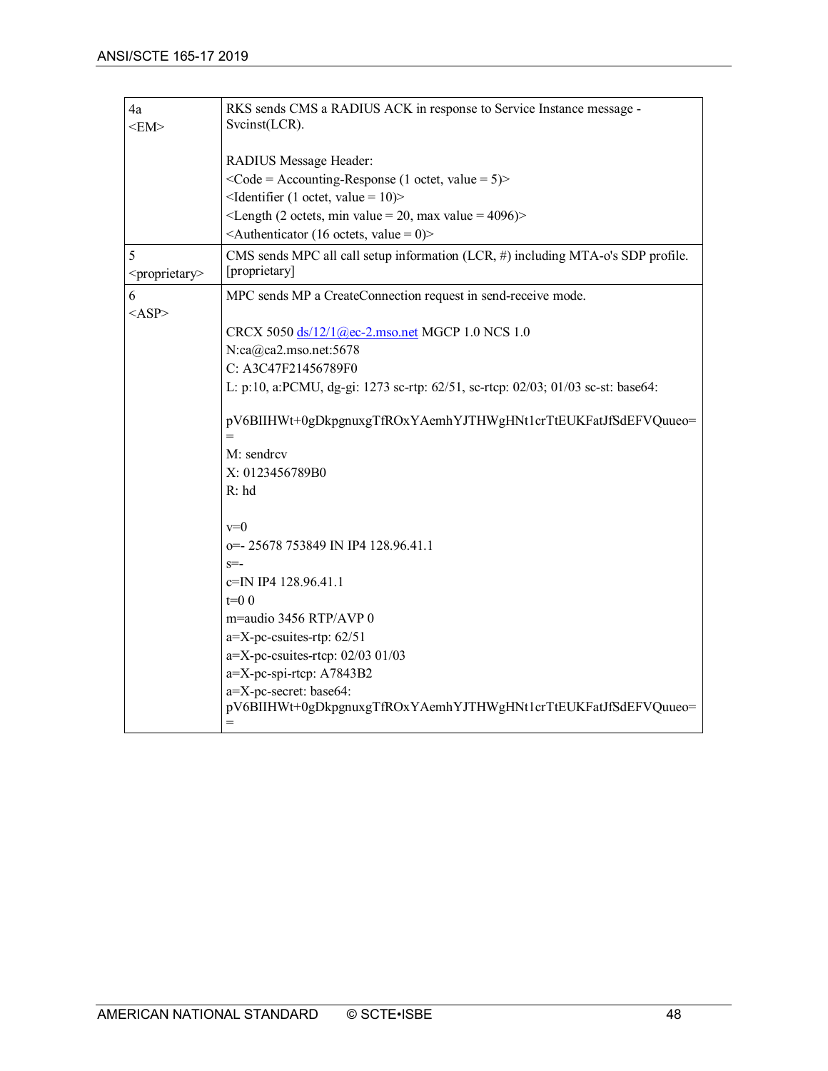| | |
|---|---|
| 4a<br><EM> | RKS sends CMS a RADIUS ACK in response to Service Instance message - Svcinst(LCR).<br><br>RADIUS Message Header:<br><Code = Accounting-Response (1 octet, value = 5)><br><Identifier (1 octet, value = 10)><br><Length (2 octets, min value = 20, max value = 4096)><br><Authenticator (16 octets, value = 0)> |
| 5<br><proprietary> | CMS sends MPC all call setup information (LCR, #) including MTA-o's SDP profile. [proprietary] |
| 6<br><ASP> | MPC sends MP a CreateConnection request in send-receive mode.<br><br>CRCX 5050 ds/12/1@ec-2.mso.net MGCP 1.0 NCS 1.0<br>N:ca@ca2.mso.net:5678<br>C: A3C47F21456789F0<br>L: p:10, a:PCMU, dg-gi: 1273 sc-rtp: 62/51, sc-rtcp: 02/03; 01/03 sc-st: base64:<br><br>pV6BIIHWt+0gDkpgnuxgTfROxYAemhYJTHWgHNt1crTtEUKFatJfSdEFVQuueo==<br>M: sendrcv<br>X: 0123456789B0<br>R: hd<br><br>v=0<br>o=- 25678 753849 IN IP4 128.96.41.1<br>s=-<br>c=IN IP4 128.96.41.1<br>t=0 0<br>m=audio 3456 RTP/AVP 0<br>a=X-pc-csuites-rtp: 62/51<br>a=X-pc-csuites-rtcp: 02/03 01/03<br>a=X-pc-spi-rtcp: A7843B2<br>a=X-pc-secret: base64:<br>pV6BIIHWt+0gDkpgnuxgTfROxYAemhYJTHWgHNt1crTtEUKFatJfSdEFVQuueo== |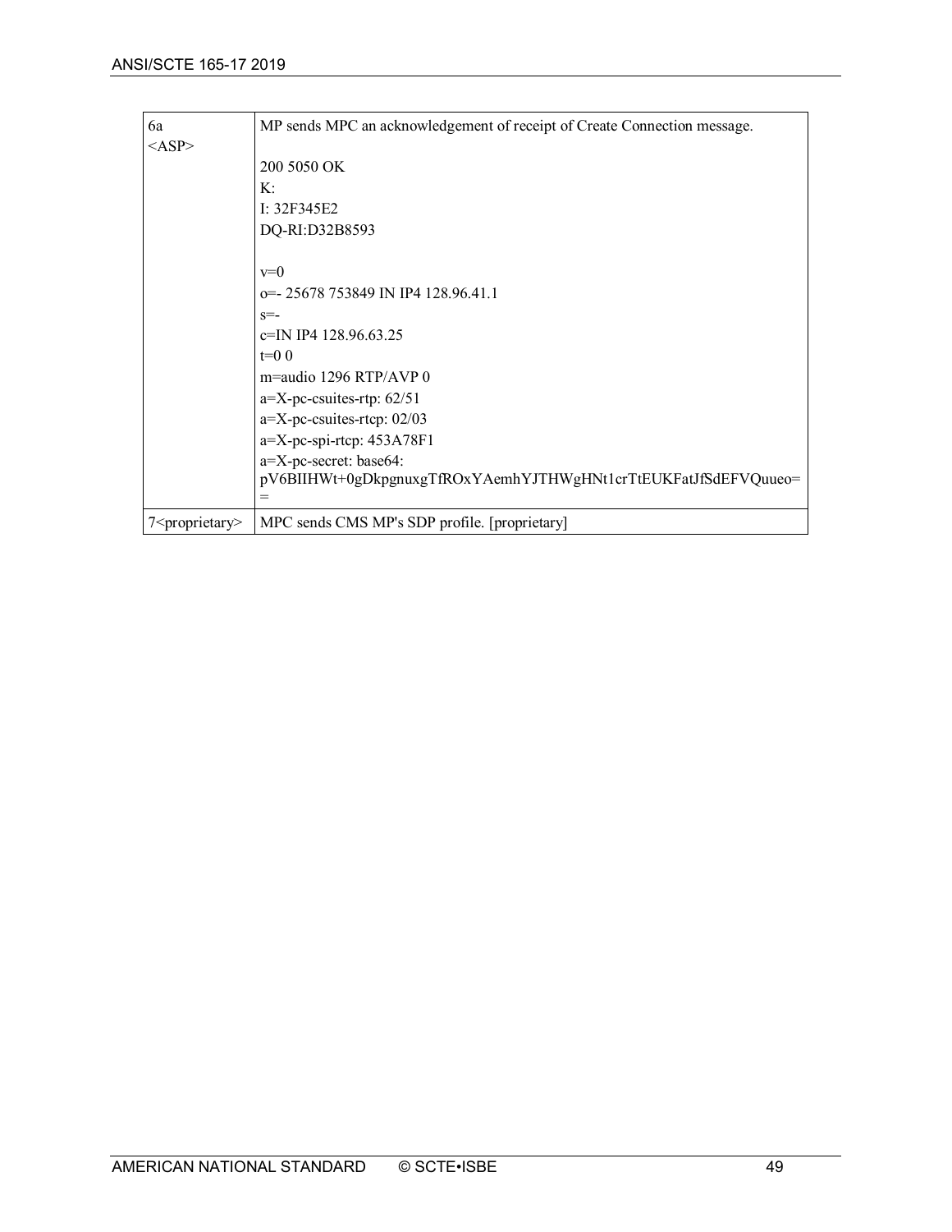| | |
|---|---|
| 6a<br><ASP> | MP sends MPC an acknowledgement of receipt of Create Connection message.<br><br>200 5050 OK<br>K:<br>I: 32F345E2<br>DQ-RI:D32B8593<br><br>v=0<br>o=- 25678 753849 IN IP4 128.96.41.1<br>s=-<br>c=IN IP4 128.96.63.25<br>t=0 0<br>m=audio 1296 RTP/AVP 0<br>a=X-pc-csuites-rtp: 62/51<br>a=X-pc-csuites-rtcp: 02/03<br>a=X-pc-spi-rtcp: 453A78F1<br>a=X-pc-secret: base64:<br>pV6BIIHWt+0gDkpgnuxgTfROxYAemhYJTHWgHNt1crTtEUKFatJfSdEFVQuueo==|
| 7<proprietary> | MPC sends CMS MP's SDP profile. [proprietary] |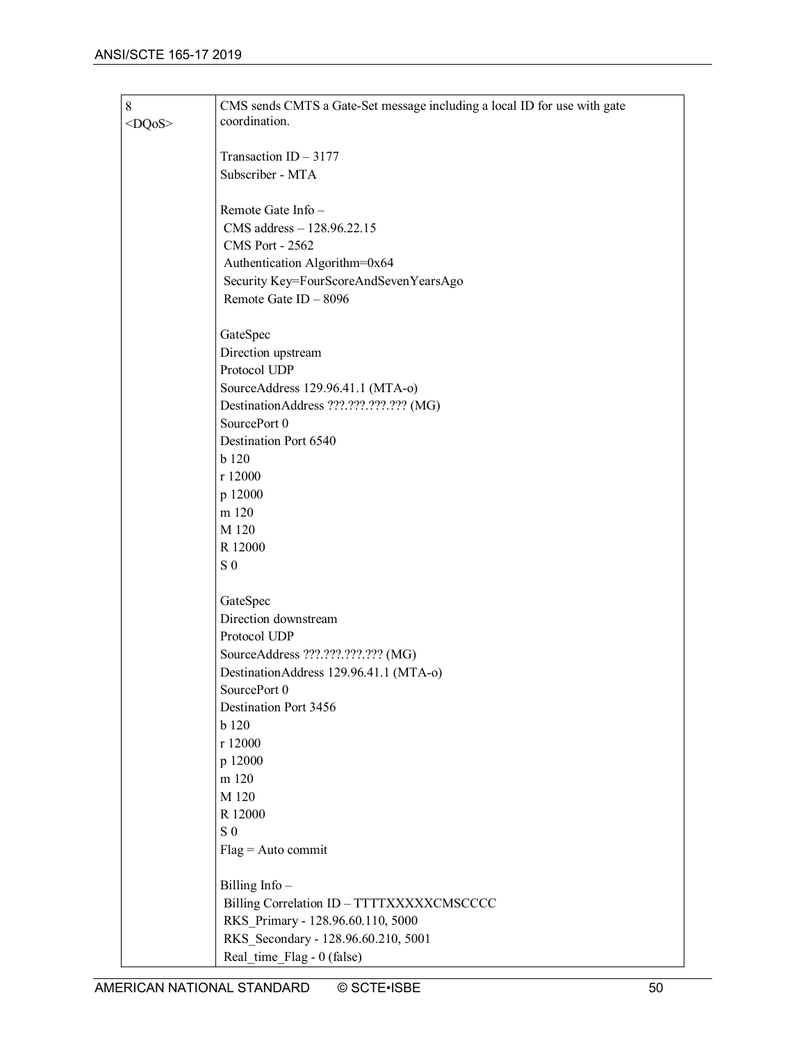| 8 <DQoS> | CMS sends CMTS a Gate-Set message including a local ID for use with gate coordination.<br><br>Transaction ID – 3177<br>Subscriber - MTA<br><br>Remote Gate Info –<br>CMS address – 128.96.22.15<br>CMS Port - 2562<br>Authentication Algorithm=0x64<br>Security Key=FourScoreAndSevenYearsAgo<br>Remote Gate ID – 8096<br><br>GateSpec<br>Direction upstream<br>Protocol UDP<br>SourceAddress 129.96.41.1 (MTA-o)<br>DestinationAddress ???.???.???.??? (MG)<br>SourcePort 0<br>Destination Port 6540<br>b 120<br>r 12000<br>p 12000<br>m 120<br>M 120<br>R 12000<br>S 0<br><br>GateSpec<br>Direction downstream<br>Protocol UDP<br>SourceAddress ???.???.???.??? (MG)<br>DestinationAddress 129.96.41.1 (MTA-o)<br>SourcePort 0<br>Destination Port 3456<br>b 120<br>r 12000<br>p 12000<br>m 120<br>M 120<br>R 12000<br>S 0<br>Flag = Auto commit<br><br>Billing Info –<br>Billing Correlation ID – TTTTXXXXXCMSCCCC<br>RKS_Primary - 128.96.60.110, 5000<br>RKS_Secondary - 128.96.60.210, 5001<br>Real_time_Flag - 0 (false) |
|---|---|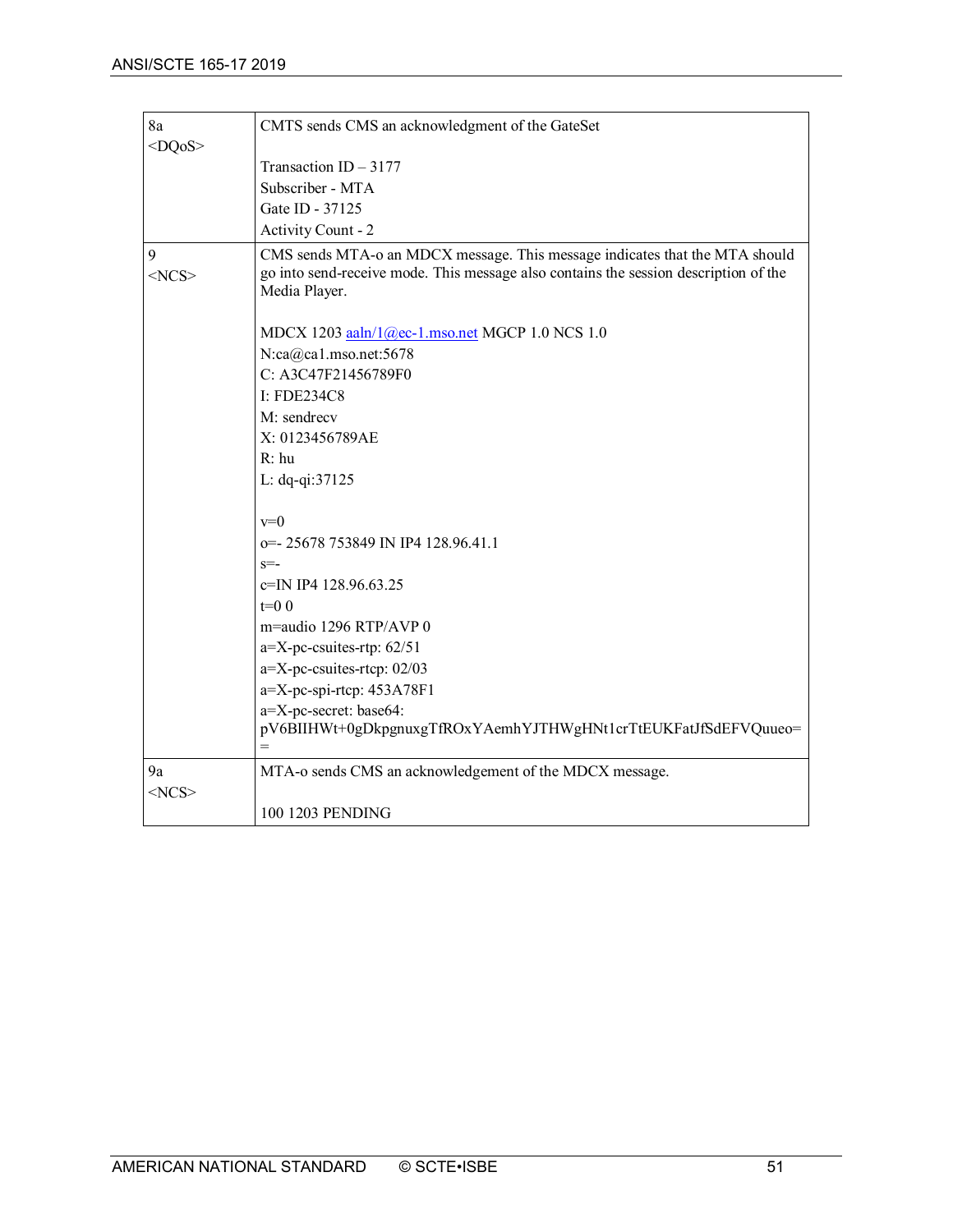| | |
|---|---|
| 8a<br>&lt;DQoS&gt; | CMTS sends CMS an acknowledgment of the GateSet<br><br>Transaction ID – 3177<br>Subscriber - MTA<br>Gate ID - 37125<br>Activity Count - 2 |
| 9<br>&lt;NCS&gt; | CMS sends MTA-o an MDCX message. This message indicates that the MTA should go into send-receive mode. This message also contains the session description of the Media Player.<br><br>MDCX 1203 aaln/1@ec-1.mso.net MGCP 1.0 NCS 1.0<br>N:ca@ca1.mso.net:5678<br>C: A3C47F21456789F0<br>I: FDE234C8<br>M: sendrecv<br>X: 0123456789AE<br>R: hu<br>L: dq-qi:37125<br><br>v=0<br>o=- 25678 753849 IN IP4 128.96.41.1<br>s=-<br>c=IN IP4 128.96.63.25<br>t=0 0<br>m=audio 1296 RTP/AVP 0<br>a=X-pc-csuites-rtp: 62/51<br>a=X-pc-csuites-rtcp: 02/03<br>a=X-pc-spi-rtcp: 453A78F1<br>a=X-pc-secret: base64:<br>pV6BIIHWt+0gDkpgnuxgTfROxYAemhYJTHWgHNt1crTtEUKFatJfSdEFVQuueo== |
| 9a<br>&lt;NCS&gt; | MTA-o sends CMS an acknowledgement of the MDCX message.<br><br>100 1203 PENDING |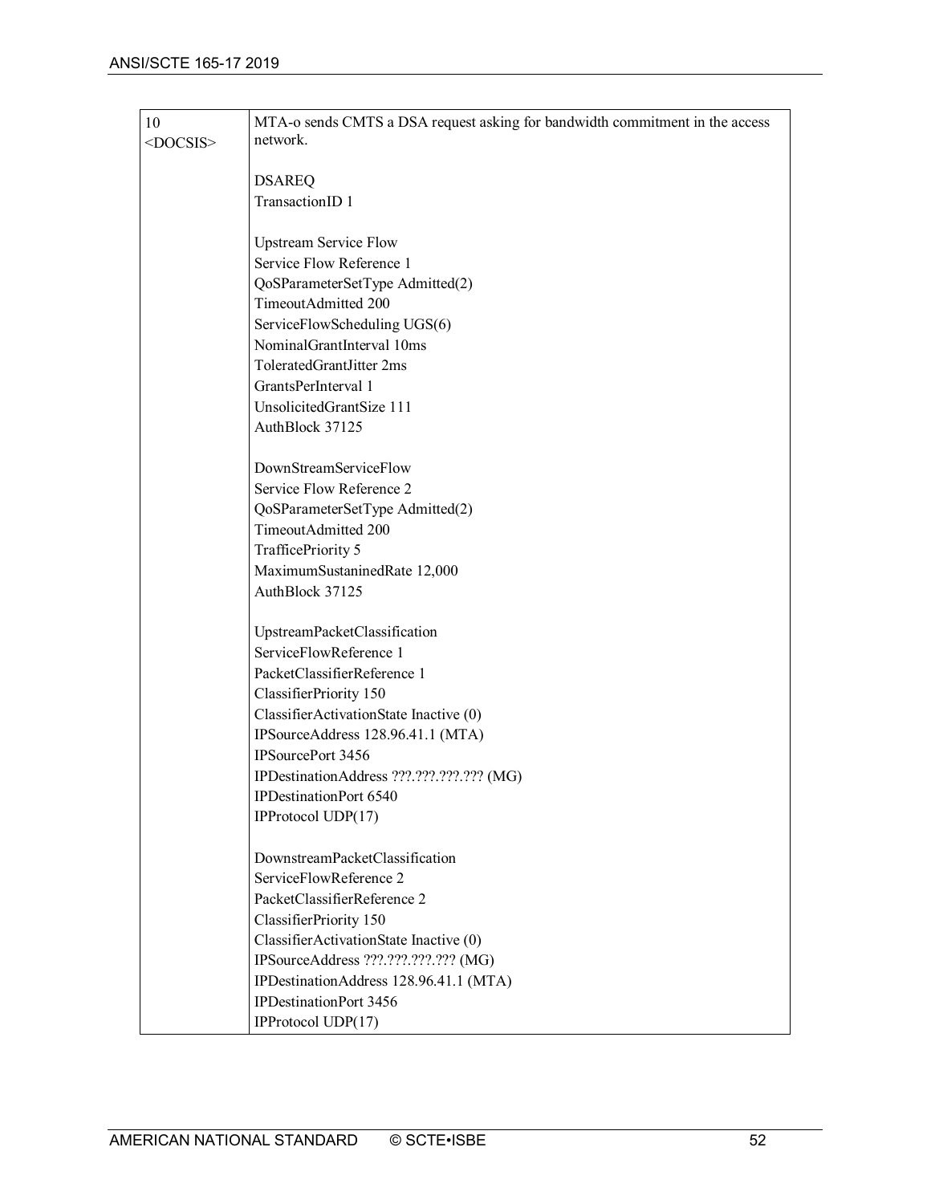| 10<br><DOCSIS> | MTA-o sends CMTS a DSA request asking for bandwidth commitment in the access network.<br><br>DSAREQ<br>TransactionID 1<br><br>Upstream Service Flow<br>Service Flow Reference 1<br>QoSParameterSetType Admitted(2)<br>TimeoutAdmitted 200<br>ServiceFlowScheduling UGS(6)<br>NominalGrantInterval 10ms<br>ToleratedGrantJitter 2ms<br>GrantsPerInterval 1<br>UnsolicitedGrantSize 111<br>AuthBlock 37125<br><br>DownStreamServiceFlow<br>Service Flow Reference 2<br>QoSParameterSetType Admitted(2)<br>TimeoutAdmitted 200<br>TrafficePriority 5<br>MaximumSustaninedRate 12,000<br>AuthBlock 37125<br><br>UpstreamPacketClassification<br>ServiceFlowReference 1<br>PacketClassifierReference 1<br>ClassifierPriority 150<br>ClassifierActivationState Inactive (0)<br>IPSourceAddress 128.96.41.1 (MTA)<br>IPSourcePort 3456<br>IPDestinationAddress ???.???.???.??? (MG)<br>IPDestinationPort 6540<br>IPProtocol UDP(17)<br><br>DownstreamPacketClassification<br>ServiceFlowReference 2<br>PacketClassifierReference 2<br>ClassifierPriority 150<br>ClassifierActivationState Inactive (0)<br>IPSourceAddress ???.???.???.??? (MG)<br>IPDestinationAddress 128.96.41.1 (MTA)<br>IPDestinationPort 3456<br>IPProtocol UDP(17) |
|---|---|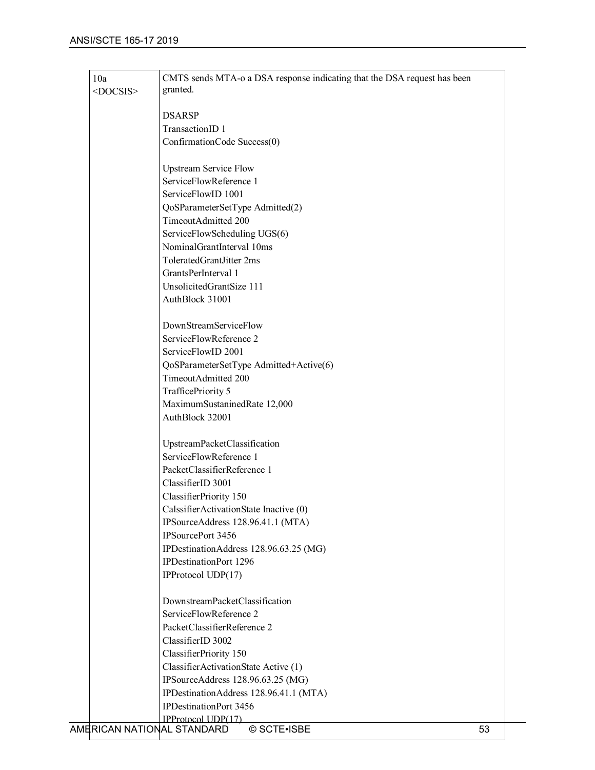| | |
|---|---|
| 10a<br><DOCSIS> | CMTS sends MTA-o a DSA response indicating that the DSA request has been granted.<br><br>DSARSP<br>TransactionID 1<br>ConfirmationCode Success(0)<br><br>Upstream Service Flow<br>ServiceFlowReference 1<br>ServiceFlowID 1001<br>QoSParameterSetType Admitted(2)<br>TimeoutAdmitted 200<br>ServiceFlowScheduling UGS(6)<br>NominalGrantInterval 10ms<br>ToleratedGrantJitter 2ms<br>GrantsPerInterval 1<br>UnsolicitedGrantSize 111<br>AuthBlock 31001<br><br>DownStreamServiceFlow<br>ServiceFlowReference 2<br>ServiceFlowID 2001<br>QoSParameterSetType Admitted+Active(6)<br>TimeoutAdmitted 200<br>TrafficePriority 5<br>MaximumSustaninedRate 12,000<br>AuthBlock 32001<br><br>UpstreamPacketClassification<br>ServiceFlowReference 1<br>PacketClassifierReference 1<br>ClassifierID 3001<br>ClassifierPriority 150<br>CalssifierActivationState Inactive (0)<br>IPSourceAddress 128.96.41.1 (MTA)<br>IPSourcePort 3456<br>IPDestinationAddress 128.96.63.25 (MG)<br>IPDestinationPort 1296<br>IPProtocol UDP(17)<br><br>DownstreamPacketClassification<br>ServiceFlowReference 2<br>PacketClassifierReference 2<br>ClassifierID 3002<br>ClassifierPriority 150<br>ClassifierActivationState Active (1)<br>IPSourceAddress 128.96.63.25 (MG)<br>IPDestinationAddress 128.96.41.1 (MTA)<br>IPDestinationPort 3456<br>IPProtocol UDP(17) |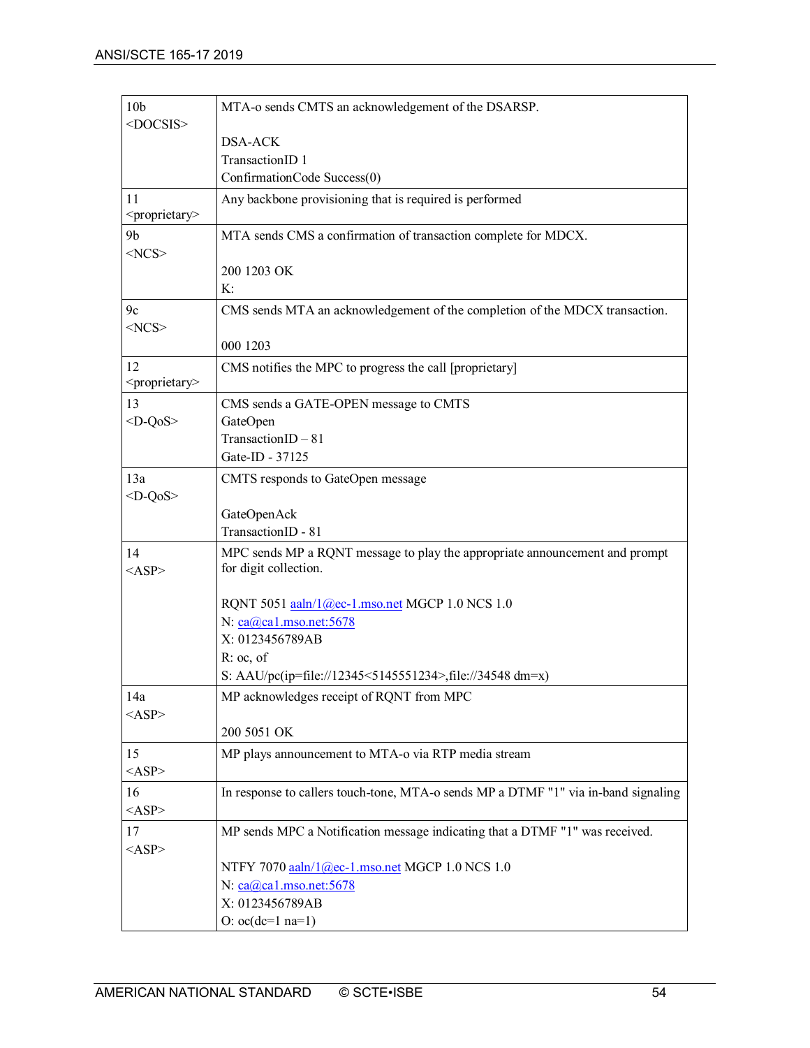| | |
|---|---|
| 10b<br><DOCSIS> | MTA-o sends CMTS an acknowledgement of the DSARSP.<br><br>DSA-ACK<br>TransactionID 1<br>ConfirmationCode Success(0) |
| 11<br><proprietary> | Any backbone provisioning that is required is performed |
| 9b<br><NCS> | MTA sends CMS a confirmation of transaction complete for MDCX.<br><br>200 1203 OK<br>K: |
| 9c<br><NCS> | CMS sends MTA an acknowledgement of the completion of the MDCX transaction.<br><br>000 1203 |
| 12<br><proprietary> | CMS notifies the MPC to progress the call [proprietary] |
| 13<br><D-QoS> | CMS sends a GATE-OPEN message to CMTS<br>GateOpen<br>TransactionID – 81<br>Gate-ID - 37125 |
| 13a<br><D-QoS> | CMTS responds to GateOpen message<br><br>GateOpenAck<br>TransactionID - 81 |
| 14<br><ASP> | MPC sends MP a RQNT message to play the appropriate announcement and prompt for digit collection.<br><br>RQNT 5051 aaln/1@ec-1.mso.net MGCP 1.0 NCS 1.0<br>N: ca@ca1.mso.net:5678<br>X: 0123456789AB<br>R: oc, of<br>S: AAU/pc(ip=file://12345<5145551234>,file://34548 dm=x) |
| 14a<br><ASP> | MP acknowledges receipt of RQNT from MPC<br><br>200 5051 OK |
| 15<br><ASP> | MP plays announcement to MTA-o via RTP media stream |
| 16<br><ASP> | In response to callers touch-tone, MTA-o sends MP a DTMF "1" via in-band signaling |
| 17<br><ASP> | MP sends MPC a Notification message indicating that a DTMF "1" was received.<br><br>NTFY 7070 aaln/1@ec-1.mso.net MGCP 1.0 NCS 1.0<br>N: ca@ca1.mso.net:5678<br>X: 0123456789AB<br>O: oc(dc=1 na=1) |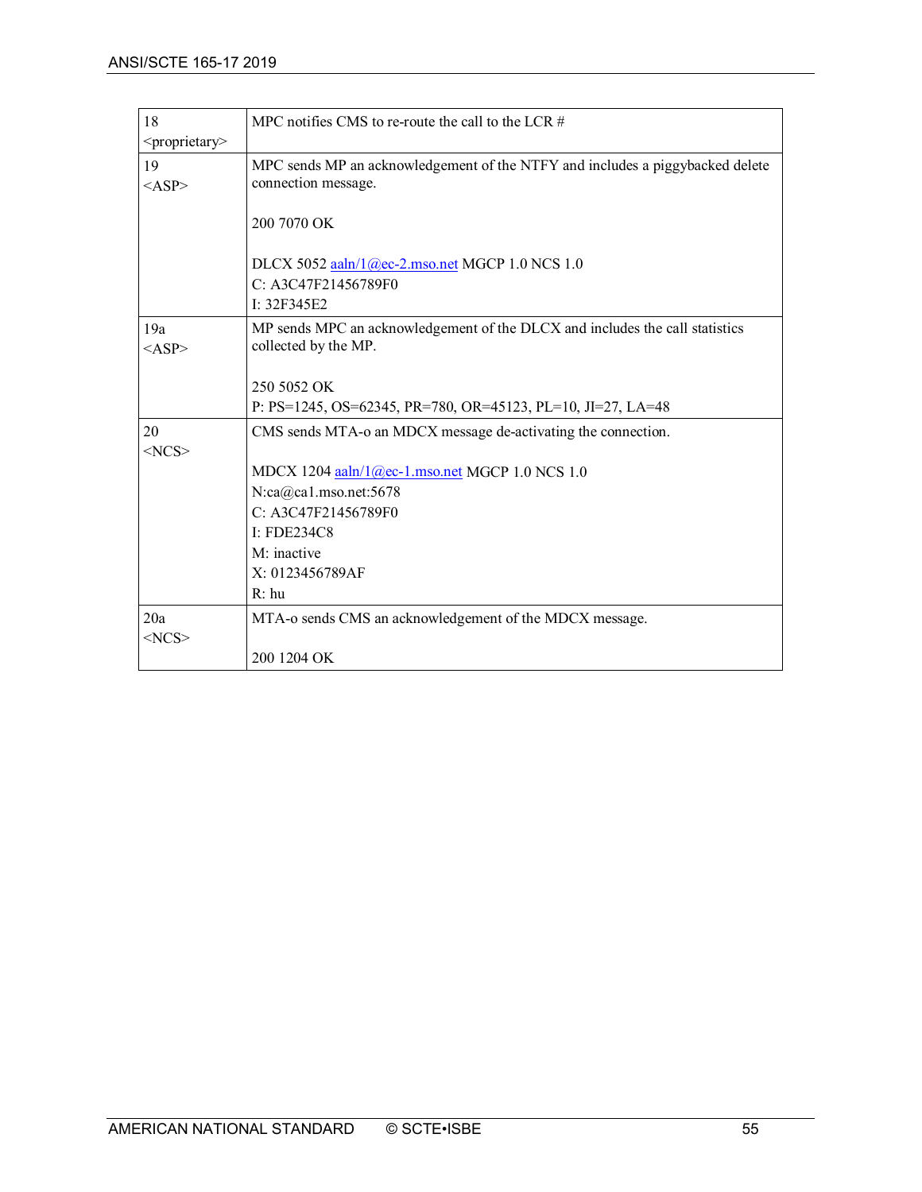| | |
|---|---|
| 18<br><proprietary> | MPC notifies CMS to re-route the call to the LCR # |
| 19<br><ASP> | MPC sends MP an acknowledgement of the NTFY and includes a piggybacked delete connection message.<br><br>200 7070 OK<br><br>DLCX 5052 aaln/1@ec-2.mso.net MGCP 1.0 NCS 1.0<br>C: A3C47F21456789F0<br>I: 32F345E2 |
| 19a<br><ASP> | MP sends MPC an acknowledgement of the DLCX and includes the call statistics collected by the MP.<br><br>250 5052 OK<br>P: PS=1245, OS=62345, PR=780, OR=45123, PL=10, JI=27, LA=48 |
| 20<br><NCS> | CMS sends MTA-o an MDCX message de-activating the connection.<br><br>MDCX 1204 aaln/1@ec-1.mso.net MGCP 1.0 NCS 1.0<br>N:ca@ca1.mso.net:5678<br>C: A3C47F21456789F0<br>I: FDE234C8<br>M: inactive<br>X: 0123456789AF<br>R: hu |
| 20a<br><NCS> | MTA-o sends CMS an acknowledgement of the MDCX message.<br><br>200 1204 OK |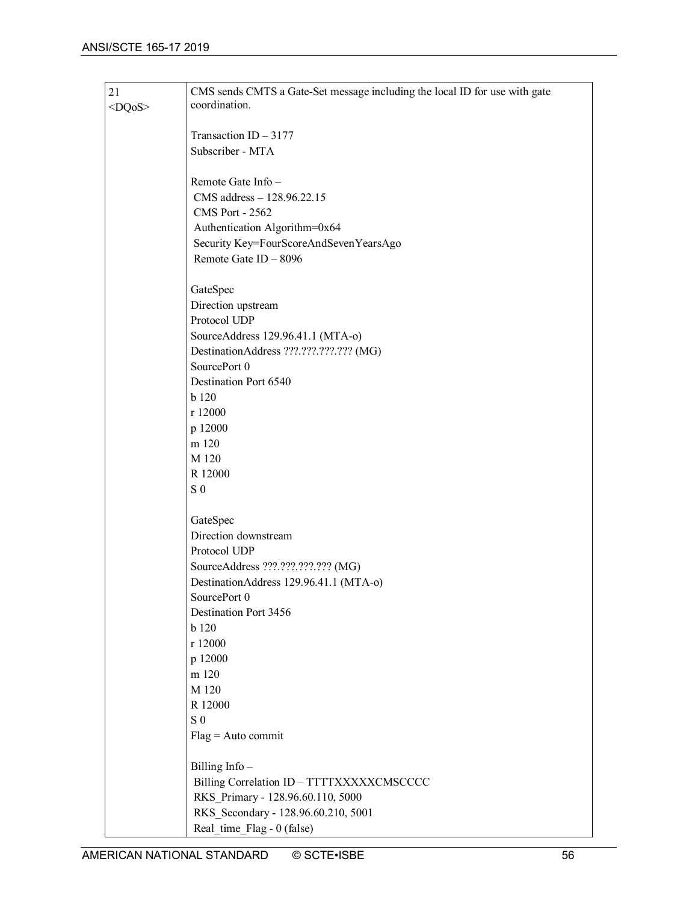| | |
|---|---|
| 21<br>&lt;DQoS&gt; | CMS sends CMTS a Gate-Set message including the local ID for use with gate coordination.<br><br>Transaction ID – 3177<br>Subscriber - MTA<br><br>Remote Gate Info –<br> CMS address – 128.96.22.15<br> CMS Port - 2562<br> Authentication Algorithm=0x64<br> Security Key=FourScoreAndSevenYearsAgo<br> Remote Gate ID – 8096<br><br>GateSpec<br>Direction upstream<br>Protocol UDP<br>SourceAddress 129.96.41.1 (MTA-o)<br>DestinationAddress ???.???.???.??? (MG)<br>SourcePort 0<br>Destination Port 6540<br>b 120<br>r 12000<br>p 12000<br>m 120<br>M 120<br>R 12000<br>S 0<br><br>GateSpec<br>Direction downstream<br>Protocol UDP<br>SourceAddress ???.???.???.??? (MG)<br>DestinationAddress 129.96.41.1 (MTA-o)<br>SourcePort 0<br>Destination Port 3456<br>b 120<br>r 12000<br>p 12000<br>m 120<br>M 120<br>R 12000<br>S 0<br>Flag = Auto commit<br><br>Billing Info –<br> Billing Correlation ID – TTTTXXXXXCMSCCCC<br> RKS_Primary - 128.96.60.110, 5000<br> RKS_Secondary - 128.96.60.210, 5001<br> Real_time_Flag - 0 (false) |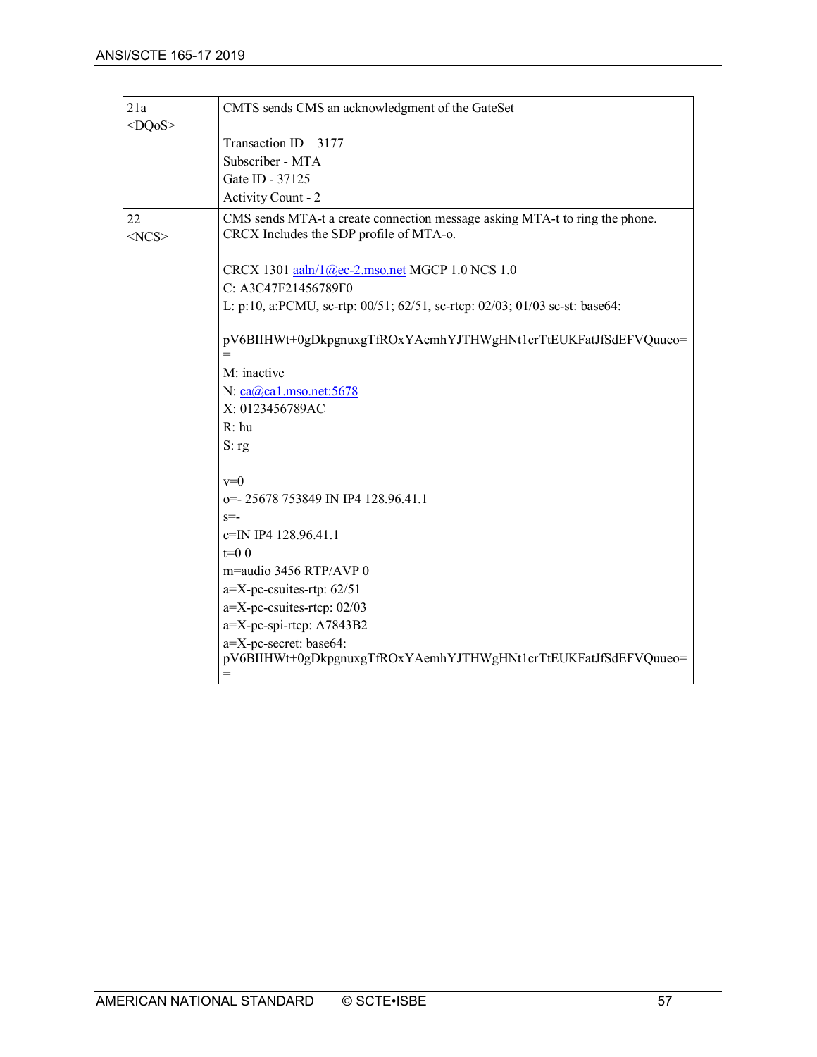| | |
|---|---|
| 21a<br>&lt;DQoS&gt; | CMTS sends CMS an acknowledgment of the GateSet<br><br>Transaction ID – 3177<br>Subscriber - MTA<br>Gate ID - 37125<br>Activity Count - 2 |
| 22<br>&lt;NCS&gt; | CMS sends MTA-t a create connection message asking MTA-t to ring the phone. CRCX Includes the SDP profile of MTA-o.<br><br>CRCX 1301 aaln/1@ec-2.mso.net MGCP 1.0 NCS 1.0<br>C: A3C47F21456789F0<br>L: p:10, a:PCMU, sc-rtp: 00/51; 62/51, sc-rtcp: 02/03; 01/03 sc-st: base64:<br><br>pV6BIIHWt+0gDkpgnuxgTfROxYAemhYJTHWgHNt1crTtEUKFatJfSdEFVQuueo==<br>M: inactive<br>N: ca@ca1.mso.net:5678<br>X: 0123456789AC<br>R: hu<br>S: rg<br><br>v=0<br>o=- 25678 753849 IN IP4 128.96.41.1<br>s=-<br>c=IN IP4 128.96.41.1<br>t=0 0<br>m=audio 3456 RTP/AVP 0<br>a=X-pc-csuites-rtp: 62/51<br>a=X-pc-csuites-rtcp: 02/03<br>a=X-pc-spi-rtcp: A7843B2<br>a=X-pc-secret: base64:<br>pV6BIIHWt+0gDkpgnuxgTfROxYAemhYJTHWgHNt1crTtEUKFatJfSdEFVQuueo== |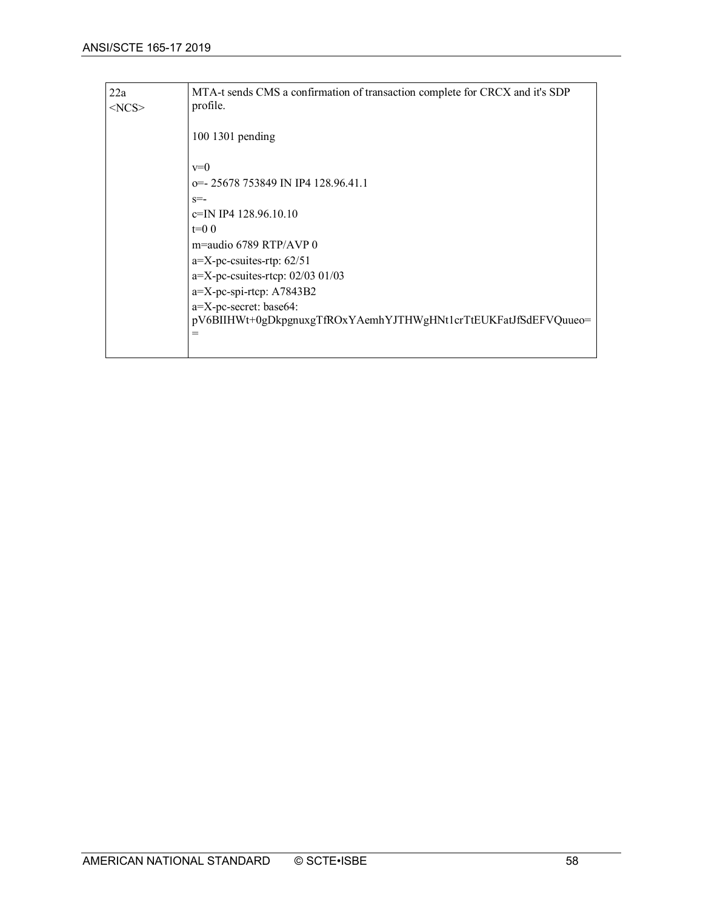| 22a<br>&lt;NCS&gt; | MTA-t sends CMS a confirmation of transaction complete for CRCX and it's SDP profile.<br><br>100 1301 pending<br><br>v=0<br>o=- 25678 753849 IN IP4 128.96.41.1<br>s=-<br>c=IN IP4 128.96.10.10<br>t=0 0<br>m=audio 6789 RTP/AVP 0<br>a=X-pc-csuites-rtp: 62/51<br>a=X-pc-csuites-rtcp: 02/03 01/03<br>a=X-pc-spi-rtcp: A7843B2<br>a=X-pc-secret: base64:<br>pV6BIIHWt+0gDkpgnuxgTfROxYAemhYJTHWgHNt1crTtEUKFatJfSdEFVQueo=<br>= |
|---|---|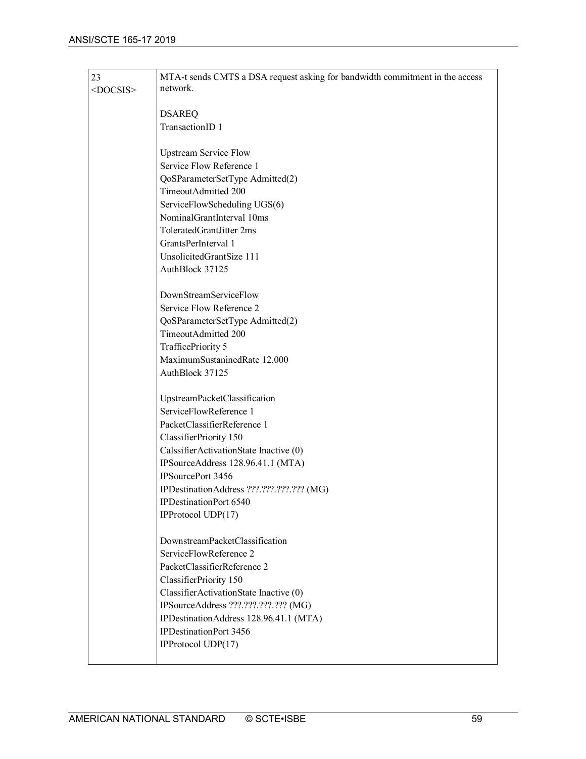| | |
|---|---|
| 23<br><DOCSIS> | MTA-t sends CMTS a DSA request asking for bandwidth commitment in the access network.<br><br>DSAREQ<br>TransactionID 1<br><br>Upstream Service Flow<br>Service Flow Reference 1<br>QoSParameterSetType Admitted(2)<br>TimeoutAdmitted 200<br>ServiceFlowScheduling UGS(6)<br>NominalGrantInterval 10ms<br>ToleratedGrantJitter 2ms<br>GrantsPerInterval 1<br>UnsolicitedGrantSize 111<br>AuthBlock 37125<br><br>DownStreamServiceFlow<br>Service Flow Reference 2<br>QoSParameterSetType Admitted(2)<br>TimeoutAdmitted 200<br>TrafficePriority 5<br>MaximumSustaninedRate 12,000<br>AuthBlock 37125<br><br>UpstreamPacketClassification<br>ServiceFlowReference 1<br>PacketClassifierReference 1<br>ClassifierPriority 150<br>CalssifierActivationState Inactive (0)<br>IPSourceAddress 128.96.41.1 (MTA)<br>IPSourcePort 3456<br>IPDestinationAddress ???.???.???.??? (MG)<br>IPDestinationPort 6540<br>IPProtocol UDP(17)<br><br>DownstreamPacketClassification<br>ServiceFlowReference 2<br>PacketClassifierReference 2<br>ClassifierPriority 150<br>ClassifierActivationState Inactive (0)<br>IPSourceAddress ???.???.???.??? (MG)<br>IPDestinationAddress 128.96.41.1 (MTA)<br>IPDestinationPort 3456<br>IPProtocol UDP(17) |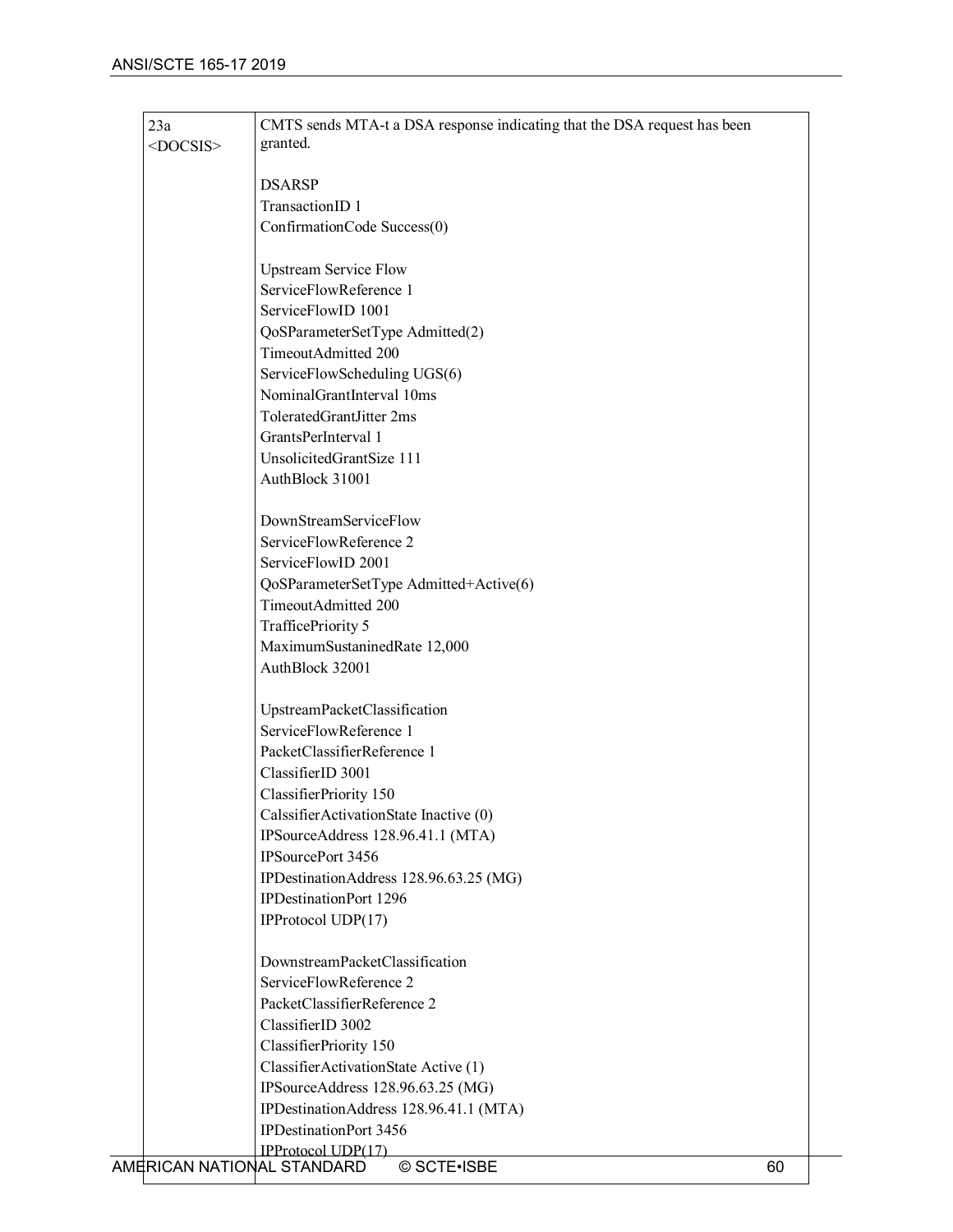| | |
|---|---|
| 23a<br><DOCSIS> | CMTS sends MTA-t a DSA response indicating that the DSA request has been granted.<br><br>DSARSP<br>TransactionID 1<br>ConfirmationCode Success(0)<br><br>Upstream Service Flow<br>ServiceFlowReference 1<br>ServiceFlowID 1001<br>QoSParameterSetType Admitted(2)<br>TimeoutAdmitted 200<br>ServiceFlowScheduling UGS(6)<br>NominalGrantInterval 10ms<br>ToleratedGrantJitter 2ms<br>GrantsPerInterval 1<br>UnsolicitedGrantSize 111<br>AuthBlock 31001<br><br>DownStreamServiceFlow<br>ServiceFlowReference 2<br>ServiceFlowID 2001<br>QoSParameterSetType Admitted+Active(6)<br>TimeoutAdmitted 200<br>TrafficePriority 5<br>MaximumSustaninedRate 12,000<br>AuthBlock 32001<br><br>UpstreamPacketClassification<br>ServiceFlowReference 1<br>PacketClassifierReference 1<br>ClassifierID 3001<br>ClassifierPriority 150<br>CalssifierActivationState Inactive (0)<br>IPSourceAddress 128.96.41.1 (MTA)<br>IPSourcePort 3456<br>IPDestinationAddress 128.96.63.25 (MG)<br>IPDestinationPort 1296<br>IPProtocol UDP(17)<br><br>DownstreamPacketClassification<br>ServiceFlowReference 2<br>PacketClassifierReference 2<br>ClassifierID 3002<br>ClassifierPriority 150<br>ClassifierActivationState Active (1)<br>IPSourceAddress 128.96.63.25 (MG)<br>IPDestinationAddress 128.96.41.1 (MTA)<br>IPDestinationPort 3456<br>IPProtocol UDP(17) |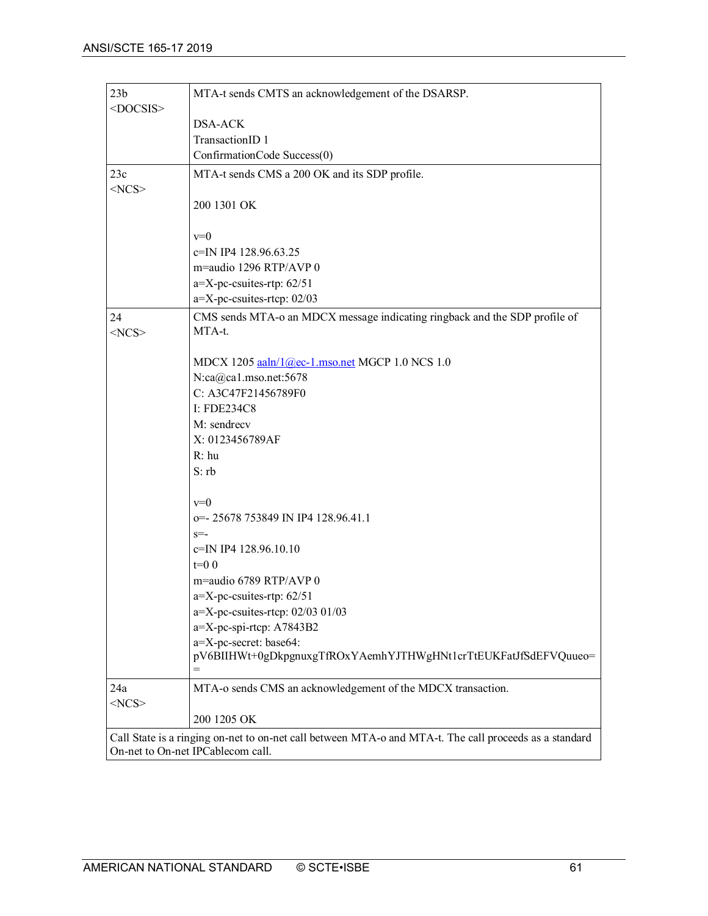| | |
|---|---|
| 23b<br>&lt;DOCSIS&gt; | MTA-t sends CMTS an acknowledgement of the DSARSP.<br><br>DSA-ACK<br>TransactionID 1<br>ConfirmationCode Success(0) |
| 23c<br>&lt;NCS&gt; | MTA-t sends CMS a 200 OK and its SDP profile.<br><br>200 1301 OK<br><br>v=0<br>c=IN IP4 128.96.63.25<br>m=audio 1296 RTP/AVP 0<br>a=X-pc-csuites-rtp: 62/51<br>a=X-pc-csuites-rtcp: 02/03 |
| 24<br>&lt;NCS&gt; | CMS sends MTA-o an MDCX message indicating ringback and the SDP profile of MTA-t.<br><br>MDCX 1205 aaln/1@ec-1.mso.net MGCP 1.0 NCS 1.0<br>N:ca@ca1.mso.net:5678<br>C: A3C47F21456789F0<br>I: FDE234C8<br>M: sendrecv<br>X: 0123456789AF<br>R: hu<br>S: rb<br><br>v=0<br>o=- 25678 753849 IN IP4 128.96.41.1<br>s=-<br>c=IN IP4 128.96.10.10<br>t=0 0<br>m=audio 6789 RTP/AVP 0<br>a=X-pc-csuites-rtp: 62/51<br>a=X-pc-csuites-rtcp: 02/03 01/03<br>a=X-pc-spi-rtcp: A7843B2<br>a=X-pc-secret: base64:<br>pV6BIIHWt+0gDkpgnuxgTfROxYAemhYJTHWgHNt1crTtEUKFatJfSdEFVQuueo==<br> |
| 24a<br>&lt;NCS&gt; | MTA-o sends CMS an acknowledgement of the MDCX transaction.<br><br>200 1205 OK |
| Call State is a ringing on-net to on-net call between MTA-o and MTA-t. The call proceeds as a standard On-net to On-net IPCablecom call. | |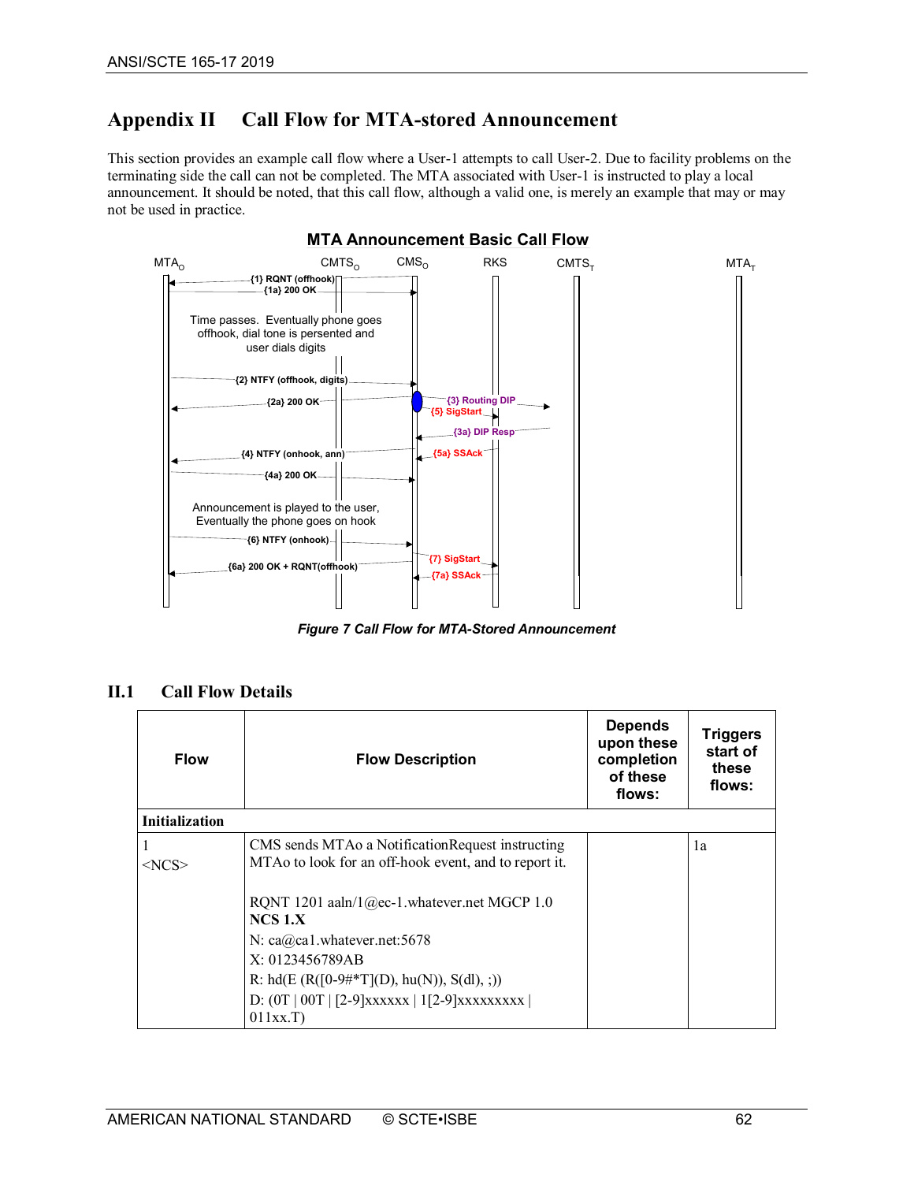# Appendix II Call Flow for MTA-stored Announcement

This section provides an example call flow where a User-1 attempts to call User-2. Due to facility problems on the terminating side the call can not be completed. The MTA associated with User-1 is instructed to play a local announcement. It should be noted, that this call flow, although a valid one, is merely an example that may or may not be used in practice.

*Figure 7 Call Flow for MTA-Stored Announcement*

## II.1 Call Flow Details

| Flow | Flow Description | Depends upon these completion of these flows: | Triggers start of these flows: |
|---|---|---|---|
| **Initialization** | | | |
| 1<br><NCS> | CMS sends MTAo a NotificationRequest instructing MTAo to look for an off-hook event, and to report it.<br><br>RQNT 1201 aaln/1@ec-1.whatever.net MGCP 1.0 **NCS 1.X**<br>N: ca@ca1.whatever.net:5678<br>X: 0123456789AB<br>R: hd(E (R([0-9#*T](D), hu(N)), S(dl), ;))<br>D: (0T \| 00T \| [2-9]xxxxxx \| 1[2-9]xxxxxxxxx \| 011xx.T) | | 1a |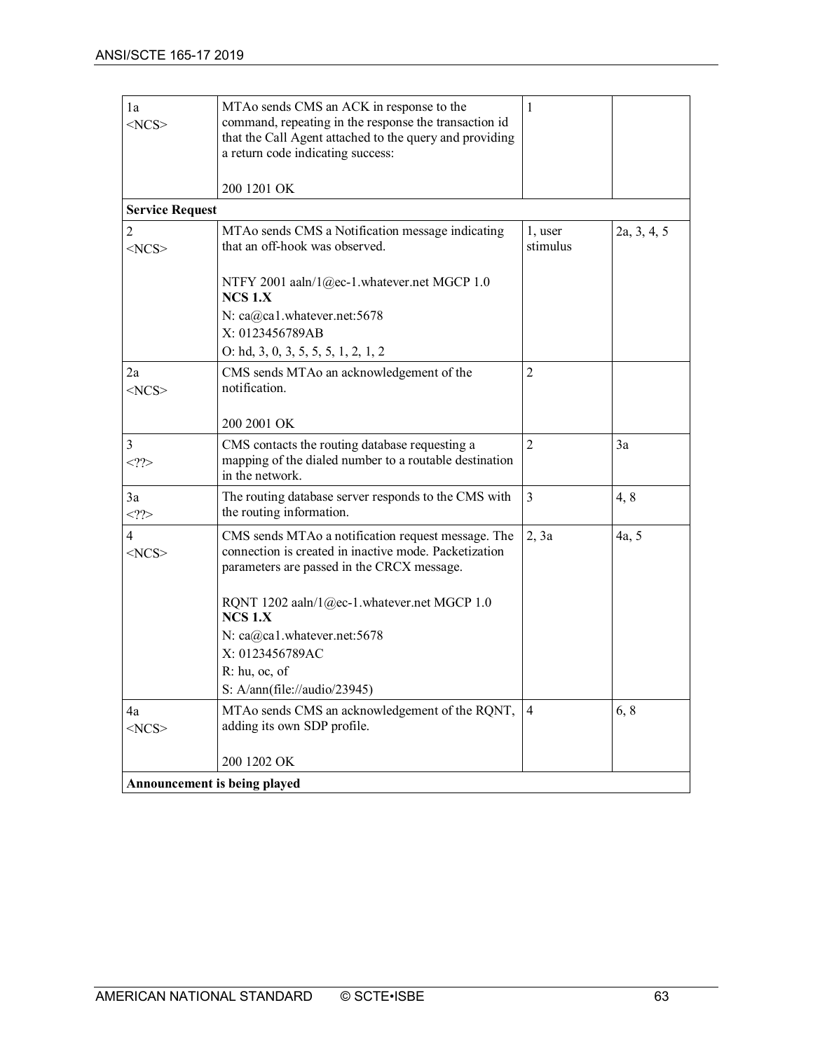| | | | |
|---|---|---|---|
| 1a<br><NCS> | MTAo sends CMS an ACK in response to the command, repeating in the response the transaction id that the Call Agent attached to the query and providing a return code indicating success:<br><br>200 1201 OK | 1 | |
| **Service Request** | | | |
| 2<br><NCS> | MTAo sends CMS a Notification message indicating that an off-hook was observed.<br><br>NTFY 2001 aaln/1@ec-1.whatever.net MGCP 1.0 **NCS 1.X**<br>N: ca@ca1.whatever.net:5678<br>X: 0123456789AB<br>O: hd, 3, 0, 3, 5, 5, 5, 1, 2, 1, 2 | 1, user stimulus | 2a, 3, 4, 5 |
| 2a<br><NCS> | CMS sends MTAo an acknowledgement of the notification.<br><br>200 2001 OK | 2 | |
| 3<br><??> | CMS contacts the routing database requesting a mapping of the dialed number to a routable destination in the network. | 2 | 3a |
| 3a<br><??> | The routing database server responds to the CMS with the routing information. | 3 | 4, 8 |
| 4<br><NCS> | CMS sends MTAo a notification request message. The connection is created in inactive mode. Packetization parameters are passed in the CRCX message.<br><br>RQNT 1202 aaln/1@ec-1.whatever.net MGCP 1.0 **NCS 1.X**<br>N: ca@ca1.whatever.net:5678<br>X: 0123456789AC<br>R: hu, oc, of<br>S: A/ann(file://audio/23945) | 2, 3a | 4a, 5 |
| 4a<br><NCS> | MTAo sends CMS an acknowledgement of the RQNT, adding its own SDP profile.<br><br>200 1202 OK | 4 | 6, 8 |
| **Announcement is being played** | | | |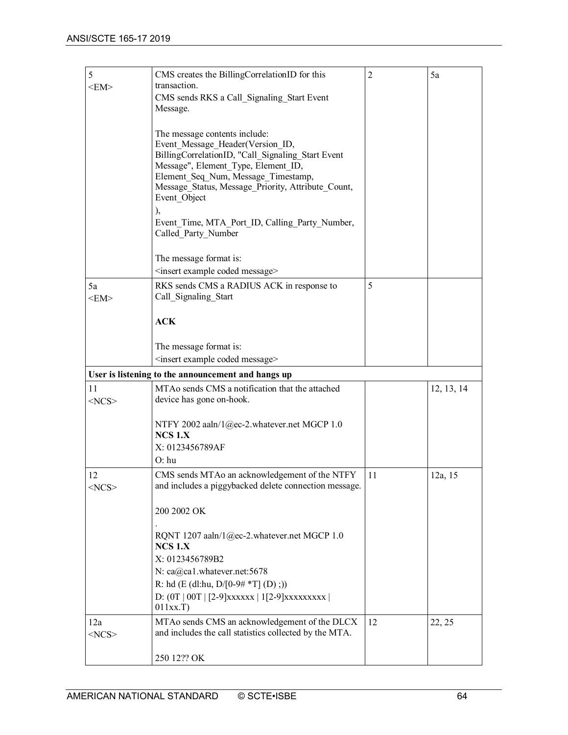| | | | |
|---|---|---|---|
| 5<br><EM> | CMS creates the BillingCorrelationID for this transaction.<br>CMS sends RKS a Call_Signaling_Start Event Message.<br><br>The message contents include:<br>Event_Message_Header(Version_ID, BillingCorrelationID, "Call_Signaling_Start Event Message", Element_Type, Element_ID, Element_Seq_Num, Message_Timestamp, Message_Status, Message_Priority, Attribute_Count, Event_Object<br>),<br>Event_Time, MTA_Port_ID, Calling_Party_Number, Called_Party_Number<br><br>The message format is:<br><insert example coded message> | 2 | 5a |
| 5a<br><EM> | RKS sends CMS a RADIUS ACK in response to Call_Signaling_Start<br><br>**ACK**<br><br>The message format is:<br><insert example coded message> | 5 | |
| **User is listening to the announcement and hangs up** | | | |
| 11<br><NCS> | MTAo sends CMS a notification that the attached device has gone on-hook.<br><br>NTFY 2002 aaln/1@ec-2.whatever.net MGCP 1.0 **NCS 1.X**<br>X: 0123456789AF<br>O: hu | | 12, 13, 14 |
| 12<br><NCS> | CMS sends MTAo an acknowledgement of the NTFY and includes a piggybacked delete connection message.<br><br>200 2002 OK<br>.<br>RQNT 1207 aaln/1@ec-2.whatever.net MGCP 1.0 **NCS 1.X**<br>X: 0123456789B2<br>N: ca@ca1.whatever.net:5678<br>R: hd (E (dl:hu, D/[0-9# *T] (D) ;))<br>D: (0T \| 00T \| [2-9]xxxxxx \| 1[2-9]xxxxxxxxx \| 011xx.T) | 11 | 12a, 15 |
| 12a<br><NCS> | MTAo sends CMS an acknowledgement of the DLCX and includes the call statistics collected by the MTA.<br><br>250 12?? OK | 12 | 22, 25 |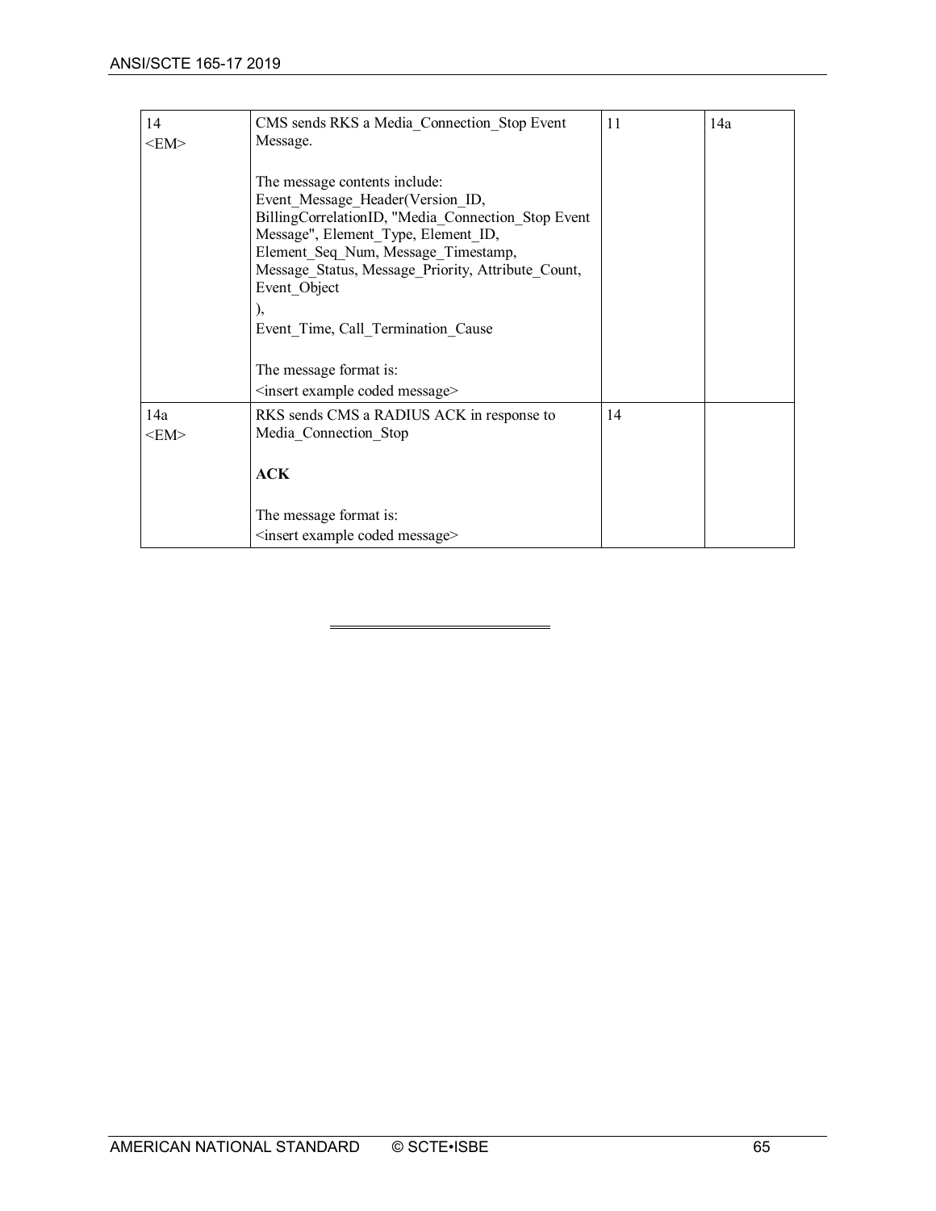| | | | |
|---|---|---|---|
| 14<br><EM> | CMS sends RKS a Media_Connection_Stop Event Message.<br><br>The message contents include:<br>Event_Message_Header(Version_ID, BillingCorrelationID, "Media_Connection_Stop Event Message", Element_Type, Element_ID, Element_Seq_Num, Message_Timestamp, Message_Status, Message_Priority, Attribute_Count, Event_Object<br>),<br>Event_Time, Call_Termination_Cause<br><br>The message format is:<br><insert example coded message> | 11 | 14a |
| 14a<br><EM> | RKS sends CMS a RADIUS ACK in response to Media_Connection_Stop<br><br>**ACK**<br><br>The message format is:<br><insert example coded message> | 14 | |